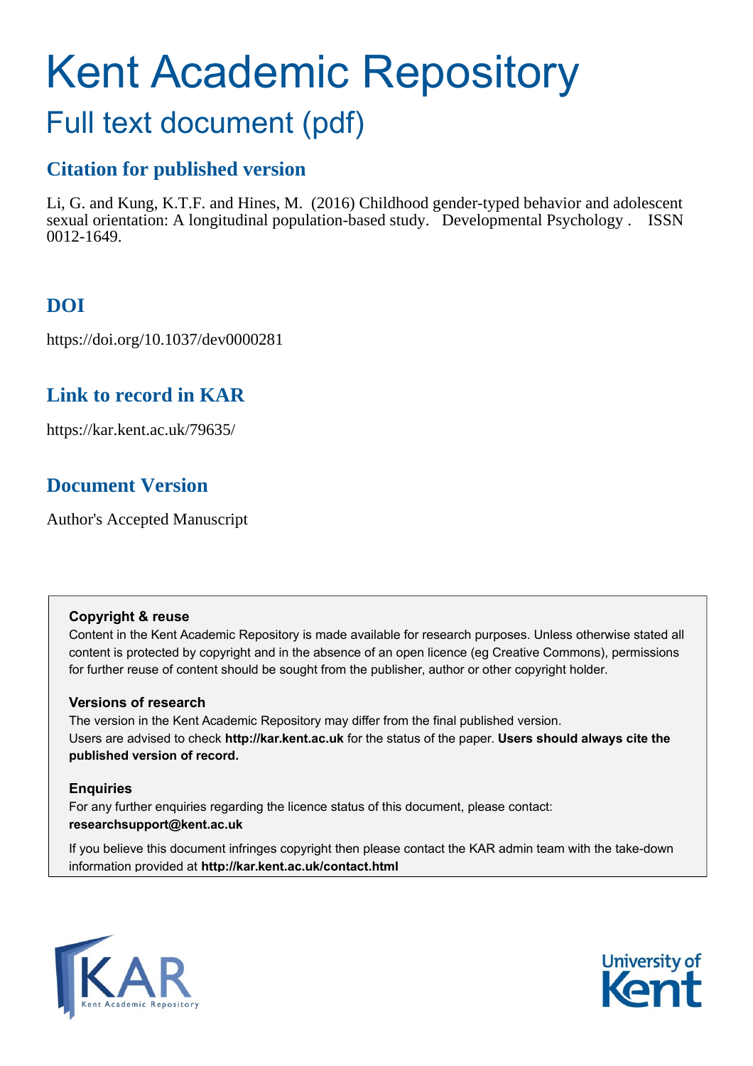# Kent Academic Repository

## Full text document (pdf)

### Citation for published version

Li, G. and Kung, K.T.F. and Hines, M. (2016) Childhood gender-typed behavior and adolescent sexual orientation: A longitudinal population-based study. Developmental Psychology . ISSN 0012-1649.

### DOI

https://doi.org/10.1037/dev0000281

### Link to record in KAR

https://kar.kent.ac.uk/79635/

### Document Version

Author's Accepted Manuscript

**Copyright & reuse**

Content in the Kent Academic Repository is made available for research purposes. Unless otherwise stated all content is protected by copyright and in the absence of an open licence (eg Creative Commons), permissions for further reuse of content should be sought from the publisher, author or other copyright holder.

**Versions of research**

The version in the Kent Academic Repository may differ from the final published version. Users are advised to check **http://kar.kent.ac.uk** for the status of the paper. **Users should always cite the published version of record.**

**Enquiries**

For any further enquiries regarding the licence status of this document, please contact: **researchsupport@kent.ac.uk**

If you believe this document infringes copyright then please contact the KAR admin team with the take-down information provided at **http://kar.kent.ac.uk/contact.html**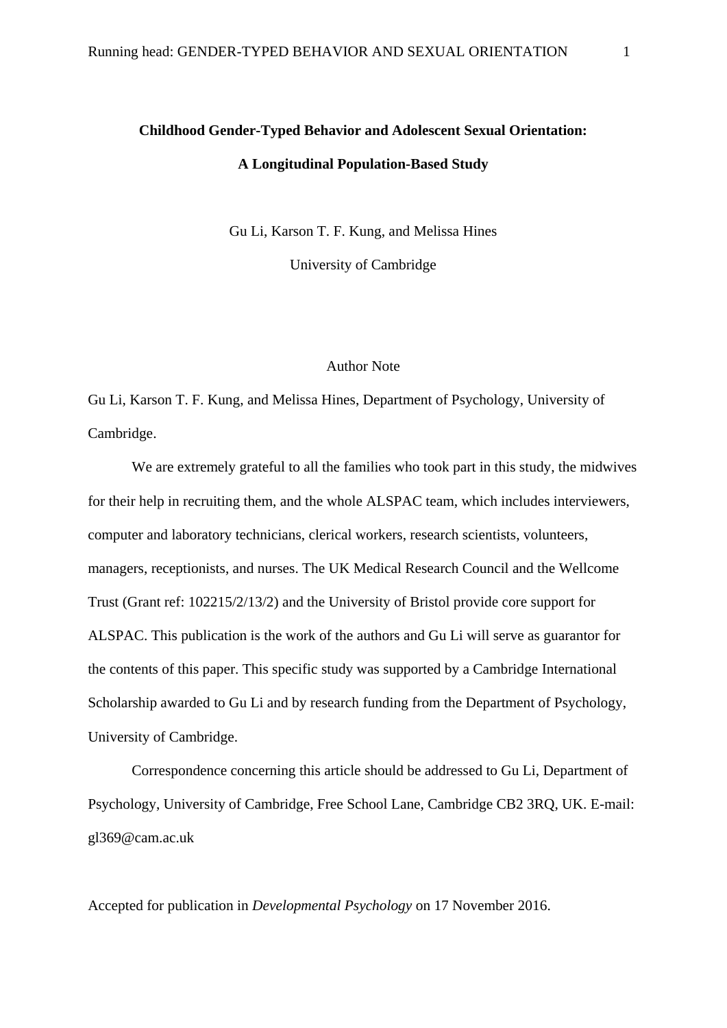**Childhood Gender-Typed Behavior and Adolescent Sexual Orientation:**

**A Longitudinal Population-Based Study**

Gu Li, Karson T. F. Kung, and Melissa Hines

University of Cambridge

Author Note

Gu Li, Karson T. F. Kung, and Melissa Hines, Department of Psychology, University of Cambridge.

We are extremely grateful to all the families who took part in this study, the midwives for their help in recruiting them, and the whole ALSPAC team, which includes interviewers, computer and laboratory technicians, clerical workers, research scientists, volunteers, managers, receptionists, and nurses. The UK Medical Research Council and the Wellcome Trust (Grant ref: 102215/2/13/2) and the University of Bristol provide core support for ALSPAC. This publication is the work of the authors and Gu Li will serve as guarantor for the contents of this paper. This specific study was supported by a Cambridge International Scholarship awarded to Gu Li and by research funding from the Department of Psychology, University of Cambridge.

Correspondence concerning this article should be addressed to Gu Li, Department of Psychology, University of Cambridge, Free School Lane, Cambridge CB2 3RQ, UK. E-mail: gl369@cam.ac.uk

Accepted for publication in *Developmental Psychology* on 17 November 2016.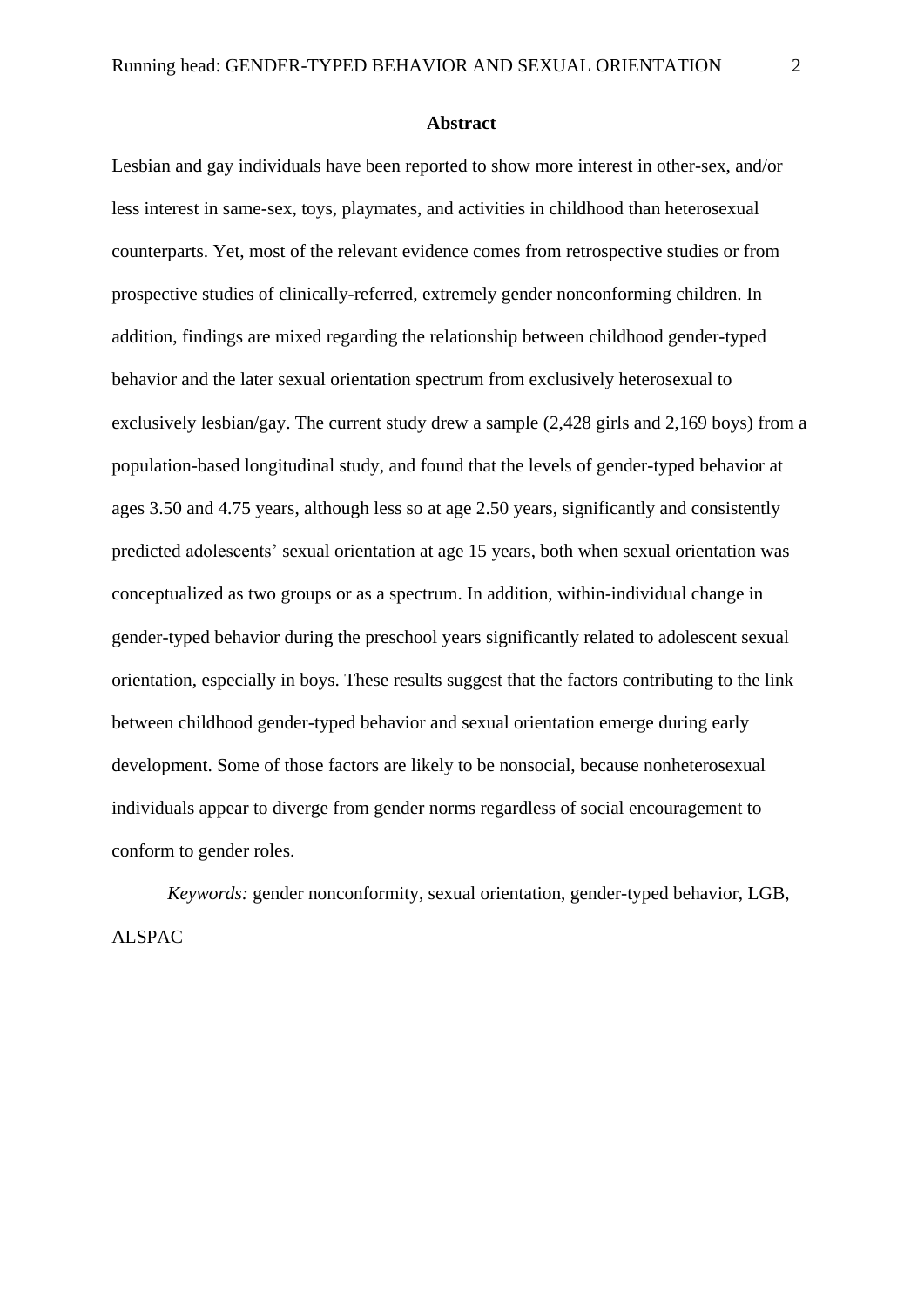## Abstract

Lesbian and gay individuals have been reported to show more interest in other-sex, and/or less interest in same-sex, toys, playmates, and activities in childhood than heterosexual counterparts. Yet, most of the relevant evidence comes from retrospective studies or from prospective studies of clinically-referred, extremely gender nonconforming children. In addition, findings are mixed regarding the relationship between childhood gender-typed behavior and the later sexual orientation spectrum from exclusively heterosexual to exclusively lesbian/gay. The current study drew a sample (2,428 girls and 2,169 boys) from a population-based longitudinal study, and found that the levels of gender-typed behavior at ages 3.50 and 4.75 years, although less so at age 2.50 years, significantly and consistently predicted adolescents' sexual orientation at age 15 years, both when sexual orientation was conceptualized as two groups or as a spectrum. In addition, within-individual change in gender-typed behavior during the preschool years significantly related to adolescent sexual orientation, especially in boys. These results suggest that the factors contributing to the link between childhood gender-typed behavior and sexual orientation emerge during early development. Some of those factors are likely to be nonsocial, because nonheterosexual individuals appear to diverge from gender norms regardless of social encouragement to conform to gender roles.

*Keywords:* gender nonconformity, sexual orientation, gender-typed behavior, LGB, ALSPAC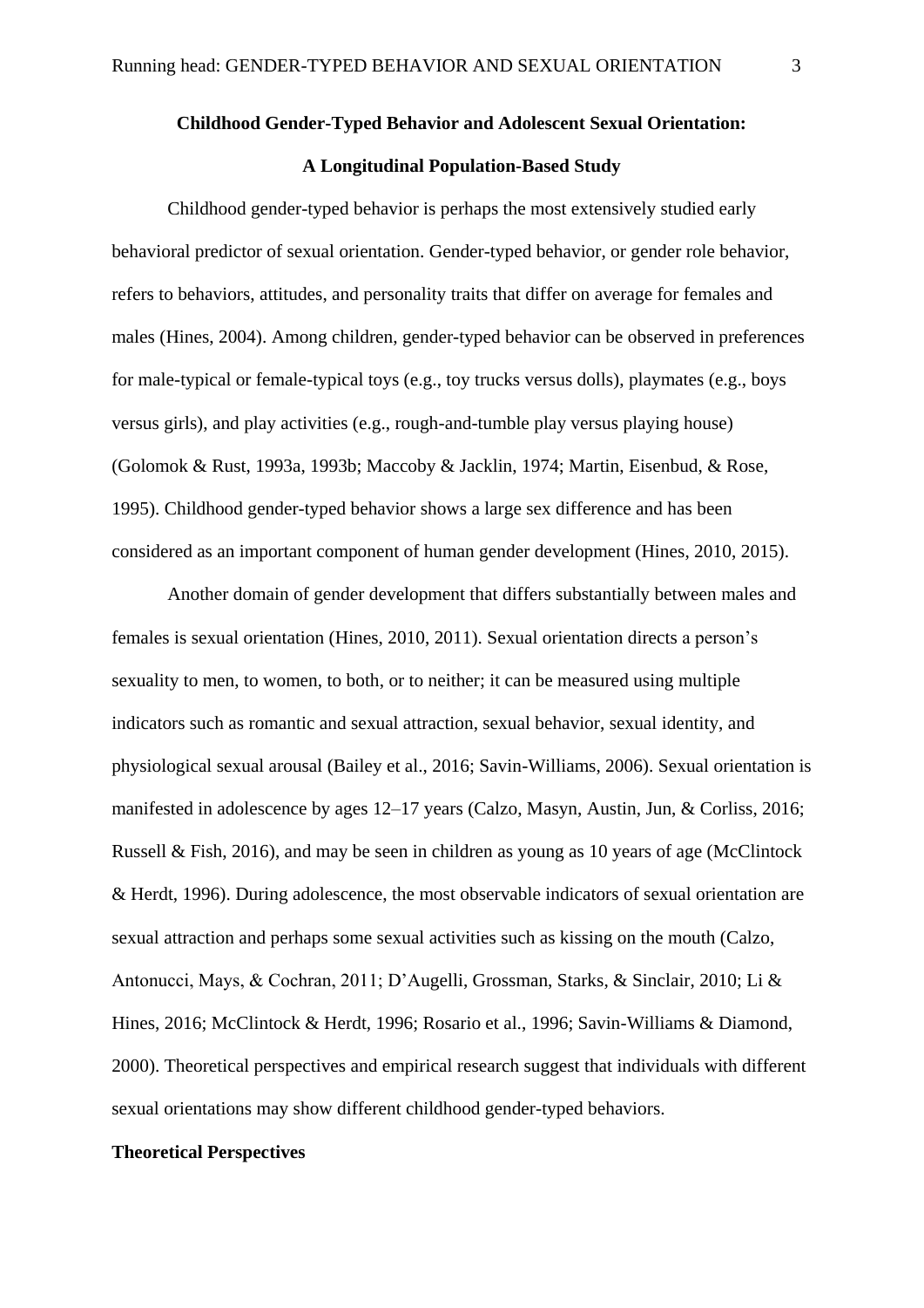**Childhood Gender-Typed Behavior and Adolescent Sexual Orientation:**

**A Longitudinal Population-Based Study**

Childhood gender-typed behavior is perhaps the most extensively studied early behavioral predictor of sexual orientation. Gender-typed behavior, or gender role behavior, refers to behaviors, attitudes, and personality traits that differ on average for females and males (Hines, 2004). Among children, gender-typed behavior can be observed in preferences for male-typical or female-typical toys (e.g., toy trucks versus dolls), playmates (e.g., boys versus girls), and play activities (e.g., rough-and-tumble play versus playing house) (Golomok & Rust, 1993a, 1993b; Maccoby & Jacklin, 1974; Martin, Eisenbud, & Rose, 1995). Childhood gender-typed behavior shows a large sex difference and has been considered as an important component of human gender development (Hines, 2010, 2015).

Another domain of gender development that differs substantially between males and females is sexual orientation (Hines, 2010, 2011). Sexual orientation directs a person's sexuality to men, to women, to both, or to neither; it can be measured using multiple indicators such as romantic and sexual attraction, sexual behavior, sexual identity, and physiological sexual arousal (Bailey et al., 2016; Savin-Williams, 2006). Sexual orientation is manifested in adolescence by ages 12–17 years (Calzo, Masyn, Austin, Jun, & Corliss, 2016; Russell & Fish, 2016), and may be seen in children as young as 10 years of age (McClintock & Herdt, 1996). During adolescence, the most observable indicators of sexual orientation are sexual attraction and perhaps some sexual activities such as kissing on the mouth (Calzo, Antonucci, Mays, & Cochran, 2011; D'Augelli, Grossman, Starks, & Sinclair, 2010; Li & Hines, 2016; McClintock & Herdt, 1996; Rosario et al., 1996; Savin-Williams & Diamond, 2000). Theoretical perspectives and empirical research suggest that individuals with different sexual orientations may show different childhood gender-typed behaviors.

**Theoretical Perspectives**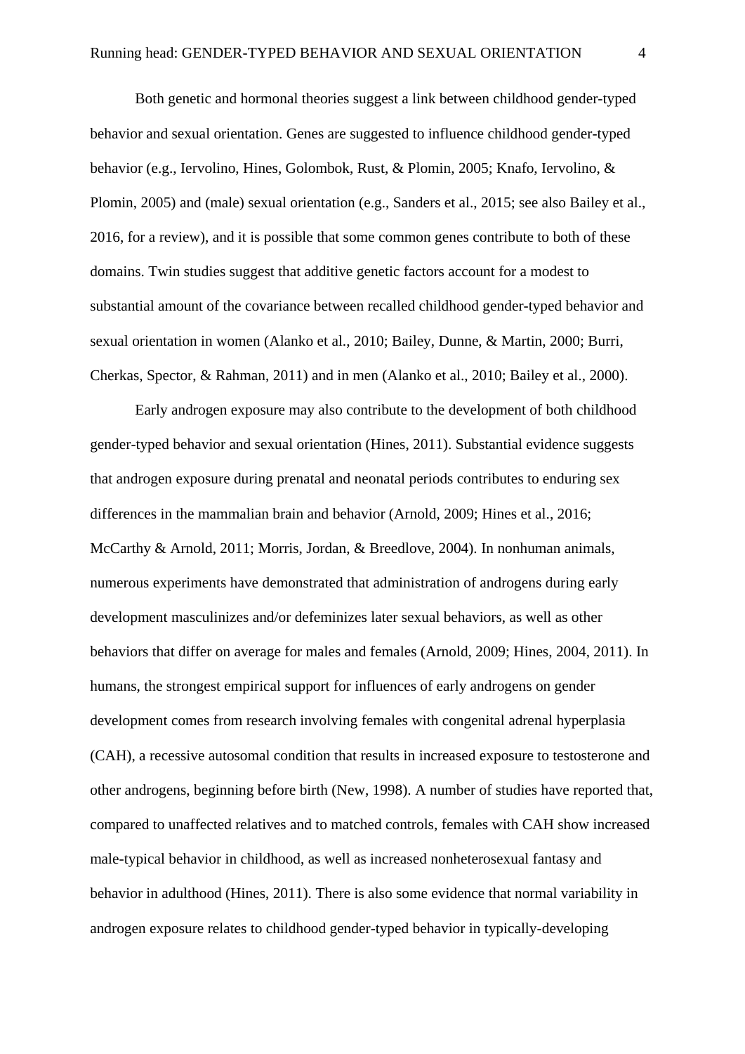Both genetic and hormonal theories suggest a link between childhood gender-typed behavior and sexual orientation. Genes are suggested to influence childhood gender-typed behavior (e.g., Iervolino, Hines, Golombok, Rust, & Plomin, 2005; Knafo, Iervolino, & Plomin, 2005) and (male) sexual orientation (e.g., Sanders et al., 2015; see also Bailey et al., 2016, for a review), and it is possible that some common genes contribute to both of these domains. Twin studies suggest that additive genetic factors account for a modest to substantial amount of the covariance between recalled childhood gender-typed behavior and sexual orientation in women (Alanko et al., 2010; Bailey, Dunne, & Martin, 2000; Burri, Cherkas, Spector, & Rahman, 2011) and in men (Alanko et al., 2010; Bailey et al., 2000).

Early androgen exposure may also contribute to the development of both childhood gender-typed behavior and sexual orientation (Hines, 2011). Substantial evidence suggests that androgen exposure during prenatal and neonatal periods contributes to enduring sex differences in the mammalian brain and behavior (Arnold, 2009; Hines et al., 2016; McCarthy & Arnold, 2011; Morris, Jordan, & Breedlove, 2004). In nonhuman animals, numerous experiments have demonstrated that administration of androgens during early development masculinizes and/or defeminizes later sexual behaviors, as well as other behaviors that differ on average for males and females (Arnold, 2009; Hines, 2004, 2011). In humans, the strongest empirical support for influences of early androgens on gender development comes from research involving females with congenital adrenal hyperplasia (CAH), a recessive autosomal condition that results in increased exposure to testosterone and other androgens, beginning before birth (New, 1998). A number of studies have reported that, compared to unaffected relatives and to matched controls, females with CAH show increased male-typical behavior in childhood, as well as increased nonheterosexual fantasy and behavior in adulthood (Hines, 2011). There is also some evidence that normal variability in androgen exposure relates to childhood gender-typed behavior in typically-developing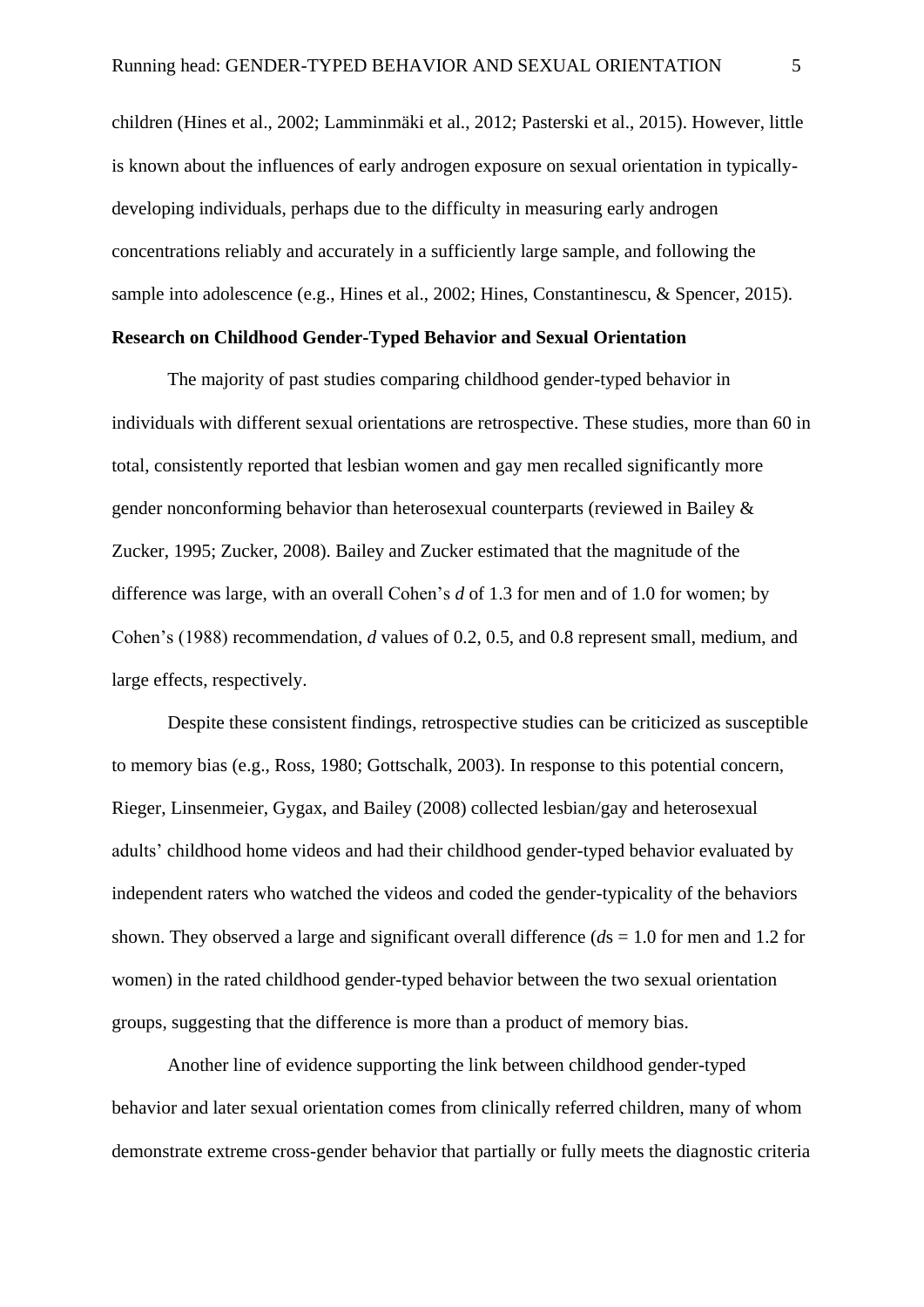children (Hines et al., 2002; Lamminmäki et al., 2012; Pasterski et al., 2015). However, little is known about the influences of early androgen exposure on sexual orientation in typically-developing individuals, perhaps due to the difficulty in measuring early androgen concentrations reliably and accurately in a sufficiently large sample, and following the sample into adolescence (e.g., Hines et al., 2002; Hines, Constantinescu, & Spencer, 2015).

**Research on Childhood Gender-Typed Behavior and Sexual Orientation**

The majority of past studies comparing childhood gender-typed behavior in individuals with different sexual orientations are retrospective. These studies, more than 60 in total, consistently reported that lesbian women and gay men recalled significantly more gender nonconforming behavior than heterosexual counterparts (reviewed in Bailey & Zucker, 1995; Zucker, 2008). Bailey and Zucker estimated that the magnitude of the difference was large, with an overall Cohen's *d* of 1.3 for men and of 1.0 for women; by Cohen's (1988) recommendation, *d* values of 0.2, 0.5, and 0.8 represent small, medium, and large effects, respectively.

Despite these consistent findings, retrospective studies can be criticized as susceptible to memory bias (e.g., Ross, 1980; Gottschalk, 2003). In response to this potential concern, Rieger, Linsenmeier, Gygax, and Bailey (2008) collected lesbian/gay and heterosexual adults' childhood home videos and had their childhood gender-typed behavior evaluated by independent raters who watched the videos and coded the gender-typicality of the behaviors shown. They observed a large and significant overall difference (*d*s = 1.0 for men and 1.2 for women) in the rated childhood gender-typed behavior between the two sexual orientation groups, suggesting that the difference is more than a product of memory bias.

Another line of evidence supporting the link between childhood gender-typed behavior and later sexual orientation comes from clinically referred children, many of whom demonstrate extreme cross-gender behavior that partially or fully meets the diagnostic criteria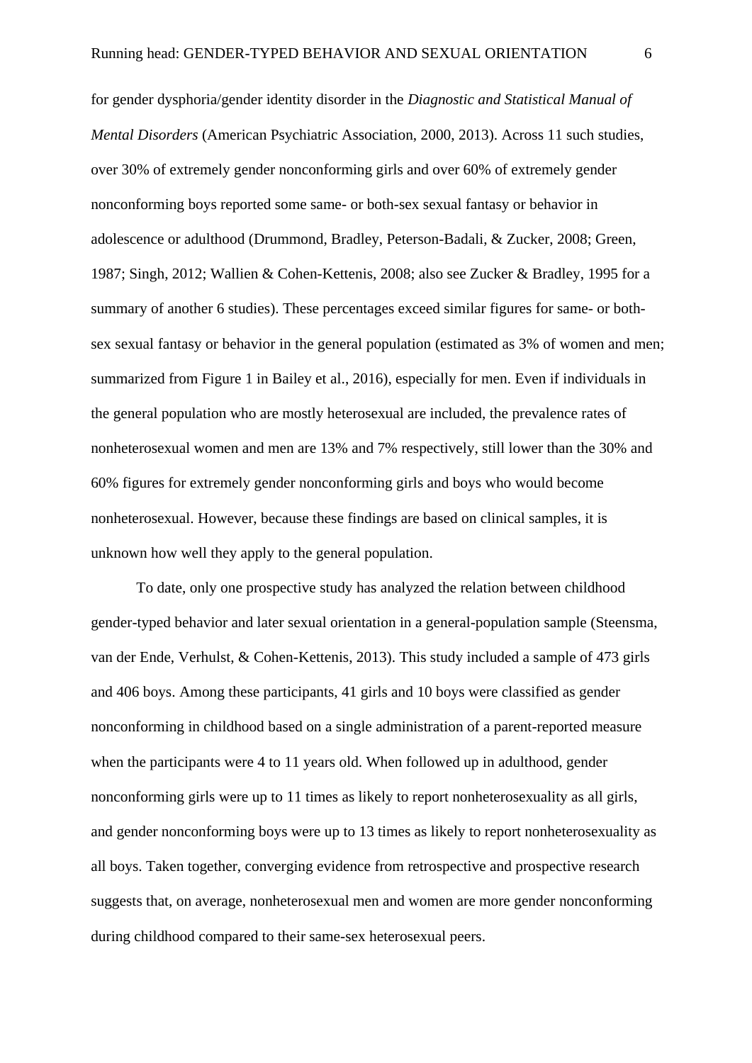for gender dysphoria/gender identity disorder in the *Diagnostic and Statistical Manual of Mental Disorders* (American Psychiatric Association, 2000, 2013). Across 11 such studies, over 30% of extremely gender nonconforming girls and over 60% of extremely gender nonconforming boys reported some same- or both-sex sexual fantasy or behavior in adolescence or adulthood (Drummond, Bradley, Peterson-Badali, & Zucker, 2008; Green, 1987; Singh, 2012; Wallien & Cohen-Kettenis, 2008; also see Zucker & Bradley, 1995 for a summary of another 6 studies). These percentages exceed similar figures for same- or both-sex sexual fantasy or behavior in the general population (estimated as 3% of women and men; summarized from Figure 1 in Bailey et al., 2016), especially for men. Even if individuals in the general population who are mostly heterosexual are included, the prevalence rates of nonheterosexual women and men are 13% and 7% respectively, still lower than the 30% and 60% figures for extremely gender nonconforming girls and boys who would become nonheterosexual. However, because these findings are based on clinical samples, it is unknown how well they apply to the general population.

To date, only one prospective study has analyzed the relation between childhood gender-typed behavior and later sexual orientation in a general-population sample (Steensma, van der Ende, Verhulst, & Cohen-Kettenis, 2013). This study included a sample of 473 girls and 406 boys. Among these participants, 41 girls and 10 boys were classified as gender nonconforming in childhood based on a single administration of a parent-reported measure when the participants were 4 to 11 years old. When followed up in adulthood, gender nonconforming girls were up to 11 times as likely to report nonheterosexuality as all girls, and gender nonconforming boys were up to 13 times as likely to report nonheterosexuality as all boys. Taken together, converging evidence from retrospective and prospective research suggests that, on average, nonheterosexual men and women are more gender nonconforming during childhood compared to their same-sex heterosexual peers.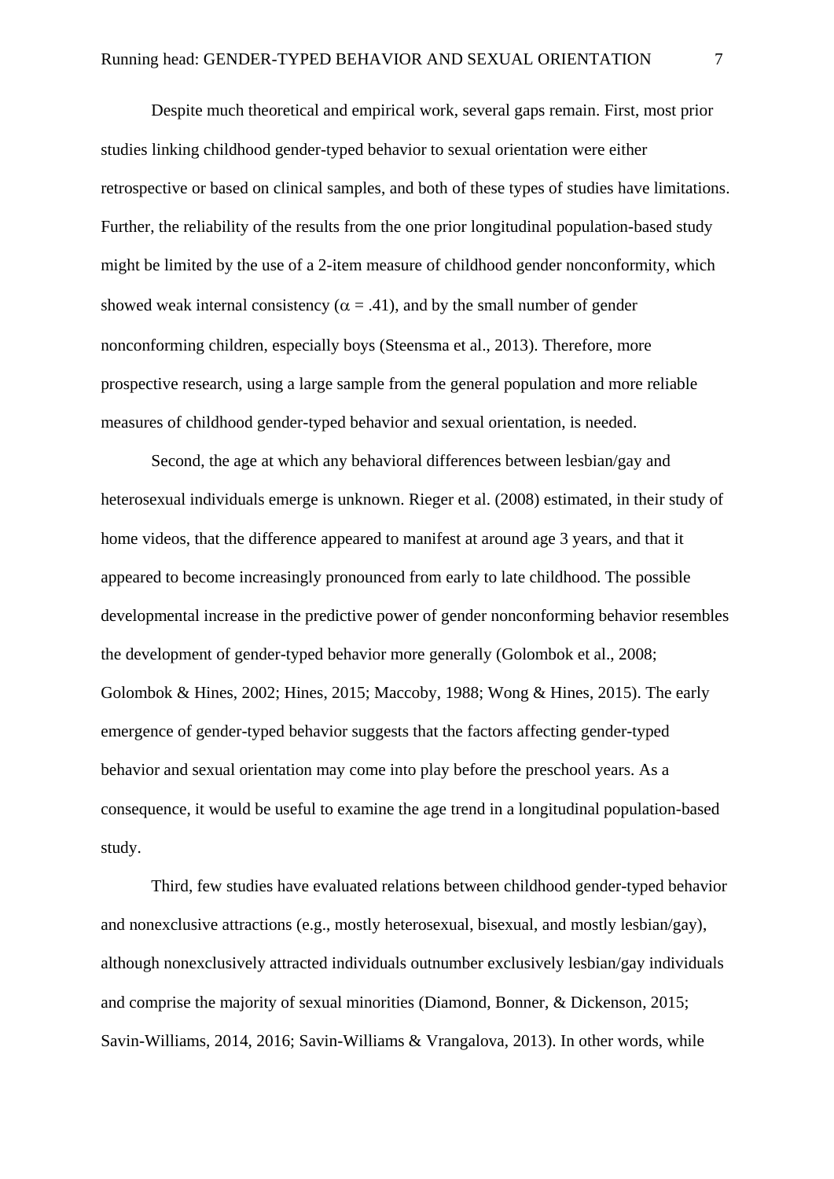Despite much theoretical and empirical work, several gaps remain. First, most prior studies linking childhood gender-typed behavior to sexual orientation were either retrospective or based on clinical samples, and both of these types of studies have limitations. Further, the reliability of the results from the one prior longitudinal population-based study might be limited by the use of a 2-item measure of childhood gender nonconformity, which showed weak internal consistency ($\alpha = .41$), and by the small number of gender nonconforming children, especially boys (Steensma et al., 2013). Therefore, more prospective research, using a large sample from the general population and more reliable measures of childhood gender-typed behavior and sexual orientation, is needed.

Second, the age at which any behavioral differences between lesbian/gay and heterosexual individuals emerge is unknown. Rieger et al. (2008) estimated, in their study of home videos, that the difference appeared to manifest at around age 3 years, and that it appeared to become increasingly pronounced from early to late childhood. The possible developmental increase in the predictive power of gender nonconforming behavior resembles the development of gender-typed behavior more generally (Golombok et al., 2008; Golombok & Hines, 2002; Hines, 2015; Maccoby, 1988; Wong & Hines, 2015). The early emergence of gender-typed behavior suggests that the factors affecting gender-typed behavior and sexual orientation may come into play before the preschool years. As a consequence, it would be useful to examine the age trend in a longitudinal population-based study.

Third, few studies have evaluated relations between childhood gender-typed behavior and nonexclusive attractions (e.g., mostly heterosexual, bisexual, and mostly lesbian/gay), although nonexclusively attracted individuals outnumber exclusively lesbian/gay individuals and comprise the majority of sexual minorities (Diamond, Bonner, & Dickenson, 2015; Savin-Williams, 2014, 2016; Savin-Williams & Vrangalova, 2013). In other words, while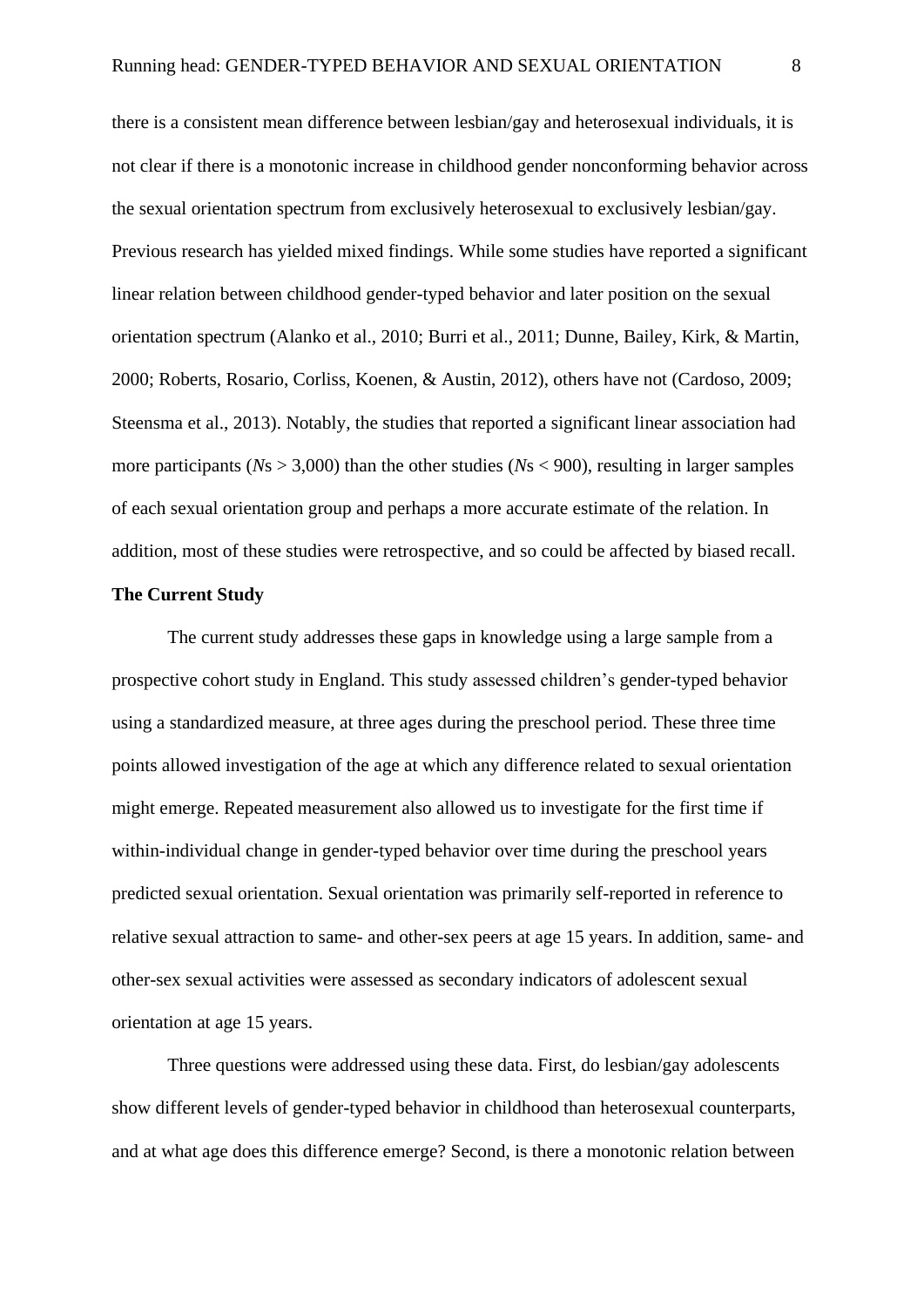there is a consistent mean difference between lesbian/gay and heterosexual individuals, it is not clear if there is a monotonic increase in childhood gender nonconforming behavior across the sexual orientation spectrum from exclusively heterosexual to exclusively lesbian/gay. Previous research has yielded mixed findings. While some studies have reported a significant linear relation between childhood gender-typed behavior and later position on the sexual orientation spectrum (Alanko et al., 2010; Burri et al., 2011; Dunne, Bailey, Kirk, & Martin, 2000; Roberts, Rosario, Corliss, Koenen, & Austin, 2012), others have not (Cardoso, 2009; Steensma et al., 2013). Notably, the studies that reported a significant linear association had more participants (*N*s > 3,000) than the other studies (*N*s < 900), resulting in larger samples of each sexual orientation group and perhaps a more accurate estimate of the relation. In addition, most of these studies were retrospective, and so could be affected by biased recall.

**The Current Study**

The current study addresses these gaps in knowledge using a large sample from a prospective cohort study in England. This study assessed children's gender-typed behavior using a standardized measure, at three ages during the preschool period. These three time points allowed investigation of the age at which any difference related to sexual orientation might emerge. Repeated measurement also allowed us to investigate for the first time if within-individual change in gender-typed behavior over time during the preschool years predicted sexual orientation. Sexual orientation was primarily self-reported in reference to relative sexual attraction to same- and other-sex peers at age 15 years. In addition, same- and other-sex sexual activities were assessed as secondary indicators of adolescent sexual orientation at age 15 years.

Three questions were addressed using these data. First, do lesbian/gay adolescents show different levels of gender-typed behavior in childhood than heterosexual counterparts, and at what age does this difference emerge? Second, is there a monotonic relation between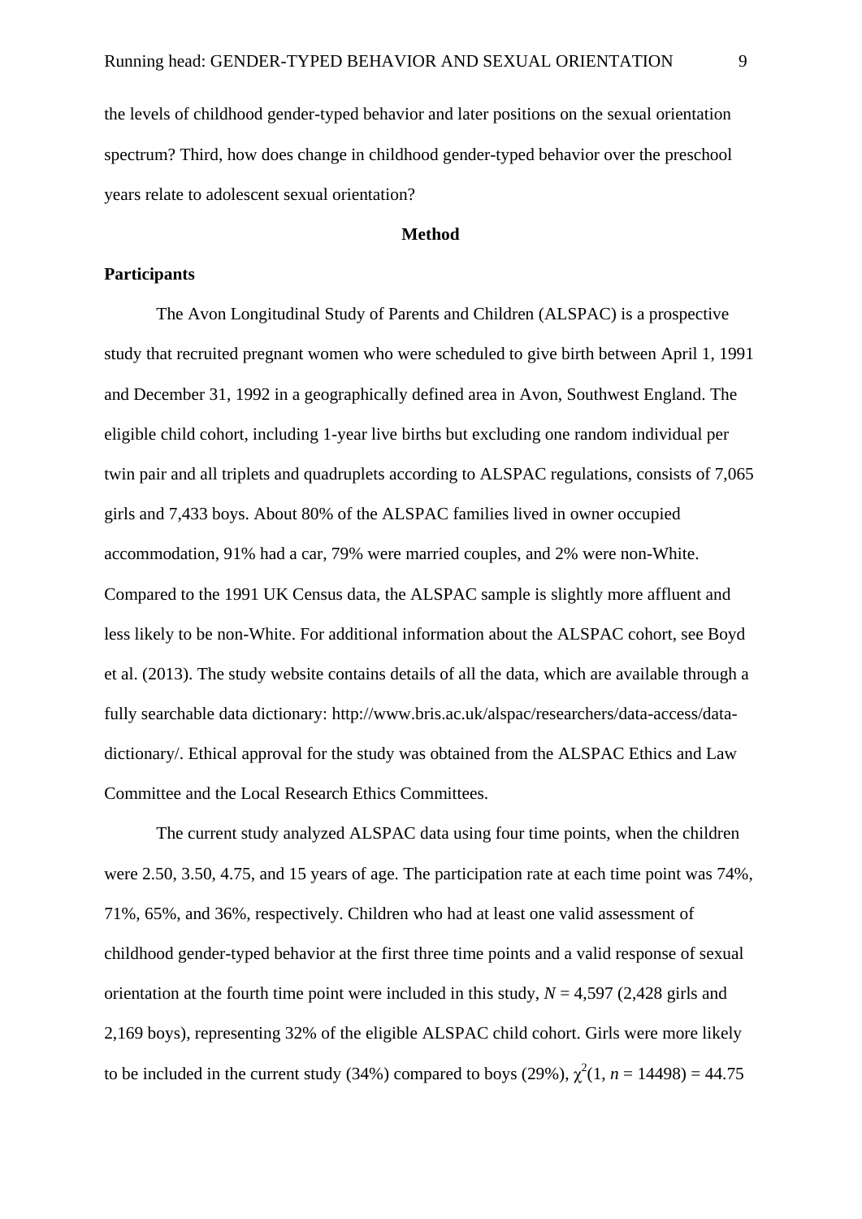the levels of childhood gender-typed behavior and later positions on the sexual orientation spectrum? Third, how does change in childhood gender-typed behavior over the preschool years relate to adolescent sexual orientation?

## Method

### Participants

The Avon Longitudinal Study of Parents and Children (ALSPAC) is a prospective study that recruited pregnant women who were scheduled to give birth between April 1, 1991 and December 31, 1992 in a geographically defined area in Avon, Southwest England. The eligible child cohort, including 1-year live births but excluding one random individual per twin pair and all triplets and quadruplets according to ALSPAC regulations, consists of 7,065 girls and 7,433 boys. About 80% of the ALSPAC families lived in owner occupied accommodation, 91% had a car, 79% were married couples, and 2% were non-White. Compared to the 1991 UK Census data, the ALSPAC sample is slightly more affluent and less likely to be non-White. For additional information about the ALSPAC cohort, see Boyd et al. (2013). The study website contains details of all the data, which are available through a fully searchable data dictionary: http://www.bris.ac.uk/alspac/researchers/data-access/data-dictionary/. Ethical approval for the study was obtained from the ALSPAC Ethics and Law Committee and the Local Research Ethics Committees.

The current study analyzed ALSPAC data using four time points, when the children were 2.50, 3.50, 4.75, and 15 years of age. The participation rate at each time point was 74%, 71%, 65%, and 36%, respectively. Children who had at least one valid assessment of childhood gender-typed behavior at the first three time points and a valid response of sexual orientation at the fourth time point were included in this study, $N$ = 4,597 (2,428 girls and 2,169 boys), representing 32% of the eligible ALSPAC child cohort. Girls were more likely to be included in the current study (34%) compared to boys (29%), $\chi^2(1, n = 14498) = 44.75$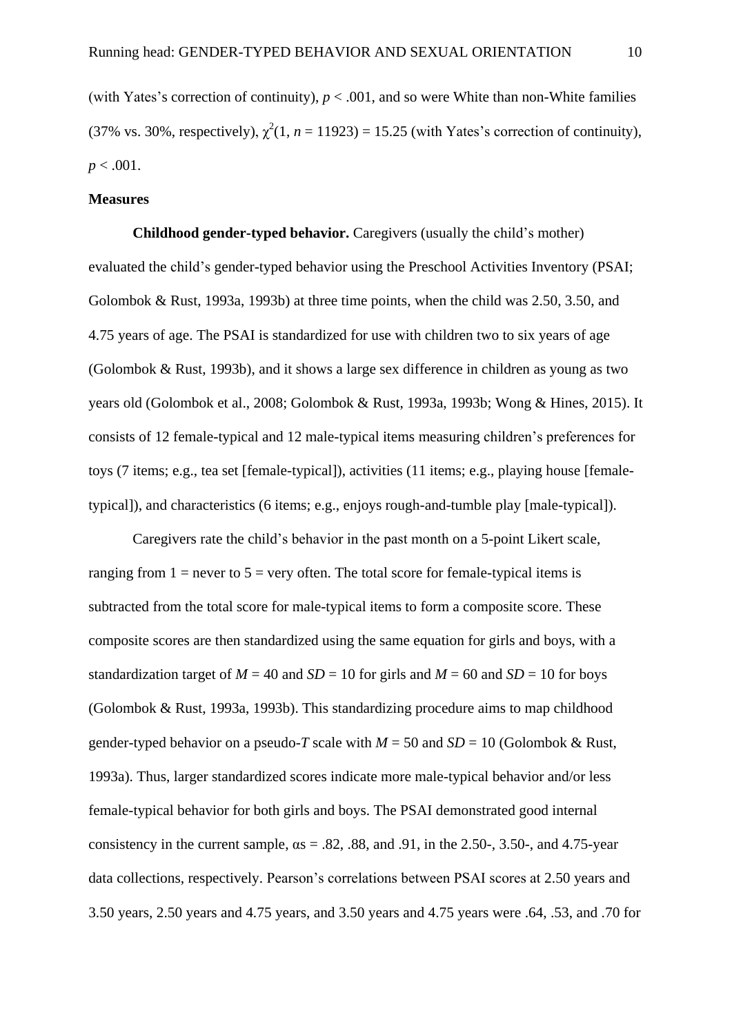(with Yates's correction of continuity), $p < .001$, and so were White than non-White families (37% vs. 30%, respectively), $\chi^2(1, n = 11923) = 15.25$ (with Yates's correction of continuity), $p < .001$.

**Measures**

**Childhood gender-typed behavior.** Caregivers (usually the child's mother) evaluated the child's gender-typed behavior using the Preschool Activities Inventory (PSAI; Golombok & Rust, 1993a, 1993b) at three time points, when the child was 2.50, 3.50, and 4.75 years of age. The PSAI is standardized for use with children two to six years of age (Golombok & Rust, 1993b), and it shows a large sex difference in children as young as two years old (Golombok et al., 2008; Golombok & Rust, 1993a, 1993b; Wong & Hines, 2015). It consists of 12 female-typical and 12 male-typical items measuring children's preferences for toys (7 items; e.g., tea set [female-typical]), activities (11 items; e.g., playing house [female-typical]), and characteristics (6 items; e.g., enjoys rough-and-tumble play [male-typical]).

Caregivers rate the child's behavior in the past month on a 5-point Likert scale, ranging from 1 = never to 5 = very often. The total score for female-typical items is subtracted from the total score for male-typical items to form a composite score. These composite scores are then standardized using the same equation for girls and boys, with a standardization target of $M = 40$ and $SD = 10$ for girls and $M = 60$ and $SD = 10$ for boys (Golombok & Rust, 1993a, 1993b). This standardizing procedure aims to map childhood gender-typed behavior on a pseudo-$T$ scale with $M = 50$ and $SD = 10$ (Golombok & Rust, 1993a). Thus, larger standardized scores indicate more male-typical behavior and/or less female-typical behavior for both girls and boys. The PSAI demonstrated good internal consistency in the current sample, αs = .82, .88, and .91, in the 2.50-, 3.50-, and 4.75-year data collections, respectively. Pearson's correlations between PSAI scores at 2.50 years and 3.50 years, 2.50 years and 4.75 years, and 3.50 years and 4.75 years were .64, .53, and .70 for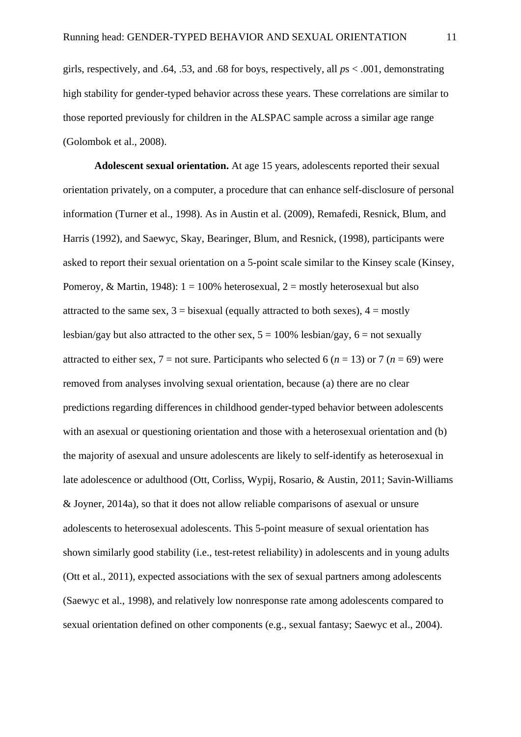girls, respectively, and .64, .53, and .68 for boys, respectively, all *p*s < .001, demonstrating high stability for gender-typed behavior across these years. These correlations are similar to those reported previously for children in the ALSPAC sample across a similar age range (Golombok et al., 2008).

**Adolescent sexual orientation.** At age 15 years, adolescents reported their sexual orientation privately, on a computer, a procedure that can enhance self-disclosure of personal information (Turner et al., 1998). As in Austin et al. (2009), Remafedi, Resnick, Blum, and Harris (1992), and Saewyc, Skay, Bearinger, Blum, and Resnick, (1998), participants were asked to report their sexual orientation on a 5-point scale similar to the Kinsey scale (Kinsey, Pomeroy, & Martin, 1948): 1 = 100% heterosexual, 2 = mostly heterosexual but also attracted to the same sex, 3 = bisexual (equally attracted to both sexes), 4 = mostly lesbian/gay but also attracted to the other sex, 5 = 100% lesbian/gay, 6 = not sexually attracted to either sex, 7 = not sure. Participants who selected 6 ($n$ = 13) or 7 ($n$ = 69) were removed from analyses involving sexual orientation, because (a) there are no clear predictions regarding differences in childhood gender-typed behavior between adolescents with an asexual or questioning orientation and those with a heterosexual orientation and (b) the majority of asexual and unsure adolescents are likely to self-identify as heterosexual in late adolescence or adulthood (Ott, Corliss, Wypij, Rosario, & Austin, 2011; Savin-Williams & Joyner, 2014a), so that it does not allow reliable comparisons of asexual or unsure adolescents to heterosexual adolescents. This 5-point measure of sexual orientation has shown similarly good stability (i.e., test-retest reliability) in adolescents and in young adults (Ott et al., 2011), expected associations with the sex of sexual partners among adolescents (Saewyc et al., 1998), and relatively low nonresponse rate among adolescents compared to sexual orientation defined on other components (e.g., sexual fantasy; Saewyc et al., 2004).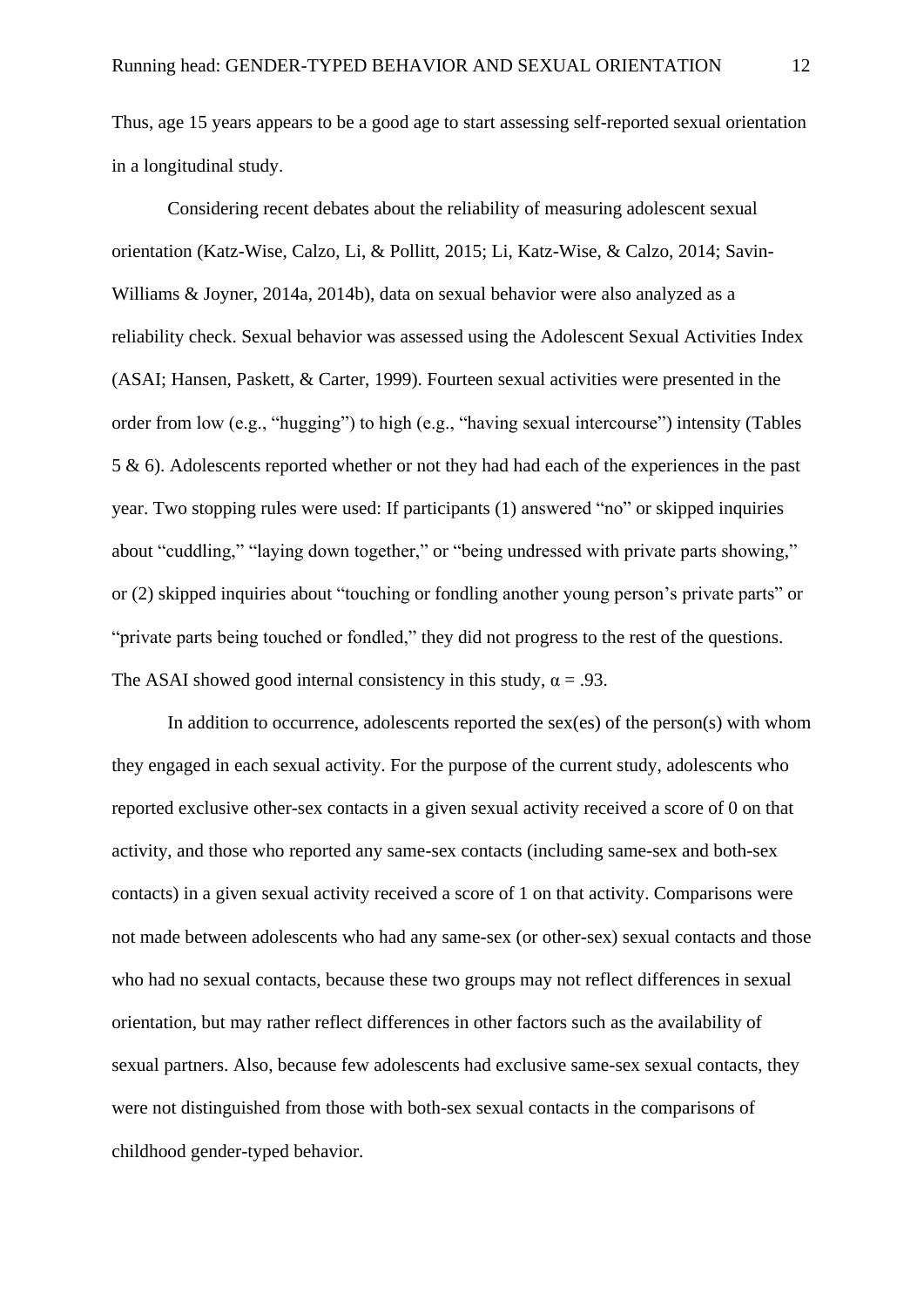Thus, age 15 years appears to be a good age to start assessing self-reported sexual orientation in a longitudinal study.

Considering recent debates about the reliability of measuring adolescent sexual orientation (Katz-Wise, Calzo, Li, & Pollitt, 2015; Li, Katz-Wise, & Calzo, 2014; Savin-Williams & Joyner, 2014a, 2014b), data on sexual behavior were also analyzed as a reliability check. Sexual behavior was assessed using the Adolescent Sexual Activities Index (ASAI; Hansen, Paskett, & Carter, 1999). Fourteen sexual activities were presented in the order from low (e.g., "hugging") to high (e.g., "having sexual intercourse") intensity (Tables 5 & 6). Adolescents reported whether or not they had had each of the experiences in the past year. Two stopping rules were used: If participants (1) answered "no" or skipped inquiries about "cuddling," "laying down together," or "being undressed with private parts showing," or (2) skipped inquiries about "touching or fondling another young person's private parts" or "private parts being touched or fondled," they did not progress to the rest of the questions. The ASAI showed good internal consistency in this study, $\alpha = .93$.

In addition to occurrence, adolescents reported the sex(es) of the person(s) with whom they engaged in each sexual activity. For the purpose of the current study, adolescents who reported exclusive other-sex contacts in a given sexual activity received a score of 0 on that activity, and those who reported any same-sex contacts (including same-sex and both-sex contacts) in a given sexual activity received a score of 1 on that activity. Comparisons were not made between adolescents who had any same-sex (or other-sex) sexual contacts and those who had no sexual contacts, because these two groups may not reflect differences in sexual orientation, but may rather reflect differences in other factors such as the availability of sexual partners. Also, because few adolescents had exclusive same-sex sexual contacts, they were not distinguished from those with both-sex sexual contacts in the comparisons of childhood gender-typed behavior.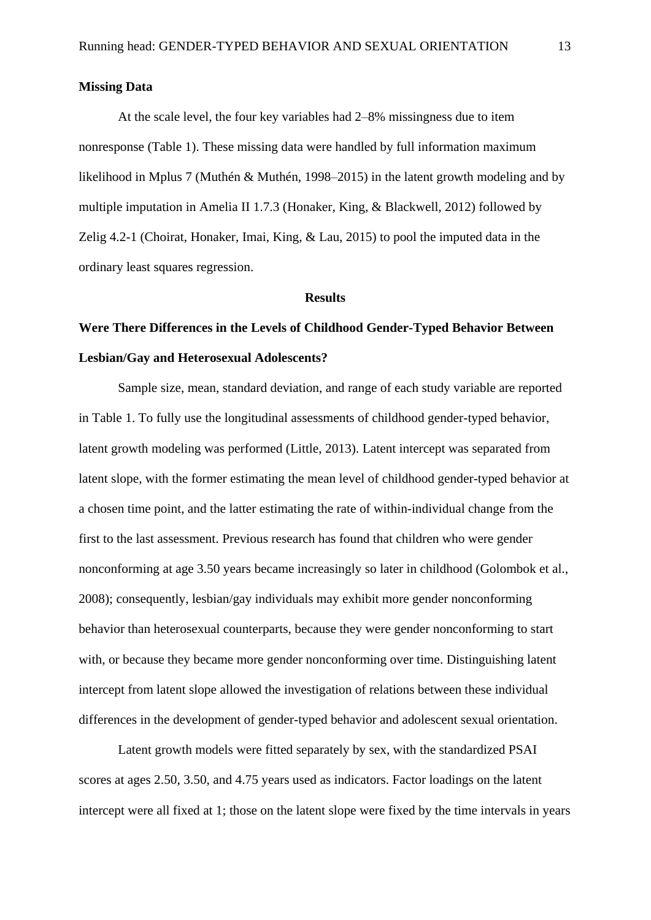**Missing Data**

At the scale level, the four key variables had 2–8% missingness due to item nonresponse (Table 1). These missing data were handled by full information maximum likelihood in Mplus 7 (Muthén & Muthén, 1998–2015) in the latent growth modeling and by multiple imputation in Amelia II 1.7.3 (Honaker, King, & Blackwell, 2012) followed by Zelig 4.2-1 (Choirat, Honaker, Imai, King, & Lau, 2015) to pool the imputed data in the ordinary least squares regression.

## Results

**Were There Differences in the Levels of Childhood Gender-Typed Behavior Between Lesbian/Gay and Heterosexual Adolescents?**

Sample size, mean, standard deviation, and range of each study variable are reported in Table 1. To fully use the longitudinal assessments of childhood gender-typed behavior, latent growth modeling was performed (Little, 2013). Latent intercept was separated from latent slope, with the former estimating the mean level of childhood gender-typed behavior at a chosen time point, and the latter estimating the rate of within-individual change from the first to the last assessment. Previous research has found that children who were gender nonconforming at age 3.50 years became increasingly so later in childhood (Golombok et al., 2008); consequently, lesbian/gay individuals may exhibit more gender nonconforming behavior than heterosexual counterparts, because they were gender nonconforming to start with, or because they became more gender nonconforming over time. Distinguishing latent intercept from latent slope allowed the investigation of relations between these individual differences in the development of gender-typed behavior and adolescent sexual orientation.

Latent growth models were fitted separately by sex, with the standardized PSAI scores at ages 2.50, 3.50, and 4.75 years used as indicators. Factor loadings on the latent intercept were all fixed at 1; those on the latent slope were fixed by the time intervals in years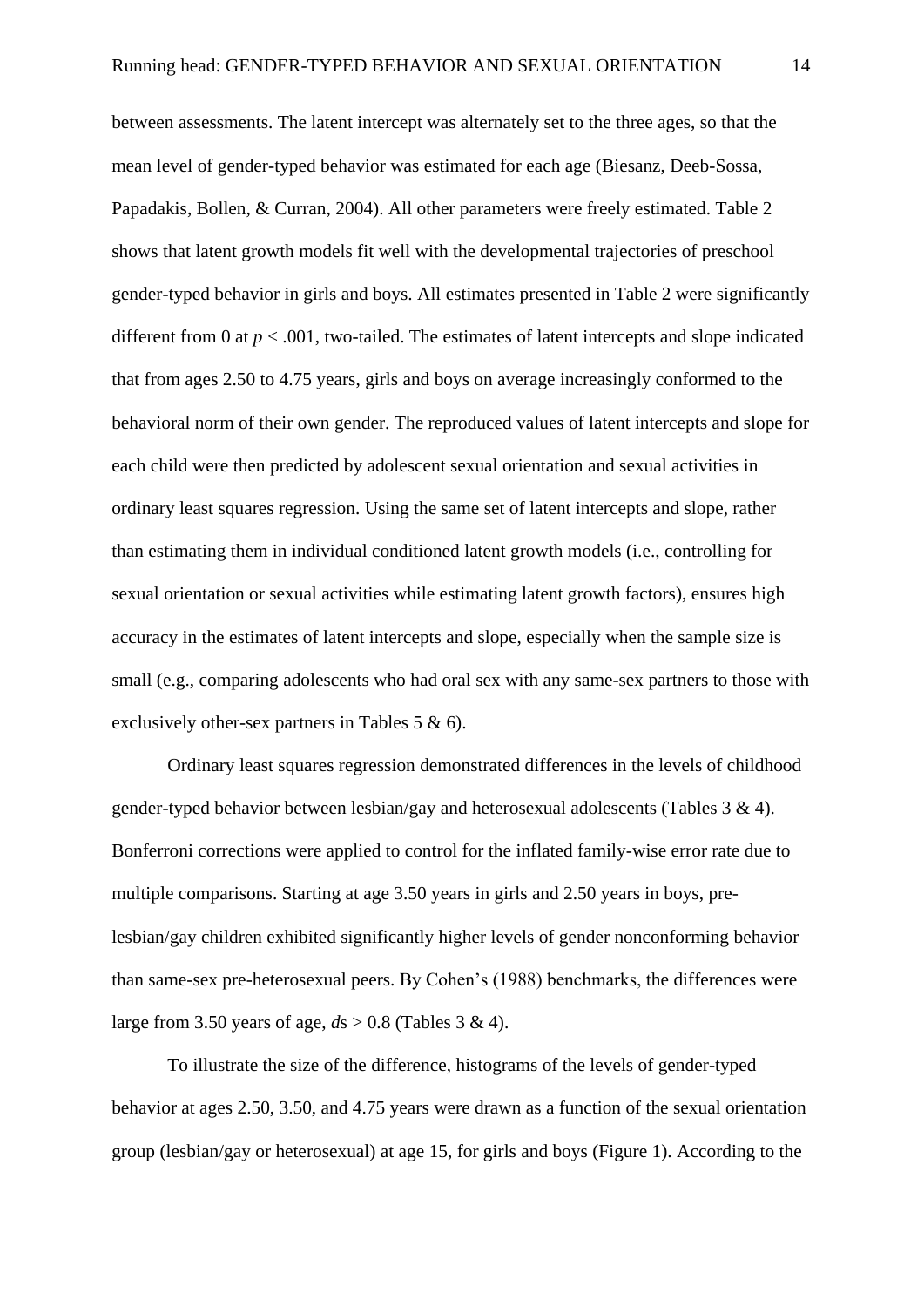between assessments. The latent intercept was alternately set to the three ages, so that the mean level of gender-typed behavior was estimated for each age (Biesanz, Deeb-Sossa, Papadakis, Bollen, & Curran, 2004). All other parameters were freely estimated. Table 2 shows that latent growth models fit well with the developmental trajectories of preschool gender-typed behavior in girls and boys. All estimates presented in Table 2 were significantly different from 0 at $p < .001$, two-tailed. The estimates of latent intercepts and slope indicated that from ages 2.50 to 4.75 years, girls and boys on average increasingly conformed to the behavioral norm of their own gender. The reproduced values of latent intercepts and slope for each child were then predicted by adolescent sexual orientation and sexual activities in ordinary least squares regression. Using the same set of latent intercepts and slope, rather than estimating them in individual conditioned latent growth models (i.e., controlling for sexual orientation or sexual activities while estimating latent growth factors), ensures high accuracy in the estimates of latent intercepts and slope, especially when the sample size is small (e.g., comparing adolescents who had oral sex with any same-sex partners to those with exclusively other-sex partners in Tables 5 & 6).

Ordinary least squares regression demonstrated differences in the levels of childhood gender-typed behavior between lesbian/gay and heterosexual adolescents (Tables 3 & 4). Bonferroni corrections were applied to control for the inflated family-wise error rate due to multiple comparisons. Starting at age 3.50 years in girls and 2.50 years in boys, pre-lesbian/gay children exhibited significantly higher levels of gender nonconforming behavior than same-sex pre-heterosexual peers. By Cohen's (1988) benchmarks, the differences were large from 3.50 years of age, *d*s > 0.8 (Tables 3 & 4).

To illustrate the size of the difference, histograms of the levels of gender-typed behavior at ages 2.50, 3.50, and 4.75 years were drawn as a function of the sexual orientation group (lesbian/gay or heterosexual) at age 15, for girls and boys (Figure 1). According to the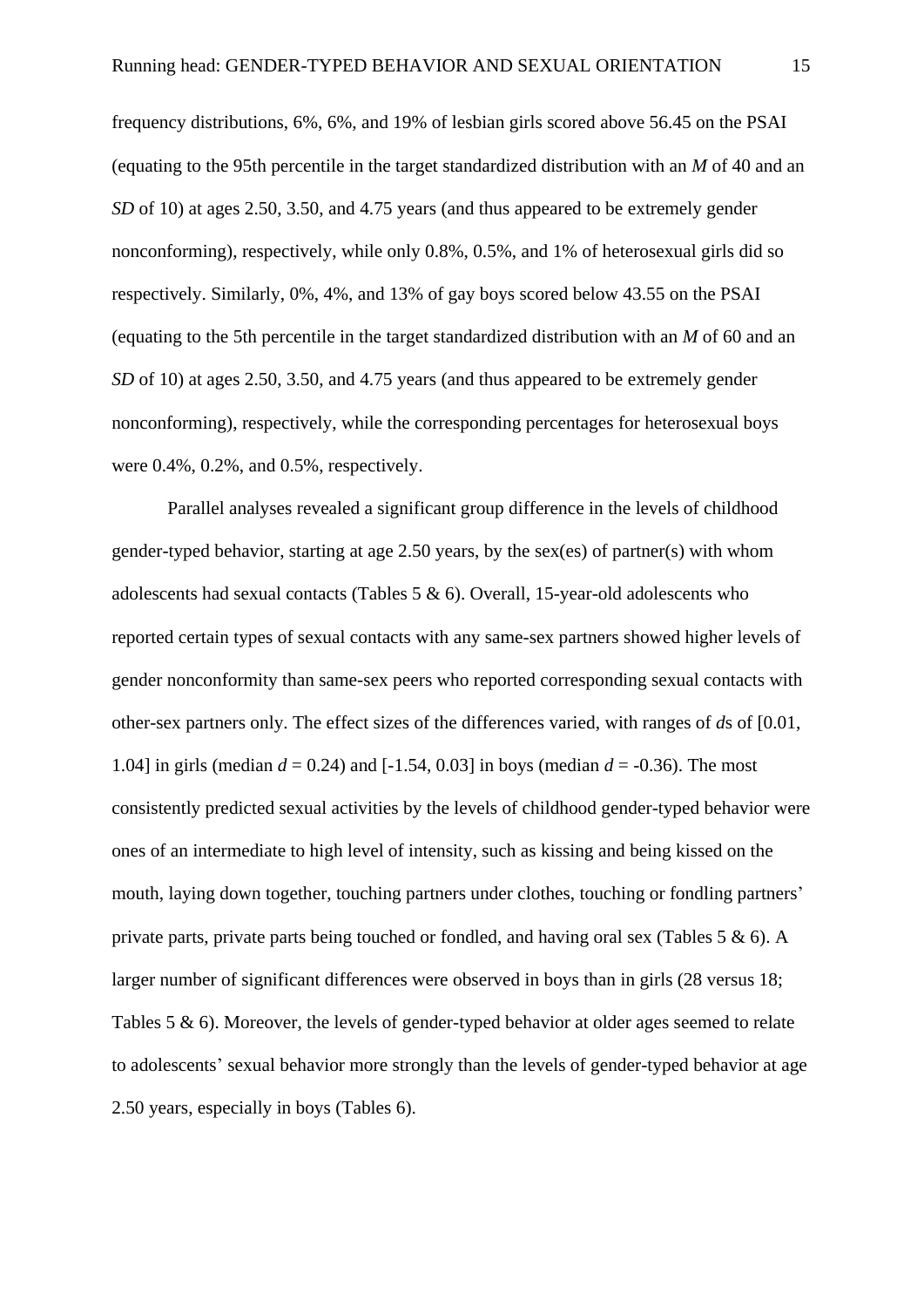frequency distributions, 6%, 6%, and 19% of lesbian girls scored above 56.45 on the PSAI (equating to the 95th percentile in the target standardized distribution with an $M$ of 40 and an $SD$ of 10) at ages 2.50, 3.50, and 4.75 years (and thus appeared to be extremely gender nonconforming), respectively, while only 0.8%, 0.5%, and 1% of heterosexual girls did so respectively. Similarly, 0%, 4%, and 13% of gay boys scored below 43.55 on the PSAI (equating to the 5th percentile in the target standardized distribution with an $M$ of 60 and an $SD$ of 10) at ages 2.50, 3.50, and 4.75 years (and thus appeared to be extremely gender nonconforming), respectively, while the corresponding percentages for heterosexual boys were 0.4%, 0.2%, and 0.5%, respectively.

Parallel analyses revealed a significant group difference in the levels of childhood gender-typed behavior, starting at age 2.50 years, by the sex(es) of partner(s) with whom adolescents had sexual contacts (Tables 5 & 6). Overall, 15-year-old adolescents who reported certain types of sexual contacts with any same-sex partners showed higher levels of gender nonconformity than same-sex peers who reported corresponding sexual contacts with other-sex partners only. The effect sizes of the differences varied, with ranges of $d$s of [0.01, 1.04] in girls (median $d = 0.24$) and [-1.54, 0.03] in boys (median $d = -0.36$). The most consistently predicted sexual activities by the levels of childhood gender-typed behavior were ones of an intermediate to high level of intensity, such as kissing and being kissed on the mouth, laying down together, touching partners under clothes, touching or fondling partners' private parts, private parts being touched or fondled, and having oral sex (Tables 5 & 6). A larger number of significant differences were observed in boys than in girls (28 versus 18; Tables 5 & 6). Moreover, the levels of gender-typed behavior at older ages seemed to relate to adolescents' sexual behavior more strongly than the levels of gender-typed behavior at age 2.50 years, especially in boys (Tables 6).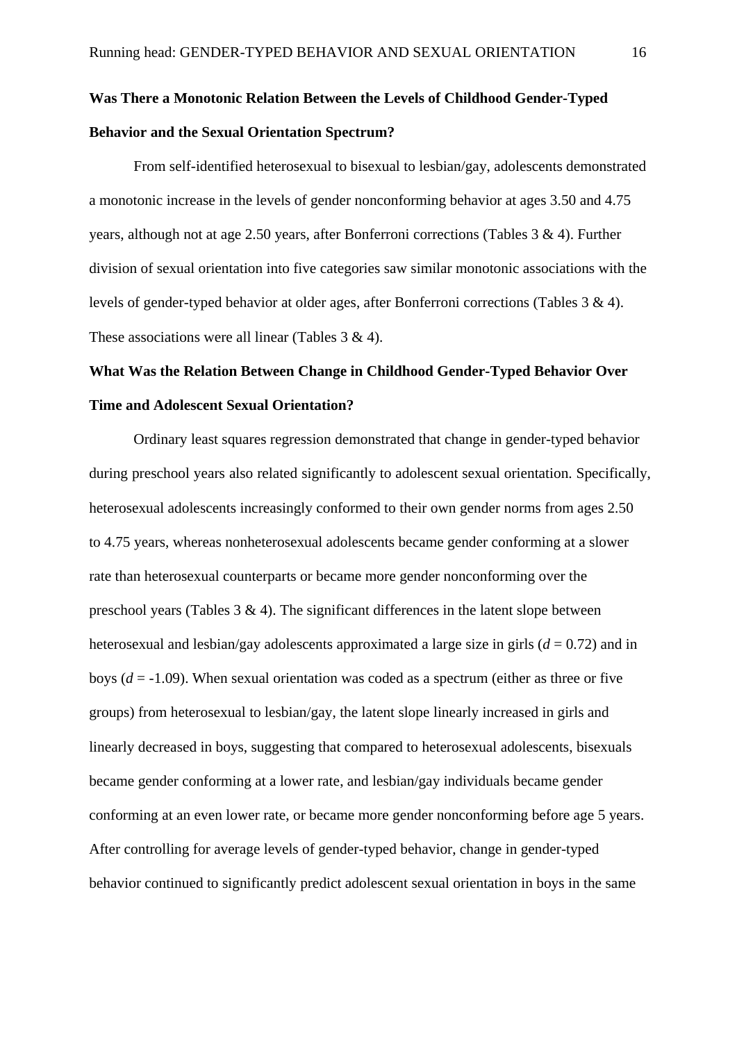**Was There a Monotonic Relation Between the Levels of Childhood Gender-Typed Behavior and the Sexual Orientation Spectrum?**

From self-identified heterosexual to bisexual to lesbian/gay, adolescents demonstrated a monotonic increase in the levels of gender nonconforming behavior at ages 3.50 and 4.75 years, although not at age 2.50 years, after Bonferroni corrections (Tables 3 & 4). Further division of sexual orientation into five categories saw similar monotonic associations with the levels of gender-typed behavior at older ages, after Bonferroni corrections (Tables 3 & 4). These associations were all linear (Tables 3 & 4).

**What Was the Relation Between Change in Childhood Gender-Typed Behavior Over Time and Adolescent Sexual Orientation?**

Ordinary least squares regression demonstrated that change in gender-typed behavior during preschool years also related significantly to adolescent sexual orientation. Specifically, heterosexual adolescents increasingly conformed to their own gender norms from ages 2.50 to 4.75 years, whereas nonheterosexual adolescents became gender conforming at a slower rate than heterosexual counterparts or became more gender nonconforming over the preschool years (Tables 3 & 4). The significant differences in the latent slope between heterosexual and lesbian/gay adolescents approximated a large size in girls ($d$ = 0.72) and in boys ($d$ = -1.09). When sexual orientation was coded as a spectrum (either as three or five groups) from heterosexual to lesbian/gay, the latent slope linearly increased in girls and linearly decreased in boys, suggesting that compared to heterosexual adolescents, bisexuals became gender conforming at a lower rate, and lesbian/gay individuals became gender conforming at an even lower rate, or became more gender nonconforming before age 5 years. After controlling for average levels of gender-typed behavior, change in gender-typed behavior continued to significantly predict adolescent sexual orientation in boys in the same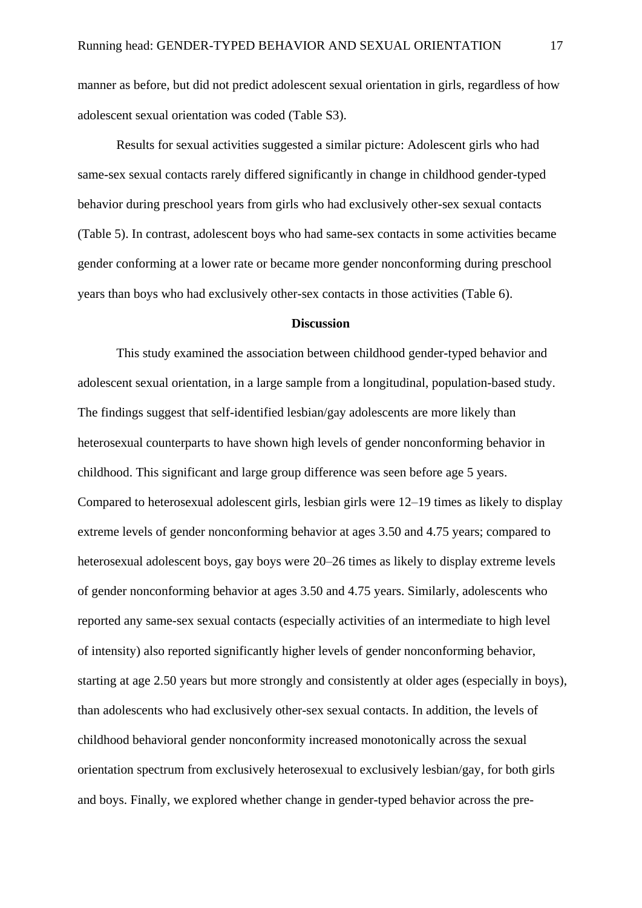manner as before, but did not predict adolescent sexual orientation in girls, regardless of how adolescent sexual orientation was coded (Table S3).

Results for sexual activities suggested a similar picture: Adolescent girls who had same-sex sexual contacts rarely differed significantly in change in childhood gender-typed behavior during preschool years from girls who had exclusively other-sex sexual contacts (Table 5). In contrast, adolescent boys who had same-sex contacts in some activities became gender conforming at a lower rate or became more gender nonconforming during preschool years than boys who had exclusively other-sex contacts in those activities (Table 6).

## Discussion

This study examined the association between childhood gender-typed behavior and adolescent sexual orientation, in a large sample from a longitudinal, population-based study. The findings suggest that self-identified lesbian/gay adolescents are more likely than heterosexual counterparts to have shown high levels of gender nonconforming behavior in childhood. This significant and large group difference was seen before age 5 years. Compared to heterosexual adolescent girls, lesbian girls were 12–19 times as likely to display extreme levels of gender nonconforming behavior at ages 3.50 and 4.75 years; compared to heterosexual adolescent boys, gay boys were 20–26 times as likely to display extreme levels of gender nonconforming behavior at ages 3.50 and 4.75 years. Similarly, adolescents who reported any same-sex sexual contacts (especially activities of an intermediate to high level of intensity) also reported significantly higher levels of gender nonconforming behavior, starting at age 2.50 years but more strongly and consistently at older ages (especially in boys), than adolescents who had exclusively other-sex sexual contacts. In addition, the levels of childhood behavioral gender nonconformity increased monotonically across the sexual orientation spectrum from exclusively heterosexual to exclusively lesbian/gay, for both girls and boys. Finally, we explored whether change in gender-typed behavior across the pre-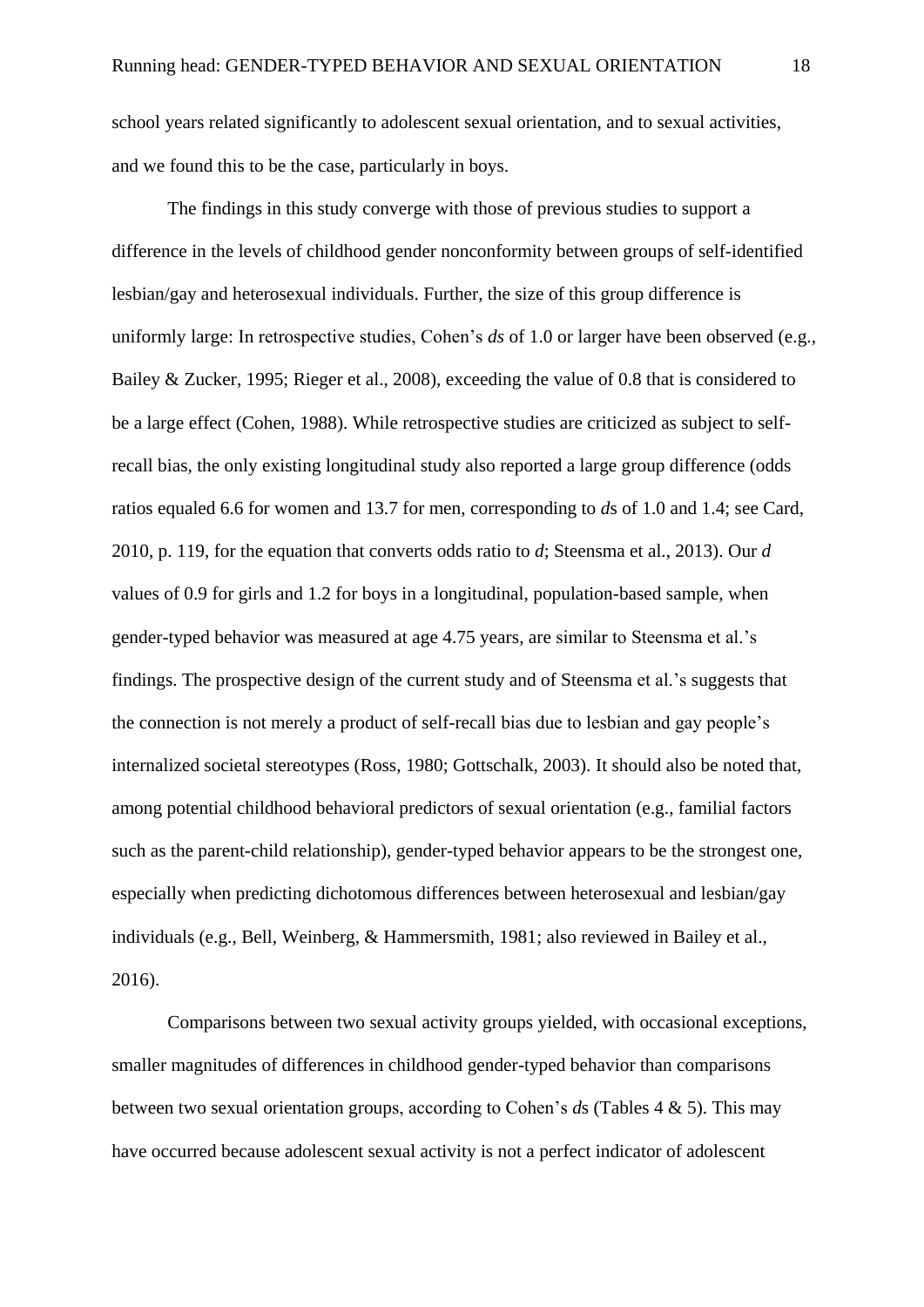school years related significantly to adolescent sexual orientation, and to sexual activities, and we found this to be the case, particularly in boys.

The findings in this study converge with those of previous studies to support a difference in the levels of childhood gender nonconformity between groups of self-identified lesbian/gay and heterosexual individuals. Further, the size of this group difference is uniformly large: In retrospective studies, Cohen's *ds* of 1.0 or larger have been observed (e.g., Bailey & Zucker, 1995; Rieger et al., 2008), exceeding the value of 0.8 that is considered to be a large effect (Cohen, 1988). While retrospective studies are criticized as subject to self-recall bias, the only existing longitudinal study also reported a large group difference (odds ratios equaled 6.6 for women and 13.7 for men, corresponding to *d*s of 1.0 and 1.4; see Card, 2010, p. 119, for the equation that converts odds ratio to *d*; Steensma et al., 2013). Our *d* values of 0.9 for girls and 1.2 for boys in a longitudinal, population-based sample, when gender-typed behavior was measured at age 4.75 years, are similar to Steensma et al.'s findings. The prospective design of the current study and of Steensma et al.'s suggests that the connection is not merely a product of self-recall bias due to lesbian and gay people's internalized societal stereotypes (Ross, 1980; Gottschalk, 2003). It should also be noted that, among potential childhood behavioral predictors of sexual orientation (e.g., familial factors such as the parent-child relationship), gender-typed behavior appears to be the strongest one, especially when predicting dichotomous differences between heterosexual and lesbian/gay individuals (e.g., Bell, Weinberg, & Hammersmith, 1981; also reviewed in Bailey et al., 2016).

Comparisons between two sexual activity groups yielded, with occasional exceptions, smaller magnitudes of differences in childhood gender-typed behavior than comparisons between two sexual orientation groups, according to Cohen's *d*s (Tables 4 & 5). This may have occurred because adolescent sexual activity is not a perfect indicator of adolescent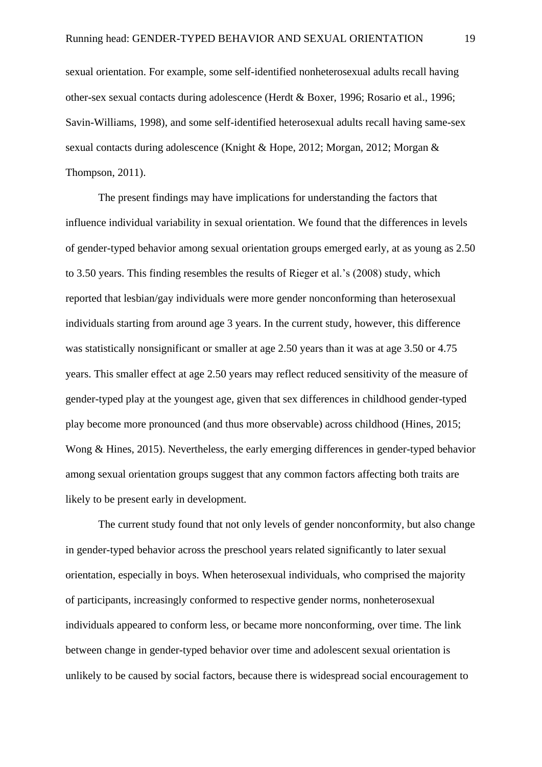sexual orientation. For example, some self-identified nonheterosexual adults recall having other-sex sexual contacts during adolescence (Herdt & Boxer, 1996; Rosario et al., 1996; Savin-Williams, 1998), and some self-identified heterosexual adults recall having same-sex sexual contacts during adolescence (Knight & Hope, 2012; Morgan, 2012; Morgan & Thompson, 2011).

The present findings may have implications for understanding the factors that influence individual variability in sexual orientation. We found that the differences in levels of gender-typed behavior among sexual orientation groups emerged early, at as young as 2.50 to 3.50 years. This finding resembles the results of Rieger et al.'s (2008) study, which reported that lesbian/gay individuals were more gender nonconforming than heterosexual individuals starting from around age 3 years. In the current study, however, this difference was statistically nonsignificant or smaller at age 2.50 years than it was at age 3.50 or 4.75 years. This smaller effect at age 2.50 years may reflect reduced sensitivity of the measure of gender-typed play at the youngest age, given that sex differences in childhood gender-typed play become more pronounced (and thus more observable) across childhood (Hines, 2015; Wong & Hines, 2015). Nevertheless, the early emerging differences in gender-typed behavior among sexual orientation groups suggest that any common factors affecting both traits are likely to be present early in development.

The current study found that not only levels of gender nonconformity, but also change in gender-typed behavior across the preschool years related significantly to later sexual orientation, especially in boys. When heterosexual individuals, who comprised the majority of participants, increasingly conformed to respective gender norms, nonheterosexual individuals appeared to conform less, or became more nonconforming, over time. The link between change in gender-typed behavior over time and adolescent sexual orientation is unlikely to be caused by social factors, because there is widespread social encouragement to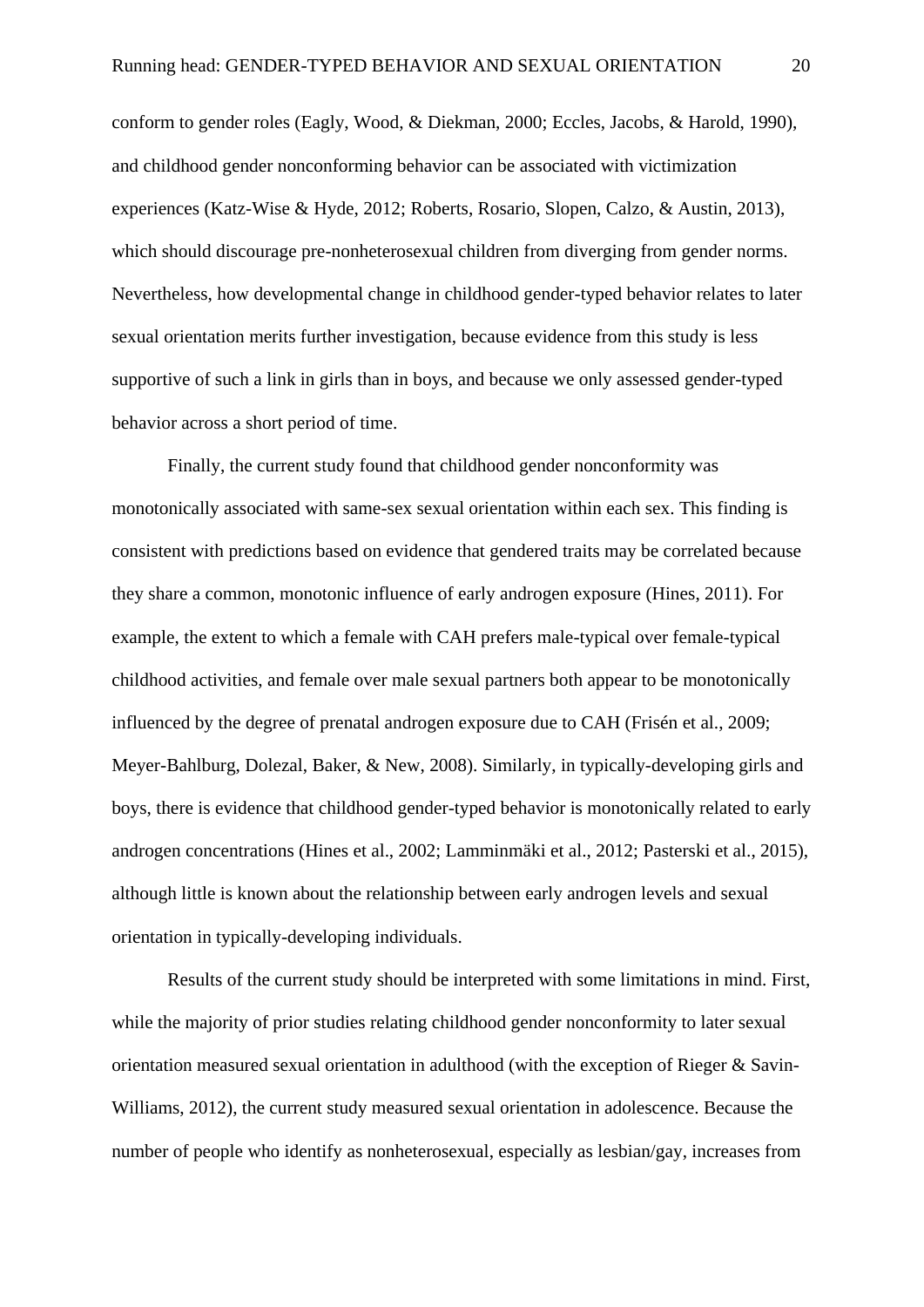conform to gender roles (Eagly, Wood, & Diekman, 2000; Eccles, Jacobs, & Harold, 1990), and childhood gender nonconforming behavior can be associated with victimization experiences (Katz-Wise & Hyde, 2012; Roberts, Rosario, Slopen, Calzo, & Austin, 2013), which should discourage pre-nonheterosexual children from diverging from gender norms. Nevertheless, how developmental change in childhood gender-typed behavior relates to later sexual orientation merits further investigation, because evidence from this study is less supportive of such a link in girls than in boys, and because we only assessed gender-typed behavior across a short period of time.

Finally, the current study found that childhood gender nonconformity was monotonically associated with same-sex sexual orientation within each sex. This finding is consistent with predictions based on evidence that gendered traits may be correlated because they share a common, monotonic influence of early androgen exposure (Hines, 2011). For example, the extent to which a female with CAH prefers male-typical over female-typical childhood activities, and female over male sexual partners both appear to be monotonically influenced by the degree of prenatal androgen exposure due to CAH (Frisén et al., 2009; Meyer-Bahlburg, Dolezal, Baker, & New, 2008). Similarly, in typically-developing girls and boys, there is evidence that childhood gender-typed behavior is monotonically related to early androgen concentrations (Hines et al., 2002; Lamminmäki et al., 2012; Pasterski et al., 2015), although little is known about the relationship between early androgen levels and sexual orientation in typically-developing individuals.

Results of the current study should be interpreted with some limitations in mind. First, while the majority of prior studies relating childhood gender nonconformity to later sexual orientation measured sexual orientation in adulthood (with the exception of Rieger & Savin-Williams, 2012), the current study measured sexual orientation in adolescence. Because the number of people who identify as nonheterosexual, especially as lesbian/gay, increases from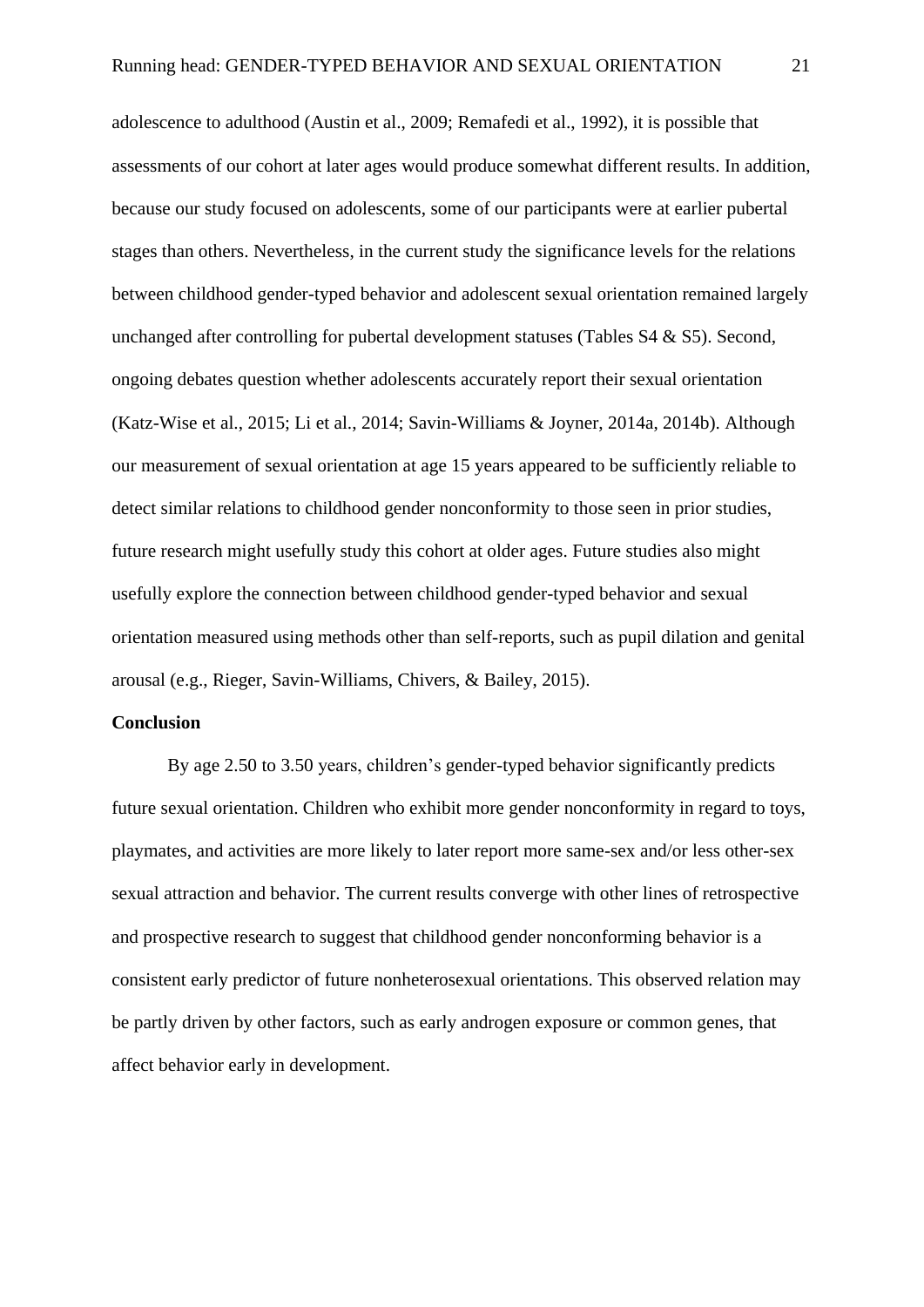adolescence to adulthood (Austin et al., 2009; Remafedi et al., 1992), it is possible that assessments of our cohort at later ages would produce somewhat different results. In addition, because our study focused on adolescents, some of our participants were at earlier pubertal stages than others. Nevertheless, in the current study the significance levels for the relations between childhood gender-typed behavior and adolescent sexual orientation remained largely unchanged after controlling for pubertal development statuses (Tables S4 & S5). Second, ongoing debates question whether adolescents accurately report their sexual orientation (Katz-Wise et al., 2015; Li et al., 2014; Savin-Williams & Joyner, 2014a, 2014b). Although our measurement of sexual orientation at age 15 years appeared to be sufficiently reliable to detect similar relations to childhood gender nonconformity to those seen in prior studies, future research might usefully study this cohort at older ages. Future studies also might usefully explore the connection between childhood gender-typed behavior and sexual orientation measured using methods other than self-reports, such as pupil dilation and genital arousal (e.g., Rieger, Savin-Williams, Chivers, & Bailey, 2015).

## Conclusion

By age 2.50 to 3.50 years, children's gender-typed behavior significantly predicts future sexual orientation. Children who exhibit more gender nonconformity in regard to toys, playmates, and activities are more likely to later report more same-sex and/or less other-sex sexual attraction and behavior. The current results converge with other lines of retrospective and prospective research to suggest that childhood gender nonconforming behavior is a consistent early predictor of future nonheterosexual orientations. This observed relation may be partly driven by other factors, such as early androgen exposure or common genes, that affect behavior early in development.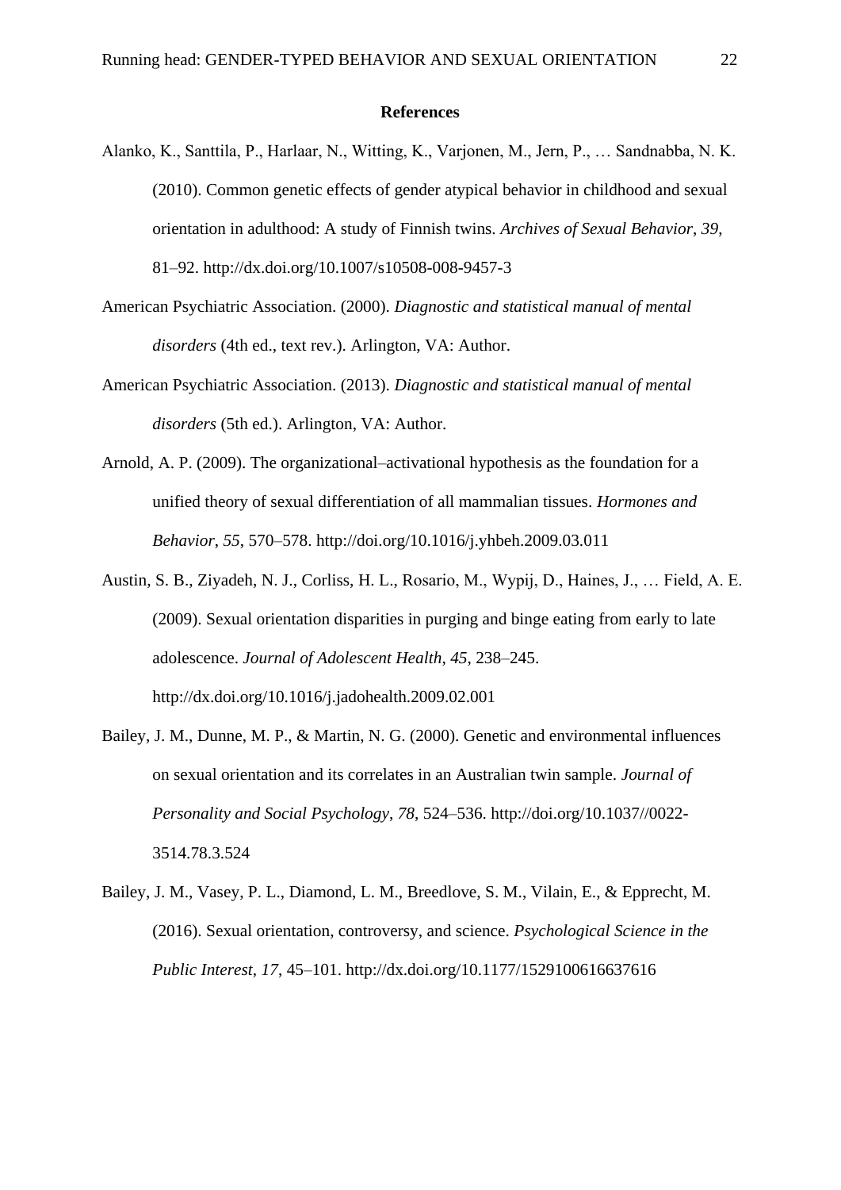## References

Alanko, K., Santtila, P., Harlaar, N., Witting, K., Varjonen, M., Jern, P., … Sandnabba, N. K. (2010). Common genetic effects of gender atypical behavior in childhood and sexual orientation in adulthood: A study of Finnish twins. *Archives of Sexual Behavior*, *39*, 81–92. http://dx.doi.org/10.1007/s10508-008-9457-3

American Psychiatric Association. (2000). *Diagnostic and statistical manual of mental disorders* (4th ed., text rev.). Arlington, VA: Author.

American Psychiatric Association. (2013). *Diagnostic and statistical manual of mental disorders* (5th ed.). Arlington, VA: Author.

Arnold, A. P. (2009). The organizational–activational hypothesis as the foundation for a unified theory of sexual differentiation of all mammalian tissues. *Hormones and Behavior*, *55*, 570–578. http://doi.org/10.1016/j.yhbeh.2009.03.011

Austin, S. B., Ziyadeh, N. J., Corliss, H. L., Rosario, M., Wypij, D., Haines, J., … Field, A. E. (2009). Sexual orientation disparities in purging and binge eating from early to late adolescence. *Journal of Adolescent Health*, *45*, 238–245. http://dx.doi.org/10.1016/j.jadohealth.2009.02.001

Bailey, J. M., Dunne, M. P., & Martin, N. G. (2000). Genetic and environmental influences on sexual orientation and its correlates in an Australian twin sample. *Journal of Personality and Social Psychology*, *78*, 524–536. http://doi.org/10.1037//0022-3514.78.3.524

Bailey, J. M., Vasey, P. L., Diamond, L. M., Breedlove, S. M., Vilain, E., & Epprecht, M. (2016). Sexual orientation, controversy, and science. *Psychological Science in the Public Interest*, *17*, 45–101. http://dx.doi.org/10.1177/1529100616637616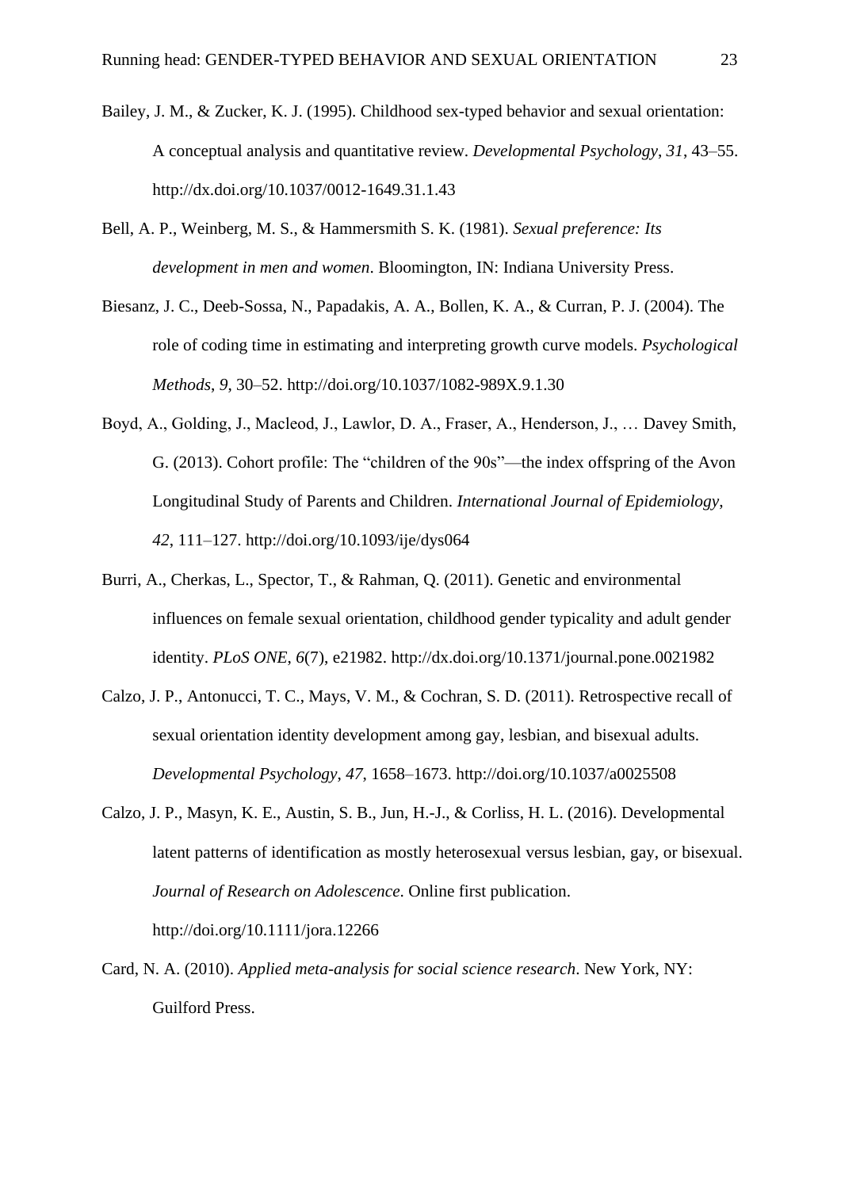Bailey, J. M., & Zucker, K. J. (1995). Childhood sex-typed behavior and sexual orientation: A conceptual analysis and quantitative review. *Developmental Psychology*, *31*, 43–55. http://dx.doi.org/10.1037/0012-1649.31.1.43

Bell, A. P., Weinberg, M. S., & Hammersmith S. K. (1981). *Sexual preference: Its development in men and women*. Bloomington, IN: Indiana University Press.

Biesanz, J. C., Deeb-Sossa, N., Papadakis, A. A., Bollen, K. A., & Curran, P. J. (2004). The role of coding time in estimating and interpreting growth curve models. *Psychological Methods*, *9*, 30–52. http://doi.org/10.1037/1082-989X.9.1.30

Boyd, A., Golding, J., Macleod, J., Lawlor, D. A., Fraser, A., Henderson, J., … Davey Smith, G. (2013). Cohort profile: The "children of the 90s"—the index offspring of the Avon Longitudinal Study of Parents and Children. *International Journal of Epidemiology*, *42*, 111–127. http://doi.org/10.1093/ije/dys064

Burri, A., Cherkas, L., Spector, T., & Rahman, Q. (2011). Genetic and environmental influences on female sexual orientation, childhood gender typicality and adult gender identity. *PLoS ONE*, *6*(7), e21982. http://dx.doi.org/10.1371/journal.pone.0021982

Calzo, J. P., Antonucci, T. C., Mays, V. M., & Cochran, S. D. (2011). Retrospective recall of sexual orientation identity development among gay, lesbian, and bisexual adults. *Developmental Psychology*, *47*, 1658–1673. http://doi.org/10.1037/a0025508

Calzo, J. P., Masyn, K. E., Austin, S. B., Jun, H.-J., & Corliss, H. L. (2016). Developmental latent patterns of identification as mostly heterosexual versus lesbian, gay, or bisexual. *Journal of Research on Adolescence.* Online first publication. http://doi.org/10.1111/jora.12266

Card, N. A. (2010). *Applied meta-analysis for social science research*. New York, NY: Guilford Press.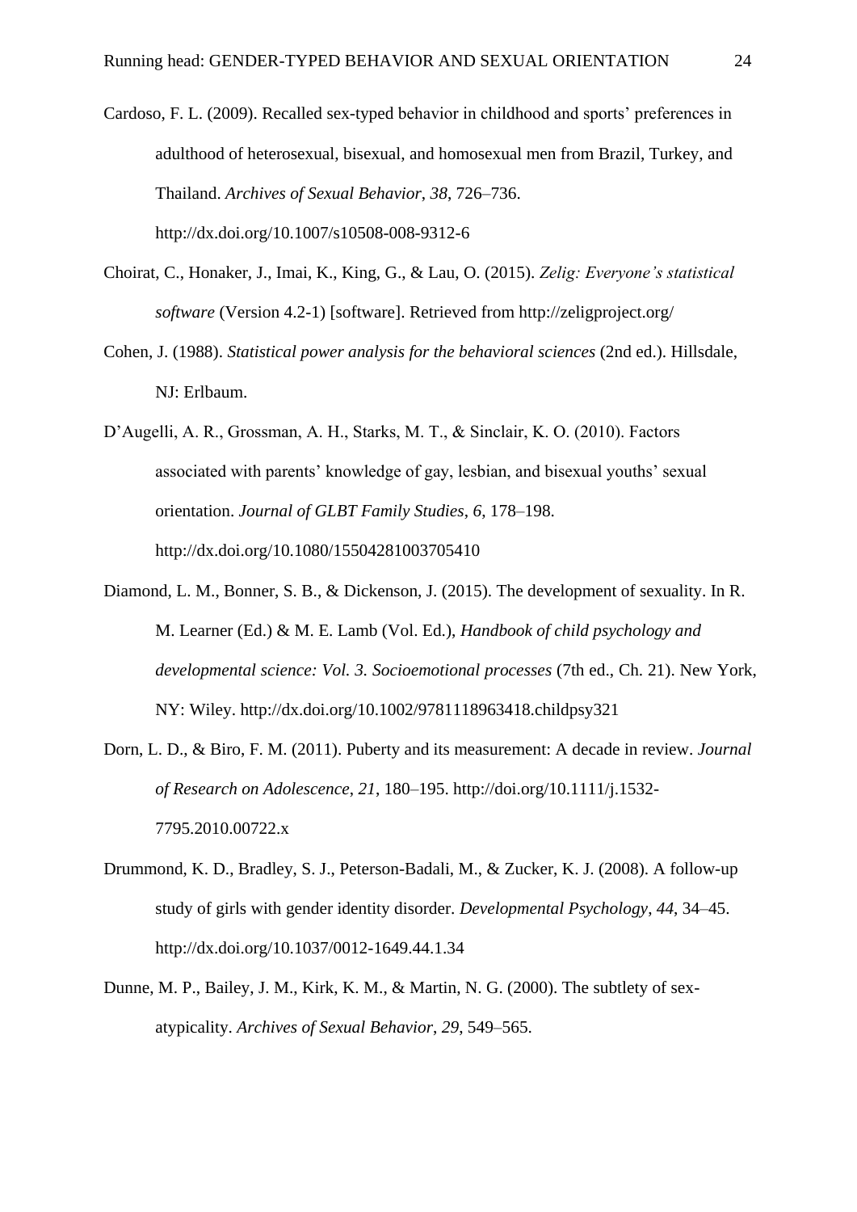Cardoso, F. L. (2009). Recalled sex-typed behavior in childhood and sports' preferences in adulthood of heterosexual, bisexual, and homosexual men from Brazil, Turkey, and Thailand. *Archives of Sexual Behavior*, *38*, 726–736. http://dx.doi.org/10.1007/s10508-008-9312-6

Choirat, C., Honaker, J., Imai, K., King, G., & Lau, O. (2015). *Zelig: Everyone's statistical software* (Version 4.2-1) [software]. Retrieved from http://zeligproject.org/

Cohen, J. (1988). *Statistical power analysis for the behavioral sciences* (2nd ed.). Hillsdale, NJ: Erlbaum.

D'Augelli, A. R., Grossman, A. H., Starks, M. T., & Sinclair, K. O. (2010). Factors associated with parents' knowledge of gay, lesbian, and bisexual youths' sexual orientation. *Journal of GLBT Family Studies*, *6*, 178–198. http://dx.doi.org/10.1080/15504281003705410

Diamond, L. M., Bonner, S. B., & Dickenson, J. (2015). The development of sexuality. In R. M. Learner (Ed.) & M. E. Lamb (Vol. Ed.), *Handbook of child psychology and developmental science: Vol. 3. Socioemotional processes* (7th ed., Ch. 21). New York, NY: Wiley. http://dx.doi.org/10.1002/9781118963418.childpsy321

Dorn, L. D., & Biro, F. M. (2011). Puberty and its measurement: A decade in review. *Journal of Research on Adolescence*, *21*, 180–195. http://doi.org/10.1111/j.1532-7795.2010.00722.x

Drummond, K. D., Bradley, S. J., Peterson-Badali, M., & Zucker, K. J. (2008). A follow-up study of girls with gender identity disorder. *Developmental Psychology*, *44*, 34–45. http://dx.doi.org/10.1037/0012-1649.44.1.34

Dunne, M. P., Bailey, J. M., Kirk, K. M., & Martin, N. G. (2000). The subtlety of sex-atypicality. *Archives of Sexual Behavior*, *29*, 549–565.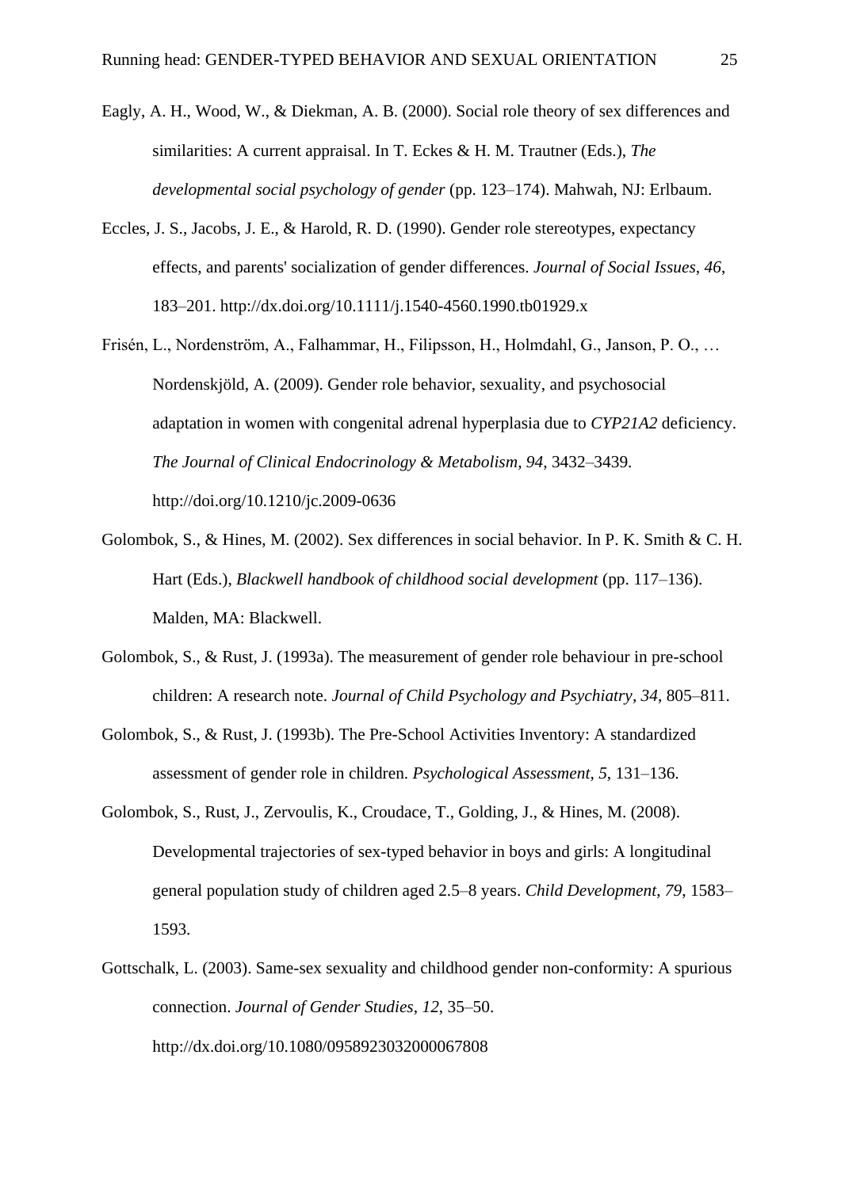Eagly, A. H., Wood, W., & Diekman, A. B. (2000). Social role theory of sex differences and similarities: A current appraisal. In T. Eckes & H. M. Trautner (Eds.), *The developmental social psychology of gender* (pp. 123–174). Mahwah, NJ: Erlbaum.

Eccles, J. S., Jacobs, J. E., & Harold, R. D. (1990). Gender role stereotypes, expectancy effects, and parents' socialization of gender differences. *Journal of Social Issues*, *46*, 183–201. http://dx.doi.org/10.1111/j.1540-4560.1990.tb01929.x

Frisén, L., Nordenström, A., Falhammar, H., Filipsson, H., Holmdahl, G., Janson, P. O., … Nordenskjöld, A. (2009). Gender role behavior, sexuality, and psychosocial adaptation in women with congenital adrenal hyperplasia due to *CYP21A2* deficiency. *The Journal of Clinical Endocrinology & Metabolism*, *94*, 3432–3439. http://doi.org/10.1210/jc.2009-0636

Golombok, S., & Hines, M. (2002). Sex differences in social behavior. In P. K. Smith & C. H. Hart (Eds.), *Blackwell handbook of childhood social development* (pp. 117–136). Malden, MA: Blackwell.

Golombok, S., & Rust, J. (1993a). The measurement of gender role behaviour in pre-school children: A research note. *Journal of Child Psychology and Psychiatry, 34*, 805–811.

Golombok, S., & Rust, J. (1993b). The Pre-School Activities Inventory: A standardized assessment of gender role in children. *Psychological Assessment, 5*, 131–136.

Golombok, S., Rust, J., Zervoulis, K., Croudace, T., Golding, J., & Hines, M. (2008). Developmental trajectories of sex-typed behavior in boys and girls: A longitudinal general population study of children aged 2.5–8 years. *Child Development*, *79*, 1583–1593.

Gottschalk, L. (2003). Same-sex sexuality and childhood gender non-conformity: A spurious connection. *Journal of Gender Studies*, *12*, 35–50. http://dx.doi.org/10.1080/0958923032000067808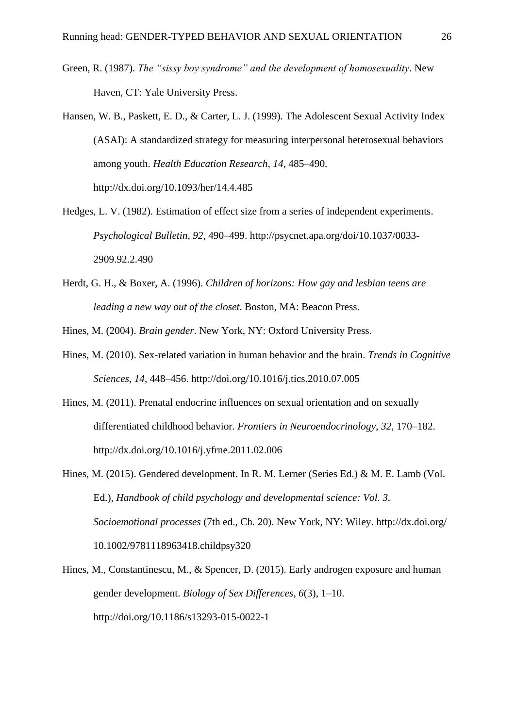Green, R. (1987). *The "sissy boy syndrome" and the development of homosexuality*. New Haven, CT: Yale University Press.

Hansen, W. B., Paskett, E. D., & Carter, L. J. (1999). The Adolescent Sexual Activity Index (ASAI): A standardized strategy for measuring interpersonal heterosexual behaviors among youth. *Health Education Research, 14*, 485–490. http://dx.doi.org/10.1093/her/14.4.485

Hedges, L. V. (1982). Estimation of effect size from a series of independent experiments. *Psychological Bulletin*, *92*, 490–499. http://psycnet.apa.org/doi/10.1037/0033-2909.92.2.490

Herdt, G. H., & Boxer, A. (1996). *Children of horizons: How gay and lesbian teens are leading a new way out of the closet*. Boston, MA: Beacon Press.

Hines, M. (2004). *Brain gender*. New York, NY: Oxford University Press.

Hines, M. (2010). Sex-related variation in human behavior and the brain. *Trends in Cognitive Sciences*, *14*, 448–456. http://doi.org/10.1016/j.tics.2010.07.005

Hines, M. (2011). Prenatal endocrine influences on sexual orientation and on sexually differentiated childhood behavior. *Frontiers in Neuroendocrinology*, *32*, 170–182. http://dx.doi.org/10.1016/j.yfrne.2011.02.006

Hines, M. (2015). Gendered development. In R. M. Lerner (Series Ed.) & M. E. Lamb (Vol. Ed.), *Handbook of child psychology and developmental science: Vol. 3. Socioemotional processes* (7th ed., Ch. 20). New York, NY: Wiley. http://dx.doi.org/10.1002/9781118963418.childpsy320

Hines, M., Constantinescu, M., & Spencer, D. (2015). Early androgen exposure and human gender development. *Biology of Sex Differences*, *6*(3), 1–10. http://doi.org/10.1186/s13293-015-0022-1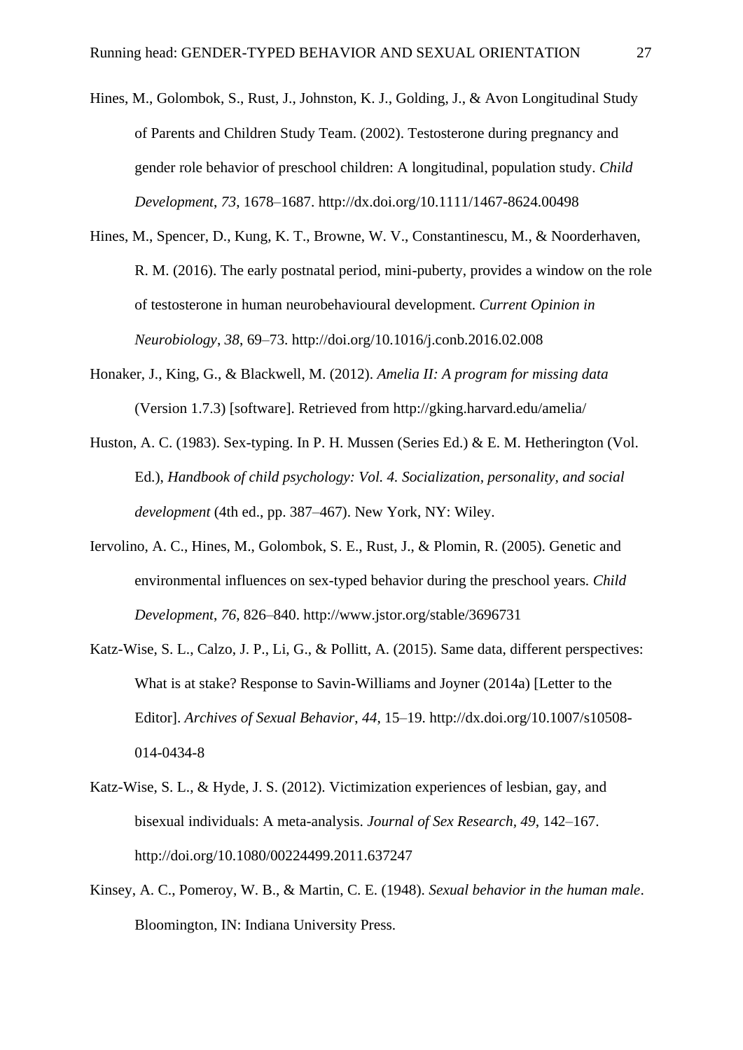Hines, M., Golombok, S., Rust, J., Johnston, K. J., Golding, J., & Avon Longitudinal Study of Parents and Children Study Team. (2002). Testosterone during pregnancy and gender role behavior of preschool children: A longitudinal, population study. *Child Development*, *73*, 1678–1687. http://dx.doi.org/10.1111/1467-8624.00498

Hines, M., Spencer, D., Kung, K. T., Browne, W. V., Constantinescu, M., & Noorderhaven, R. M. (2016). The early postnatal period, mini-puberty, provides a window on the role of testosterone in human neurobehavioural development. *Current Opinion in Neurobiology*, *38*, 69–73. http://doi.org/10.1016/j.conb.2016.02.008

Honaker, J., King, G., & Blackwell, M. (2012). *Amelia II: A program for missing data* (Version 1.7.3) [software]. Retrieved from http://gking.harvard.edu/amelia/

Huston, A. C. (1983). Sex-typing. In P. H. Mussen (Series Ed.) & E. M. Hetherington (Vol. Ed.), *Handbook of child psychology: Vol. 4. Socialization, personality, and social development* (4th ed., pp. 387–467). New York, NY: Wiley.

Iervolino, A. C., Hines, M., Golombok, S. E., Rust, J., & Plomin, R. (2005). Genetic and environmental influences on sex-typed behavior during the preschool years. *Child Development*, *76*, 826–840. http://www.jstor.org/stable/3696731

Katz-Wise, S. L., Calzo, J. P., Li, G., & Pollitt, A. (2015). Same data, different perspectives: What is at stake? Response to Savin-Williams and Joyner (2014a) [Letter to the Editor]. *Archives of Sexual Behavior*, *44*, 15–19. http://dx.doi.org/10.1007/s10508-014-0434-8

Katz-Wise, S. L., & Hyde, J. S. (2012). Victimization experiences of lesbian, gay, and bisexual individuals: A meta-analysis. *Journal of Sex Research*, *49*, 142–167. http://doi.org/10.1080/00224499.2011.637247

Kinsey, A. C., Pomeroy, W. B., & Martin, C. E. (1948). *Sexual behavior in the human male*. Bloomington, IN: Indiana University Press.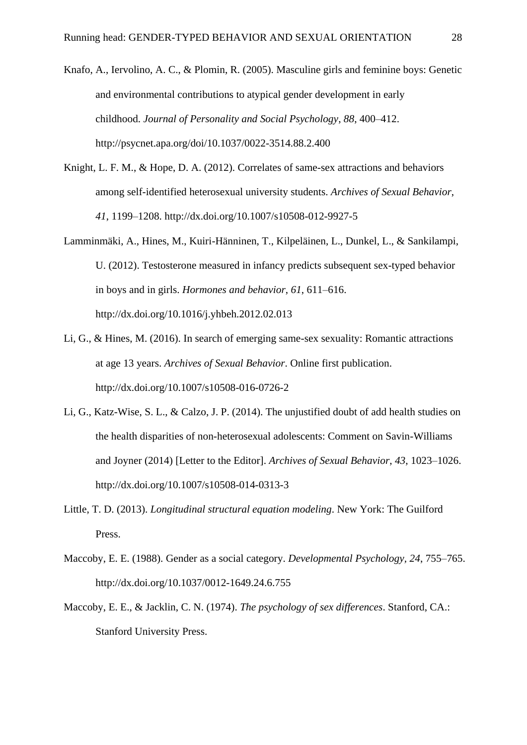Knafo, A., Iervolino, A. C., & Plomin, R. (2005). Masculine girls and feminine boys: Genetic and environmental contributions to atypical gender development in early childhood. *Journal of Personality and Social Psychology*, *88*, 400–412. http://psycnet.apa.org/doi/10.1037/0022-3514.88.2.400

Knight, L. F. M., & Hope, D. A. (2012). Correlates of same-sex attractions and behaviors among self-identified heterosexual university students. *Archives of Sexual Behavior*, *41*, 1199–1208. http://dx.doi.org/10.1007/s10508-012-9927-5

Lamminmäki, A., Hines, M., Kuiri-Hänninen, T., Kilpeläinen, L., Dunkel, L., & Sankilampi, U. (2012). Testosterone measured in infancy predicts subsequent sex-typed behavior in boys and in girls. *Hormones and behavior*, *61*, 611–616. http://dx.doi.org/10.1016/j.yhbeh.2012.02.013

Li, G., & Hines, M. (2016). In search of emerging same-sex sexuality: Romantic attractions at age 13 years. *Archives of Sexual Behavior*. Online first publication. http://dx.doi.org/10.1007/s10508-016-0726-2

Li, G., Katz-Wise, S. L., & Calzo, J. P. (2014). The unjustified doubt of add health studies on the health disparities of non-heterosexual adolescents: Comment on Savin-Williams and Joyner (2014) [Letter to the Editor]. *Archives of Sexual Behavior*, *43*, 1023–1026. http://dx.doi.org/10.1007/s10508-014-0313-3

Little, T. D. (2013). *Longitudinal structural equation modeling*. New York: The Guilford Press.

Maccoby, E. E. (1988). Gender as a social category. *Developmental Psychology*, *24*, 755–765. http://dx.doi.org/10.1037/0012-1649.24.6.755

Maccoby, E. E., & Jacklin, C. N. (1974). *The psychology of sex differences*. Stanford, CA.: Stanford University Press.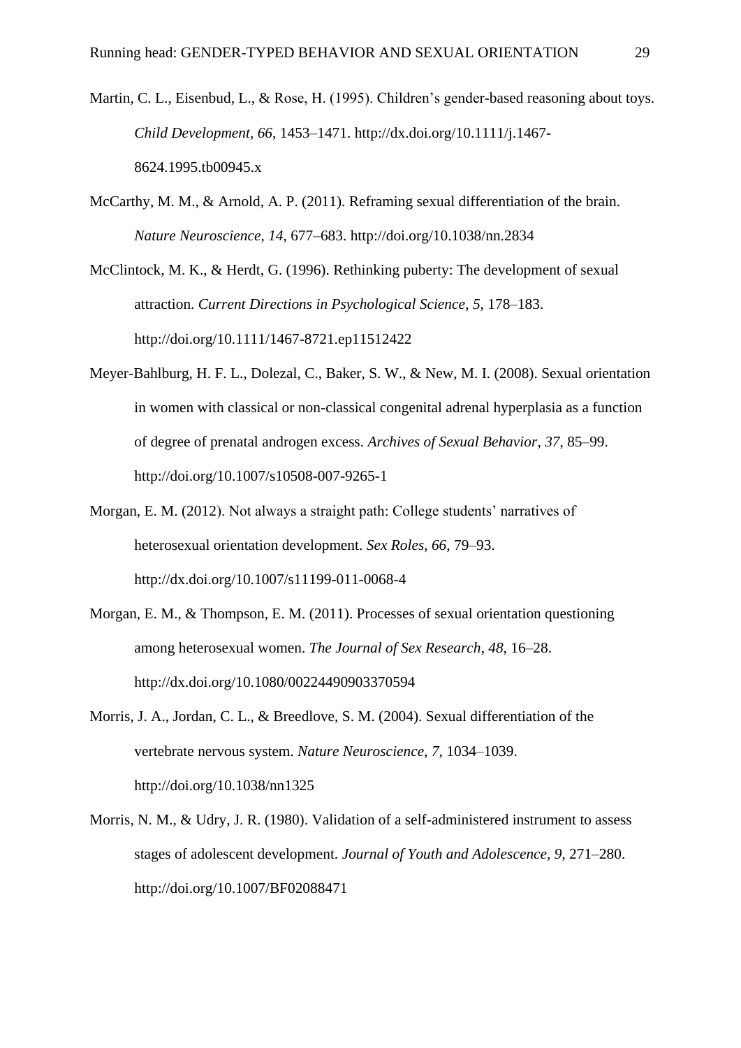Martin, C. L., Eisenbud, L., & Rose, H. (1995). Children's gender-based reasoning about toys. *Child Development*, *66*, 1453–1471. http://dx.doi.org/10.1111/j.1467-8624.1995.tb00945.x

McCarthy, M. M., & Arnold, A. P. (2011). Reframing sexual differentiation of the brain. *Nature Neuroscience*, *14*, 677–683. http://doi.org/10.1038/nn.2834

McClintock, M. K., & Herdt, G. (1996). Rethinking puberty: The development of sexual attraction. *Current Directions in Psychological Science*, *5*, 178–183. http://doi.org/10.1111/1467-8721.ep11512422

Meyer-Bahlburg, H. F. L., Dolezal, C., Baker, S. W., & New, M. I. (2008). Sexual orientation in women with classical or non-classical congenital adrenal hyperplasia as a function of degree of prenatal androgen excess. *Archives of Sexual Behavior*, *37*, 85–99. http://doi.org/10.1007/s10508-007-9265-1

Morgan, E. M. (2012). Not always a straight path: College students' narratives of heterosexual orientation development. *Sex Roles*, *66*, 79–93. http://dx.doi.org/10.1007/s11199-011-0068-4

Morgan, E. M., & Thompson, E. M. (2011). Processes of sexual orientation questioning among heterosexual women. *The Journal of Sex Research*, *48*, 16–28. http://dx.doi.org/10.1080/00224490903370594

Morris, J. A., Jordan, C. L., & Breedlove, S. M. (2004). Sexual differentiation of the vertebrate nervous system. *Nature Neuroscience*, *7*, 1034–1039. http://doi.org/10.1038/nn1325

Morris, N. M., & Udry, J. R. (1980). Validation of a self-administered instrument to assess stages of adolescent development. *Journal of Youth and Adolescence*, *9*, 271–280. http://doi.org/10.1007/BF02088471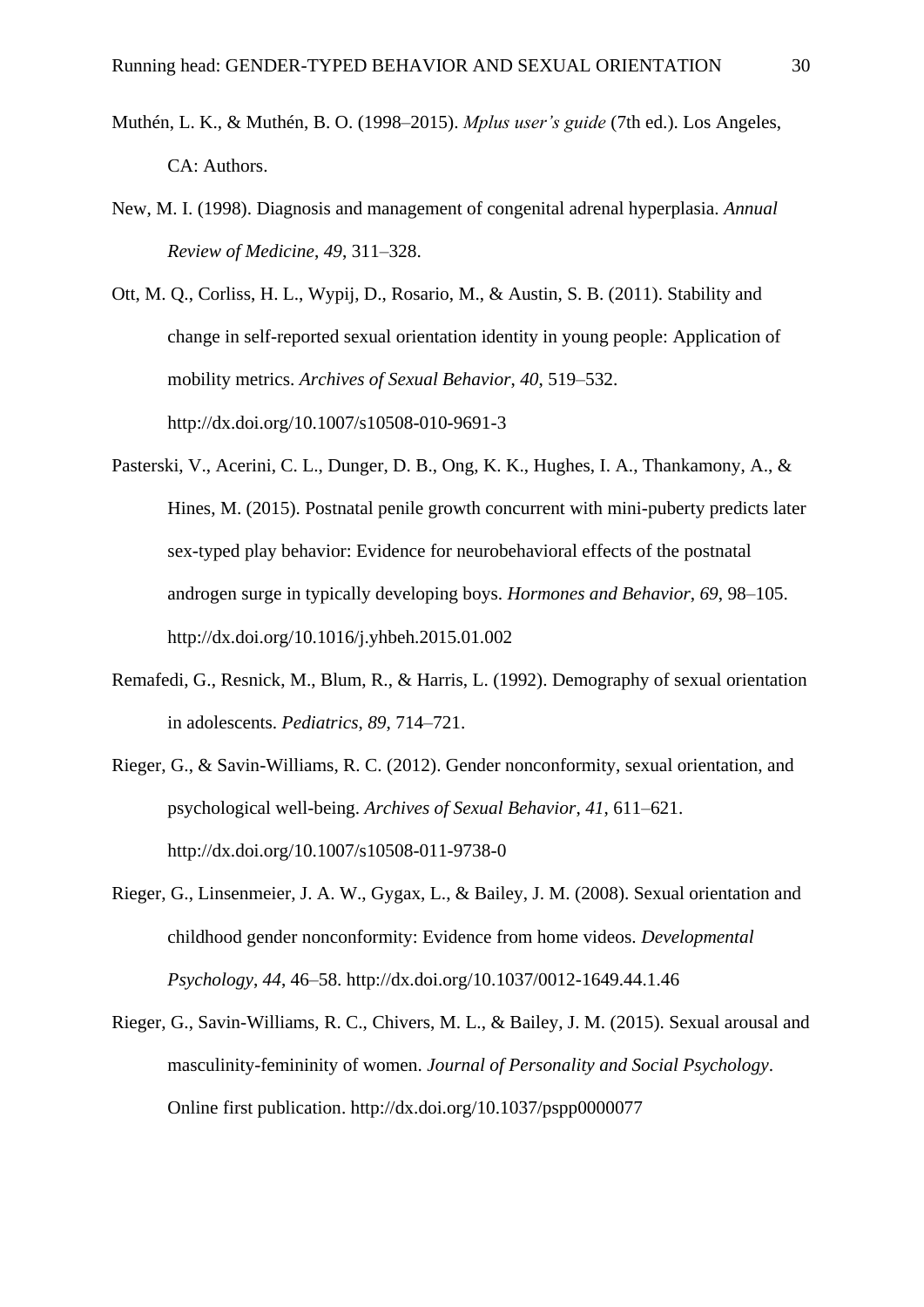Muthén, L. K., & Muthén, B. O. (1998–2015). *Mplus user's guide* (7th ed.). Los Angeles, CA: Authors.

New, M. I. (1998). Diagnosis and management of congenital adrenal hyperplasia. *Annual Review of Medicine*, *49*, 311–328.

Ott, M. Q., Corliss, H. L., Wypij, D., Rosario, M., & Austin, S. B. (2011). Stability and change in self-reported sexual orientation identity in young people: Application of mobility metrics. *Archives of Sexual Behavior*, *40*, 519–532. http://dx.doi.org/10.1007/s10508-010-9691-3

Pasterski, V., Acerini, C. L., Dunger, D. B., Ong, K. K., Hughes, I. A., Thankamony, A., & Hines, M. (2015). Postnatal penile growth concurrent with mini-puberty predicts later sex-typed play behavior: Evidence for neurobehavioral effects of the postnatal androgen surge in typically developing boys. *Hormones and Behavior*, *69*, 98–105. http://dx.doi.org/10.1016/j.yhbeh.2015.01.002

Remafedi, G., Resnick, M., Blum, R., & Harris, L. (1992). Demography of sexual orientation in adolescents. *Pediatrics*, *89*, 714–721.

Rieger, G., & Savin-Williams, R. C. (2012). Gender nonconformity, sexual orientation, and psychological well-being. *Archives of Sexual Behavior*, *41*, 611–621. http://dx.doi.org/10.1007/s10508-011-9738-0

Rieger, G., Linsenmeier, J. A. W., Gygax, L., & Bailey, J. M. (2008). Sexual orientation and childhood gender nonconformity: Evidence from home videos. *Developmental Psychology*, *44*, 46–58. http://dx.doi.org/10.1037/0012-1649.44.1.46

Rieger, G., Savin-Williams, R. C., Chivers, M. L., & Bailey, J. M. (2015). Sexual arousal and masculinity-femininity of women. *Journal of Personality and Social Psychology*. Online first publication. http://dx.doi.org/10.1037/pspp0000077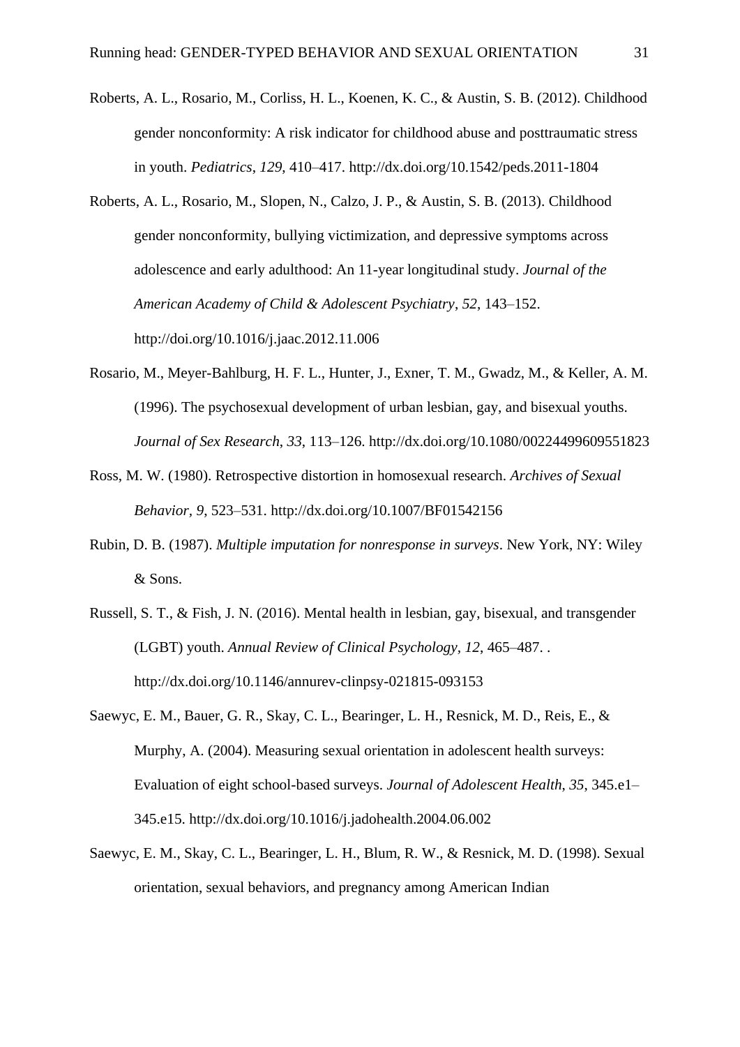Roberts, A. L., Rosario, M., Corliss, H. L., Koenen, K. C., & Austin, S. B. (2012). Childhood gender nonconformity: A risk indicator for childhood abuse and posttraumatic stress in youth. *Pediatrics*, *129*, 410–417. http://dx.doi.org/10.1542/peds.2011-1804

Roberts, A. L., Rosario, M., Slopen, N., Calzo, J. P., & Austin, S. B. (2013). Childhood gender nonconformity, bullying victimization, and depressive symptoms across adolescence and early adulthood: An 11-year longitudinal study. *Journal of the American Academy of Child & Adolescent Psychiatry*, *52*, 143–152. http://doi.org/10.1016/j.jaac.2012.11.006

Rosario, M., Meyer-Bahlburg, H. F. L., Hunter, J., Exner, T. M., Gwadz, M., & Keller, A. M. (1996). The psychosexual development of urban lesbian, gay, and bisexual youths. *Journal of Sex Research*, *33*, 113–126. http://dx.doi.org/10.1080/00224499609551823

Ross, M. W. (1980). Retrospective distortion in homosexual research. *Archives of Sexual Behavior, 9*, 523–531. http://dx.doi.org/10.1007/BF01542156

Rubin, D. B. (1987). *Multiple imputation for nonresponse in surveys*. New York, NY: Wiley & Sons.

Russell, S. T., & Fish, J. N. (2016). Mental health in lesbian, gay, bisexual, and transgender (LGBT) youth. *Annual Review of Clinical Psychology*, *12*, 465–487. . http://dx.doi.org/10.1146/annurev-clinpsy-021815-093153

Saewyc, E. M., Bauer, G. R., Skay, C. L., Bearinger, L. H., Resnick, M. D., Reis, E., & Murphy, A. (2004). Measuring sexual orientation in adolescent health surveys: Evaluation of eight school-based surveys. *Journal of Adolescent Health*, *35*, 345.e1–345.e15. http://dx.doi.org/10.1016/j.jadohealth.2004.06.002

Saewyc, E. M., Skay, C. L., Bearinger, L. H., Blum, R. W., & Resnick, M. D. (1998). Sexual orientation, sexual behaviors, and pregnancy among American Indian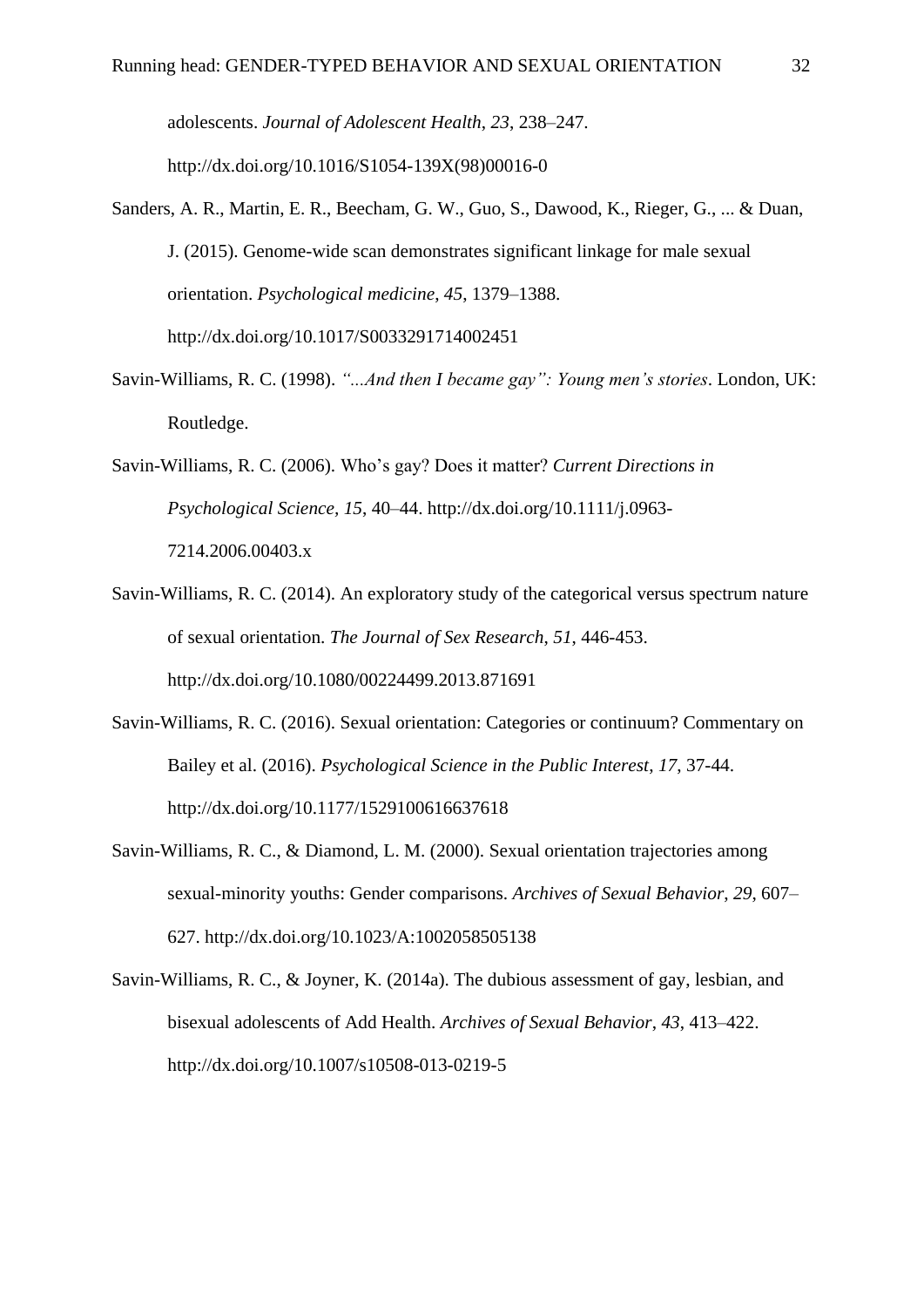adolescents. *Journal of Adolescent Health*, *23*, 238–247. http://dx.doi.org/10.1016/S1054-139X(98)00016-0

Sanders, A. R., Martin, E. R., Beecham, G. W., Guo, S., Dawood, K., Rieger, G., ... & Duan, J. (2015). Genome-wide scan demonstrates significant linkage for male sexual orientation. *Psychological medicine*, *45*, 1379–1388. http://dx.doi.org/10.1017/S0033291714002451

Savin-Williams, R. C. (1998). *"...And then I became gay": Young men's stories*. London, UK: Routledge.

Savin-Williams, R. C. (2006). Who's gay? Does it matter? *Current Directions in Psychological Science, 15*, 40–44. http://dx.doi.org/10.1111/j.0963-7214.2006.00403.x

Savin-Williams, R. C. (2014). An exploratory study of the categorical versus spectrum nature of sexual orientation. *The Journal of Sex Research*, *51*, 446-453. http://dx.doi.org/10.1080/00224499.2013.871691

Savin-Williams, R. C. (2016). Sexual orientation: Categories or continuum? Commentary on Bailey et al. (2016). *Psychological Science in the Public Interest*, *17*, 37-44. http://dx.doi.org/10.1177/1529100616637618

Savin-Williams, R. C., & Diamond, L. M. (2000). Sexual orientation trajectories among sexual-minority youths: Gender comparisons. *Archives of Sexual Behavior*, *29*, 607–627. http://dx.doi.org/10.1023/A:1002058505138

Savin-Williams, R. C., & Joyner, K. (2014a). The dubious assessment of gay, lesbian, and bisexual adolescents of Add Health. *Archives of Sexual Behavior*, *43*, 413–422. http://dx.doi.org/10.1007/s10508-013-0219-5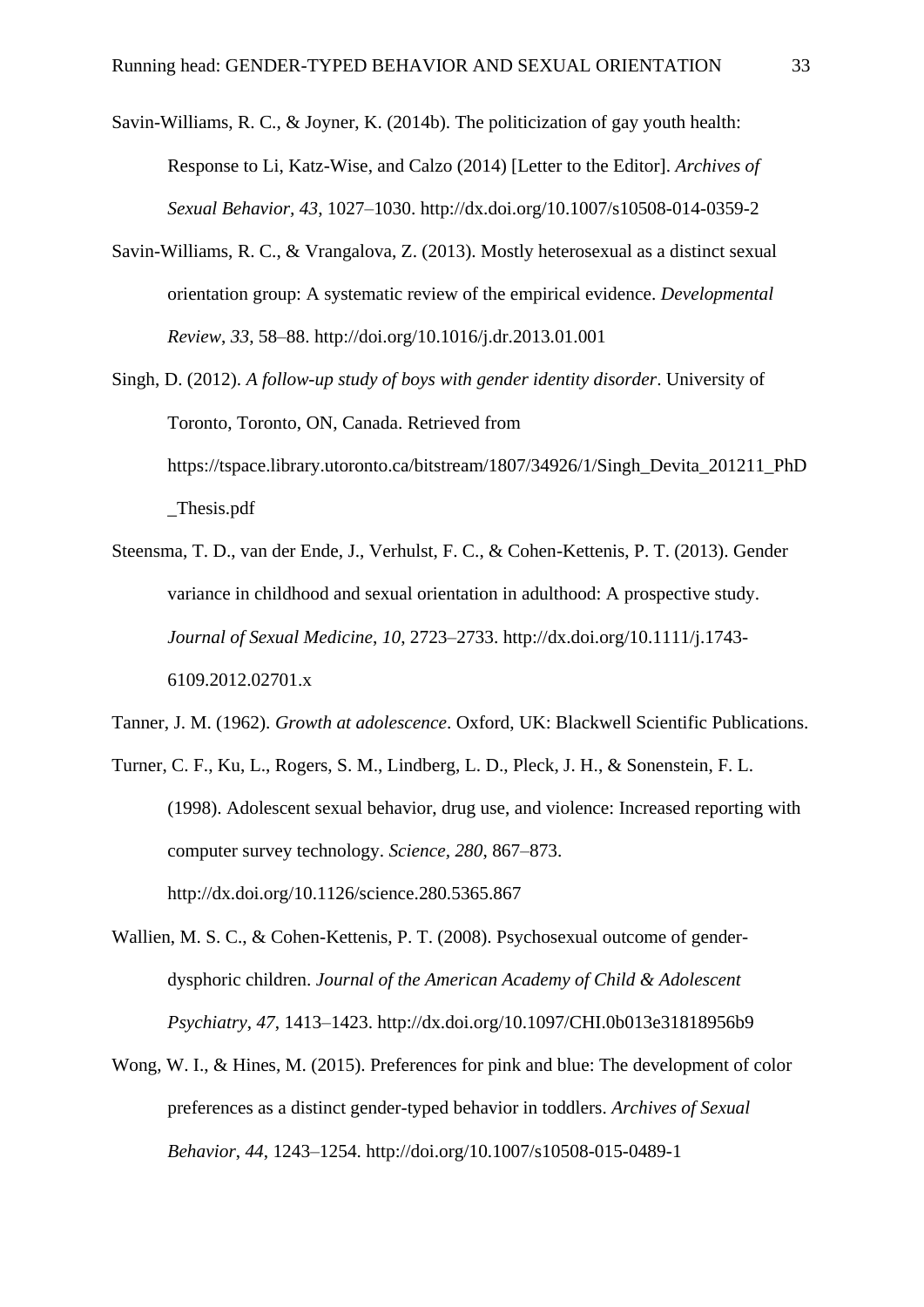Savin-Williams, R. C., & Joyner, K. (2014b). The politicization of gay youth health: Response to Li, Katz-Wise, and Calzo (2014) [Letter to the Editor]. *Archives of Sexual Behavior*, *43*, 1027–1030. http://dx.doi.org/10.1007/s10508-014-0359-2

Savin-Williams, R. C., & Vrangalova, Z. (2013). Mostly heterosexual as a distinct sexual orientation group: A systematic review of the empirical evidence. *Developmental Review*, *33*, 58–88. http://doi.org/10.1016/j.dr.2013.01.001

Singh, D. (2012). *A follow-up study of boys with gender identity disorder*. University of Toronto, Toronto, ON, Canada. Retrieved from https://tspace.library.utoronto.ca/bitstream/1807/34926/1/Singh_Devita_201211_PhD_Thesis.pdf

Steensma, T. D., van der Ende, J., Verhulst, F. C., & Cohen-Kettenis, P. T. (2013). Gender variance in childhood and sexual orientation in adulthood: A prospective study. *Journal of Sexual Medicine*, *10*, 2723–2733. http://dx.doi.org/10.1111/j.1743-6109.2012.02701.x

Tanner, J. M. (1962). *Growth at adolescence*. Oxford, UK: Blackwell Scientific Publications.

Turner, C. F., Ku, L., Rogers, S. M., Lindberg, L. D., Pleck, J. H., & Sonenstein, F. L. (1998). Adolescent sexual behavior, drug use, and violence: Increased reporting with computer survey technology. *Science*, *280*, 867–873. http://dx.doi.org/10.1126/science.280.5365.867

Wallien, M. S. C., & Cohen-Kettenis, P. T. (2008). Psychosexual outcome of gender-dysphoric children. *Journal of the American Academy of Child & Adolescent Psychiatry*, *47*, 1413–1423. http://dx.doi.org/10.1097/CHI.0b013e31818956b9

Wong, W. I., & Hines, M. (2015). Preferences for pink and blue: The development of color preferences as a distinct gender-typed behavior in toddlers. *Archives of Sexual Behavior*, *44*, 1243–1254. http://doi.org/10.1007/s10508-015-0489-1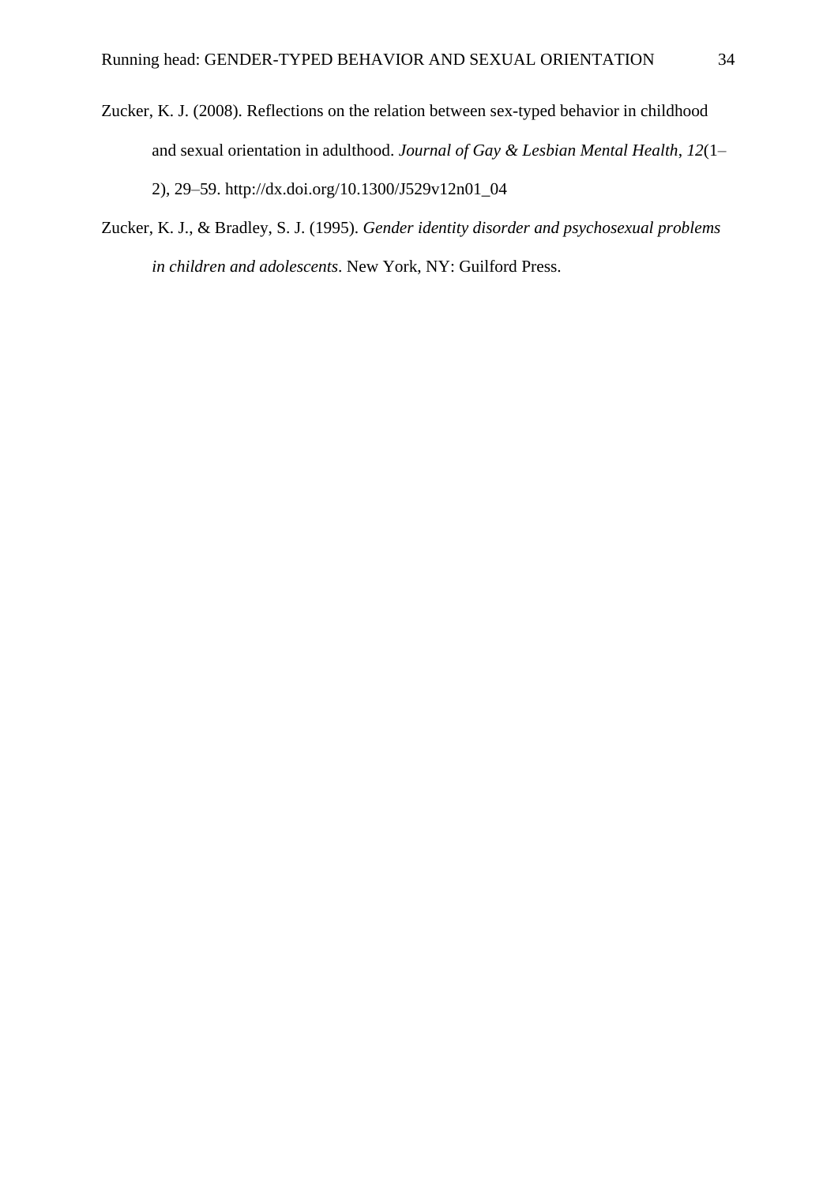Zucker, K. J. (2008). Reflections on the relation between sex-typed behavior in childhood and sexual orientation in adulthood. *Journal of Gay & Lesbian Mental Health*, *12*(1–2), 29–59. http://dx.doi.org/10.1300/J529v12n01_04

Zucker, K. J., & Bradley, S. J. (1995). *Gender identity disorder and psychosexual problems in children and adolescents*. New York, NY: Guilford Press.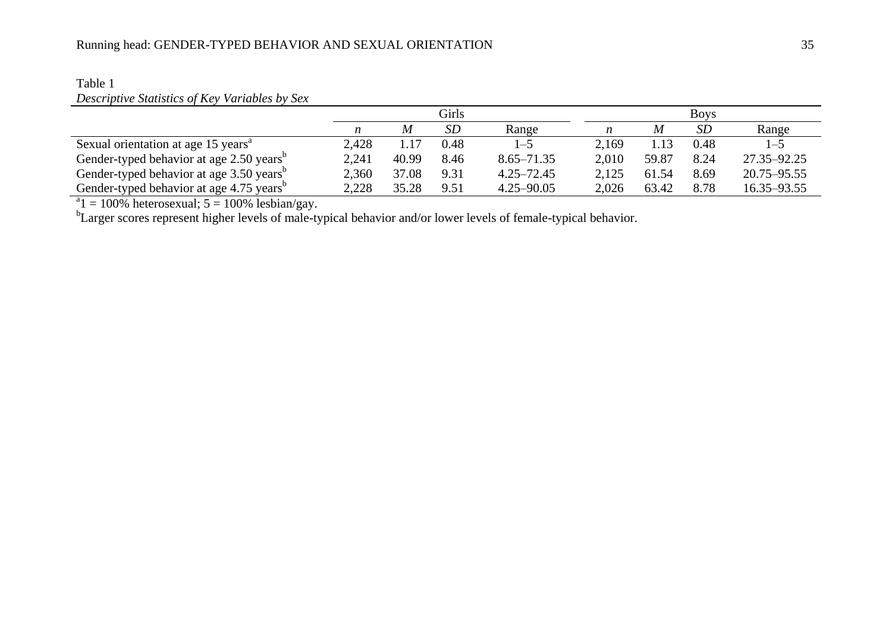Table 1

*Descriptive Statistics of Key Variables by Sex*

| | Girls | | | | Boys | | | |
|---|---|---|---|---|---|---|---|---|
| | *n* | *M* | *SD* | Range | *n* | *M* | *SD* | Range |
| Sexual orientation at age 15 years[a] | 2,428 | 1.17 | 0.48 | 1–5 | 2,169 | 1.13 | 0.48 | 1–5 |
| Gender-typed behavior at age 2.50 years[b] | 2,241 | 40.99 | 8.46 | 8.65–71.35 | 2,010 | 59.87 | 8.24 | 27.35–92.25 |
| Gender-typed behavior at age 3.50 years[b] | 2,360 | 37.08 | 9.31 | 4.25–72.45 | 2,125 | 61.54 | 8.69 | 20.75–95.55 |
| Gender-typed behavior at age 4.75 years[b] | 2,228 | 35.28 | 9.51 | 4.25–90.05 | 2,026 | 63.42 | 8.78 | 16.35–93.55 |

[a]1 = 100% heterosexual; 5 = 100% lesbian/gay.

[b]Larger scores represent higher levels of male-typical behavior and/or lower levels of female-typical behavior.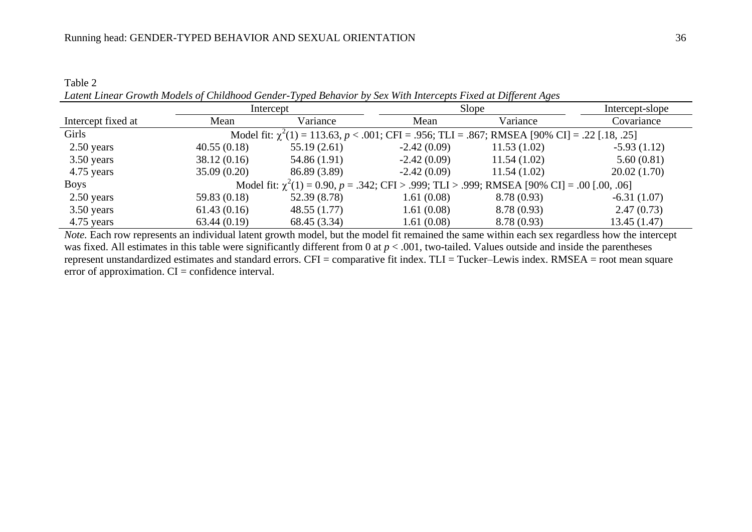Table 2

*Latent Linear Growth Models of Childhood Gender-Typed Behavior by Sex With Intercepts Fixed at Different Ages*

| | Intercept | | Slope | | Intercept-slope |
|---|---|---|---|---|---|
| Intercept fixed at | Mean | Variance | Mean | Variance | Covariance |
| Girls | Model fit: $\chi^2(1) = 113.63$, $p < .001$; CFI = .956; TLI = .867; RMSEA [90% CI] = .22 [.18, .25] | | | | |
| 2.50 years | 40.55 (0.18) | 55.19 (2.61) | -2.42 (0.09) | 11.53 (1.02) | -5.93 (1.12) |
| 3.50 years | 38.12 (0.16) | 54.86 (1.91) | -2.42 (0.09) | 11.54 (1.02) | 5.60 (0.81) |
| 4.75 years | 35.09 (0.20) | 86.89 (3.89) | -2.42 (0.09) | 11.54 (1.02) | 20.02 (1.70) |
| Boys | Model fit: $\chi^2(1) = 0.90$, $p = .342$; CFI > .999; TLI > .999; RMSEA [90% CI] = .00 [.00, .06] | | | | |
| 2.50 years | 59.83 (0.18) | 52.39 (8.78) | 1.61 (0.08) | 8.78 (0.93) | -6.31 (1.07) |
| 3.50 years | 61.43 (0.16) | 48.55 (1.77) | 1.61 (0.08) | 8.78 (0.93) | 2.47 (0.73) |
| 4.75 years | 63.44 (0.19) | 68.45 (3.34) | 1.61 (0.08) | 8.78 (0.93) | 13.45 (1.47) |

*Note.* Each row represents an individual latent growth model, but the model fit remained the same within each sex regardless how the intercept was fixed. All estimates in this table were significantly different from 0 at $p < .001$, two-tailed. Values outside and inside the parentheses represent unstandardized estimates and standard errors. CFI = comparative fit index. TLI = Tucker–Lewis index. RMSEA = root mean square error of approximation. CI = confidence interval.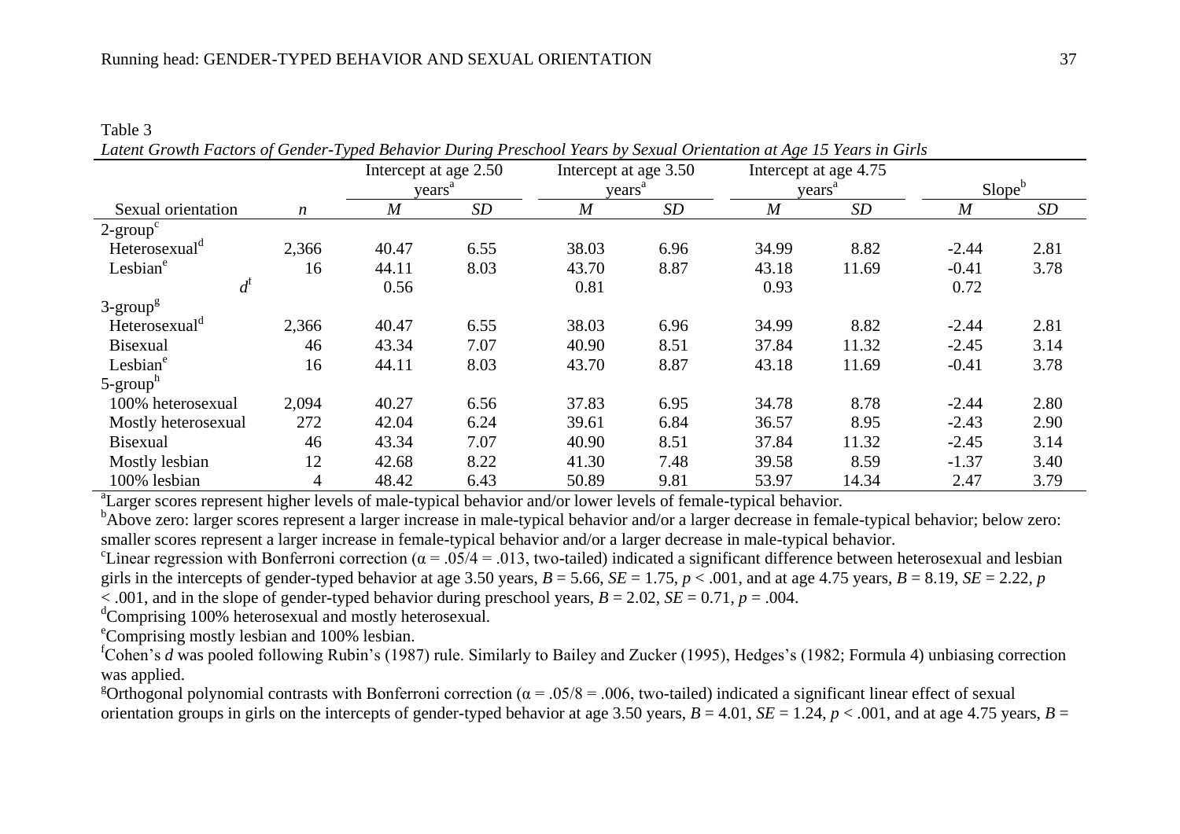Table 3

*Latent Growth Factors of Gender-Typed Behavior During Preschool Years by Sexual Orientation at Age 15 Years in Girls*

| | | Intercept at age 2.50 years[a] | | Intercept at age 3.50 years[a] | | Intercept at age 4.75 years[a] | | Slope[b] | |
|---|---|---|---|---|---|---|---|---|---|
| Sexual orientation | *n* | *M* | *SD* | *M* | *SD* | *M* | *SD* | *M* | *SD* |
| 2-group[c] | | | | | | | | | |
| Heterosexual[d] | 2,366 | 40.47 | 6.55 | 38.03 | 6.96 | 34.99 | 8.82 | -2.44 | 2.81 |
| Lesbian[e] | 16 | 44.11 | 8.03 | 43.70 | 8.87 | 43.18 | 11.69 | -0.41 | 3.78 |
| *d*[f] | | 0.56 | | 0.81 | | 0.93 | | 0.72 | |
| 3-group[g] | | | | | | | | | |
| Heterosexual[d] | 2,366 | 40.47 | 6.55 | 38.03 | 6.96 | 34.99 | 8.82 | -2.44 | 2.81 |
| Bisexual | 46 | 43.34 | 7.07 | 40.90 | 8.51 | 37.84 | 11.32 | -2.45 | 3.14 |
| Lesbian[e] | 16 | 44.11 | 8.03 | 43.70 | 8.87 | 43.18 | 11.69 | -0.41 | 3.78 |
| 5-group[h] | | | | | | | | | |
| 100% heterosexual | 2,094 | 40.27 | 6.56 | 37.83 | 6.95 | 34.78 | 8.78 | -2.44 | 2.80 |
| Mostly heterosexual | 272 | 42.04 | 6.24 | 39.61 | 6.84 | 36.57 | 8.95 | -2.43 | 2.90 |
| Bisexual | 46 | 43.34 | 7.07 | 40.90 | 8.51 | 37.84 | 11.32 | -2.45 | 3.14 |
| Mostly lesbian | 12 | 42.68 | 8.22 | 41.30 | 7.48 | 39.58 | 8.59 | -1.37 | 3.40 |
| 100% lesbian | 4 | 48.42 | 6.43 | 50.89 | 9.81 | 53.97 | 14.34 | 2.47 | 3.79 |

[a]Larger scores represent higher levels of male-typical behavior and/or lower levels of female-typical behavior.

[b]Above zero: larger scores represent a larger increase in male-typical behavior and/or a larger decrease in female-typical behavior; below zero: smaller scores represent a larger increase in female-typical behavior and/or a larger decrease in male-typical behavior.

[c]Linear regression with Bonferroni correction ($\alpha = .05/4 = .013$, two-tailed) indicated a significant difference between heterosexual and lesbian girls in the intercepts of gender-typed behavior at age 3.50 years, $B = 5.66$, $SE = 1.75$, $p < .001$, and at age 4.75 years, $B = 8.19$, $SE = 2.22$, $p < .001$, and in the slope of gender-typed behavior during preschool years, $B = 2.02$, $SE = 0.71$, $p = .004$.

[d]Comprising 100% heterosexual and mostly heterosexual.

[e]Comprising mostly lesbian and 100% lesbian.

[f]Cohen's *d* was pooled following Rubin's (1987) rule. Similarly to Bailey and Zucker (1995), Hedges's (1982; Formula 4) unbiasing correction was applied.

[g]Orthogonal polynomial contrasts with Bonferroni correction ($\alpha = .05/8 = .006$, two-tailed) indicated a significant linear effect of sexual orientation groups in girls on the intercepts of gender-typed behavior at age 3.50 years, $B = 4.01$, $SE = 1.24$, $p < .001$, and at age 4.75 years, $B =$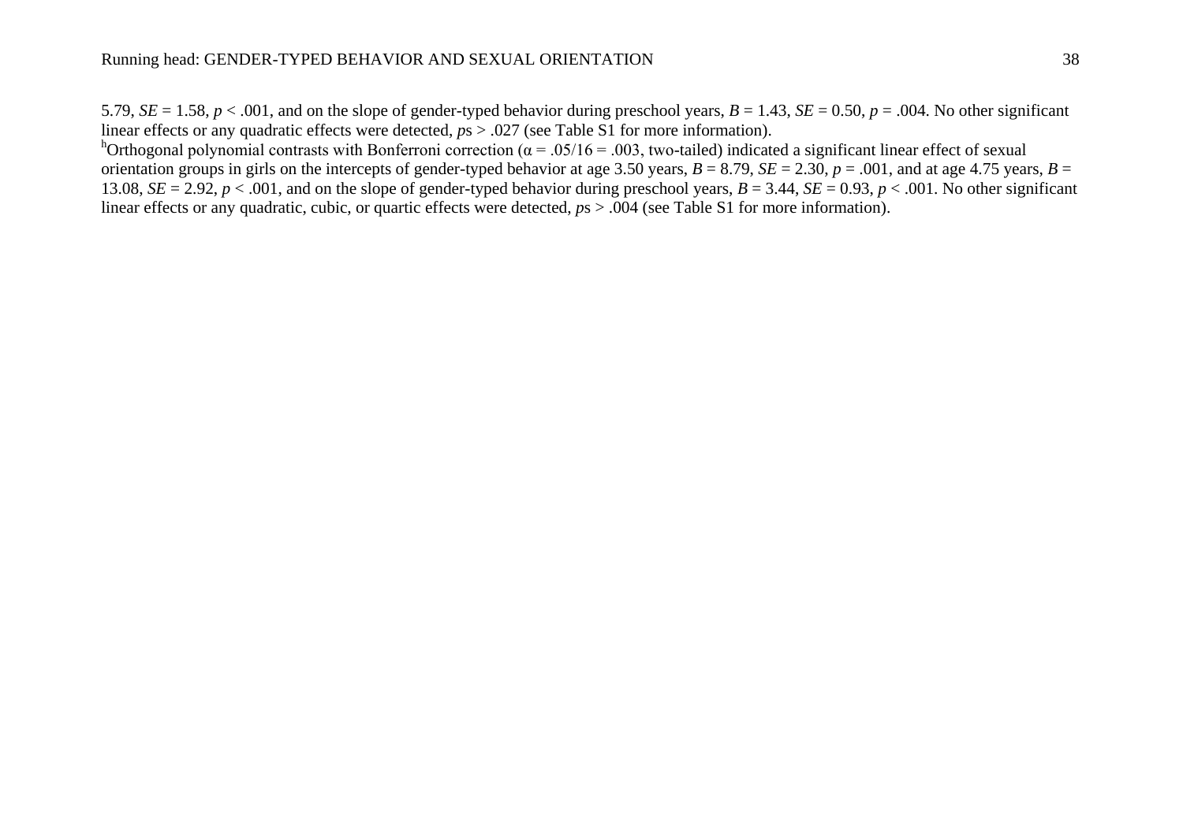5.79, $SE = 1.58$, $p < .001$, and on the slope of gender-typed behavior during preschool years, $B = 1.43$, $SE = 0.50$, $p = .004$. No other significant linear effects or any quadratic effects were detected, $p$s > .027 (see Table S1 for more information).

[h]Orthogonal polynomial contrasts with Bonferroni correction ($\alpha = .05/16 = .003$, two-tailed) indicated a significant linear effect of sexual orientation groups in girls on the intercepts of gender-typed behavior at age 3.50 years, $B = 8.79$, $SE = 2.30$, $p = .001$, and at age 4.75 years, $B = 13.08$, $SE = 2.92$, $p < .001$, and on the slope of gender-typed behavior during preschool years, $B = 3.44$, $SE = 0.93$, $p < .001$. No other significant linear effects or any quadratic, cubic, or quartic effects were detected, $p$s > .004 (see Table S1 for more information).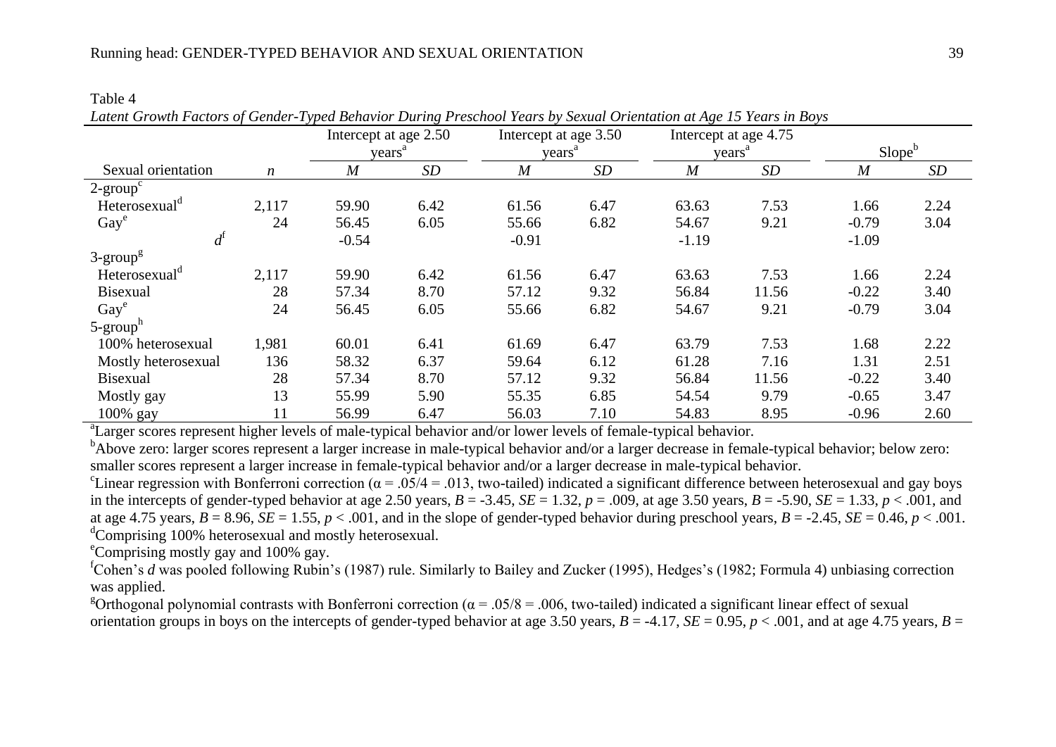Table 4

*Latent Growth Factors of Gender-Typed Behavior During Preschool Years by Sexual Orientation at Age 15 Years in Boys*

| | | Intercept at age 2.50 years[a] | | Intercept at age 3.50 years[a] | | Intercept at age 4.75 years[a] | | Slope[b] | |
|---|---|---|---|---|---|---|---|---|---|
| Sexual orientation | *n* | *M* | *SD* | *M* | *SD* | *M* | *SD* | *M* | *SD* |
| 2-group[c] | | | | | | | | | |
| Heterosexual[d] | 2,117 | 59.90 | 6.42 | 61.56 | 6.47 | 63.63 | 7.53 | 1.66 | 2.24 |
| Gay[e] | 24 | 56.45 | 6.05 | 55.66 | 6.82 | 54.67 | 9.21 | -0.79 | 3.04 |
| *d*[f] | | -0.54 | | -0.91 | | -1.19 | | -1.09 | |
| 3-group[g] | | | | | | | | | |
| Heterosexual[d] | 2,117 | 59.90 | 6.42 | 61.56 | 6.47 | 63.63 | 7.53 | 1.66 | 2.24 |
| Bisexual | 28 | 57.34 | 8.70 | 57.12 | 9.32 | 56.84 | 11.56 | -0.22 | 3.40 |
| Gay[e] | 24 | 56.45 | 6.05 | 55.66 | 6.82 | 54.67 | 9.21 | -0.79 | 3.04 |
| 5-group[h] | | | | | | | | | |
| 100% heterosexual | 1,981 | 60.01 | 6.41 | 61.69 | 6.47 | 63.79 | 7.53 | 1.68 | 2.22 |
| Mostly heterosexual | 136 | 58.32 | 6.37 | 59.64 | 6.12 | 61.28 | 7.16 | 1.31 | 2.51 |
| Bisexual | 28 | 57.34 | 8.70 | 57.12 | 9.32 | 56.84 | 11.56 | -0.22 | 3.40 |
| Mostly gay | 13 | 55.99 | 5.90 | 55.35 | 6.85 | 54.54 | 9.79 | -0.65 | 3.47 |
| 100% gay | 11 | 56.99 | 6.47 | 56.03 | 7.10 | 54.83 | 8.95 | -0.96 | 2.60 |

[a]Larger scores represent higher levels of male-typical behavior and/or lower levels of female-typical behavior.

[b]Above zero: larger scores represent a larger increase in male-typical behavior and/or a larger decrease in female-typical behavior; below zero: smaller scores represent a larger increase in female-typical behavior and/or a larger decrease in male-typical behavior.

[c]Linear regression with Bonferroni correction ($\alpha = .05/4 = .013$, two-tailed) indicated a significant difference between heterosexual and gay boys in the intercepts of gender-typed behavior at age 2.50 years, $B = -3.45$, $SE = 1.32$, $p = .009$, at age 3.50 years, $B = -5.90$, $SE = 1.33$, $p < .001$, and at age 4.75 years, $B = 8.96$, $SE = 1.55$, $p < .001$, and in the slope of gender-typed behavior during preschool years, $B = -2.45$, $SE = 0.46$, $p < .001$.

[d]Comprising 100% heterosexual and mostly heterosexual.

[e]Comprising mostly gay and 100% gay.

[f]Cohen's *d* was pooled following Rubin's (1987) rule. Similarly to Bailey and Zucker (1995), Hedges's (1982; Formula 4) unbiasing correction was applied.

[g]Orthogonal polynomial contrasts with Bonferroni correction ($\alpha = .05/8 = .006$, two-tailed) indicated a significant linear effect of sexual orientation groups in boys on the intercepts of gender-typed behavior at age 3.50 years, $B = -4.17$, $SE = 0.95$, $p < .001$, and at age 4.75 years, $B =$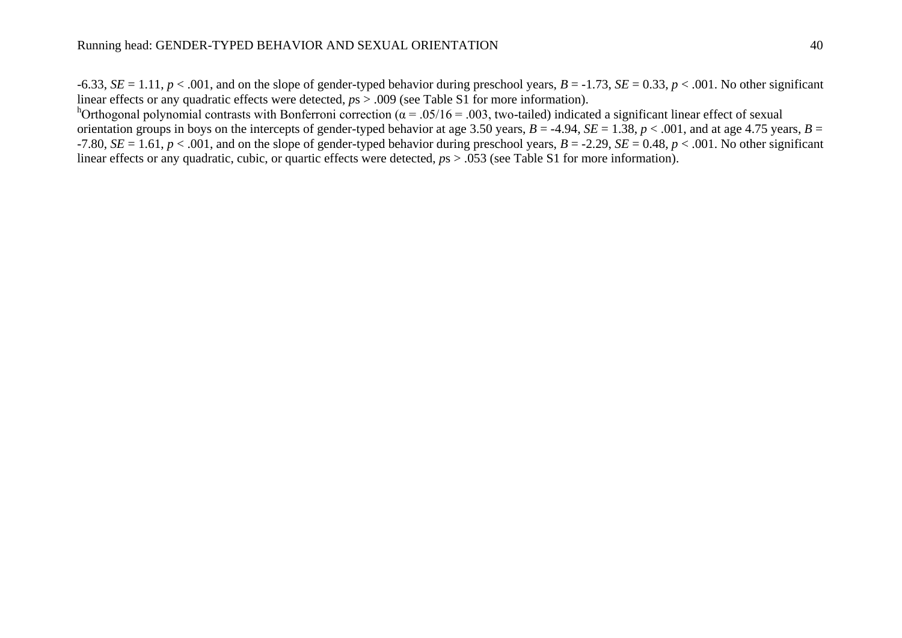-6.33, $SE = 1.11$, $p < .001$, and on the slope of gender-typed behavior during preschool years, $B = -1.73$, $SE = 0.33$, $p < .001$. No other significant linear effects or any quadratic effects were detected, $p$s > .009 (see Table S1 for more information).

[h]Orthogonal polynomial contrasts with Bonferroni correction ($\alpha = .05/16 = .003$, two-tailed) indicated a significant linear effect of sexual orientation groups in boys on the intercepts of gender-typed behavior at age 3.50 years, $B = -4.94$, $SE = 1.38$, $p < .001$, and at age 4.75 years, $B = -7.80$, $SE = 1.61$, $p < .001$, and on the slope of gender-typed behavior during preschool years, $B = -2.29$, $SE = 0.48$, $p < .001$. No other significant linear effects or any quadratic, cubic, or quartic effects were detected, $p$s > .053 (see Table S1 for more information).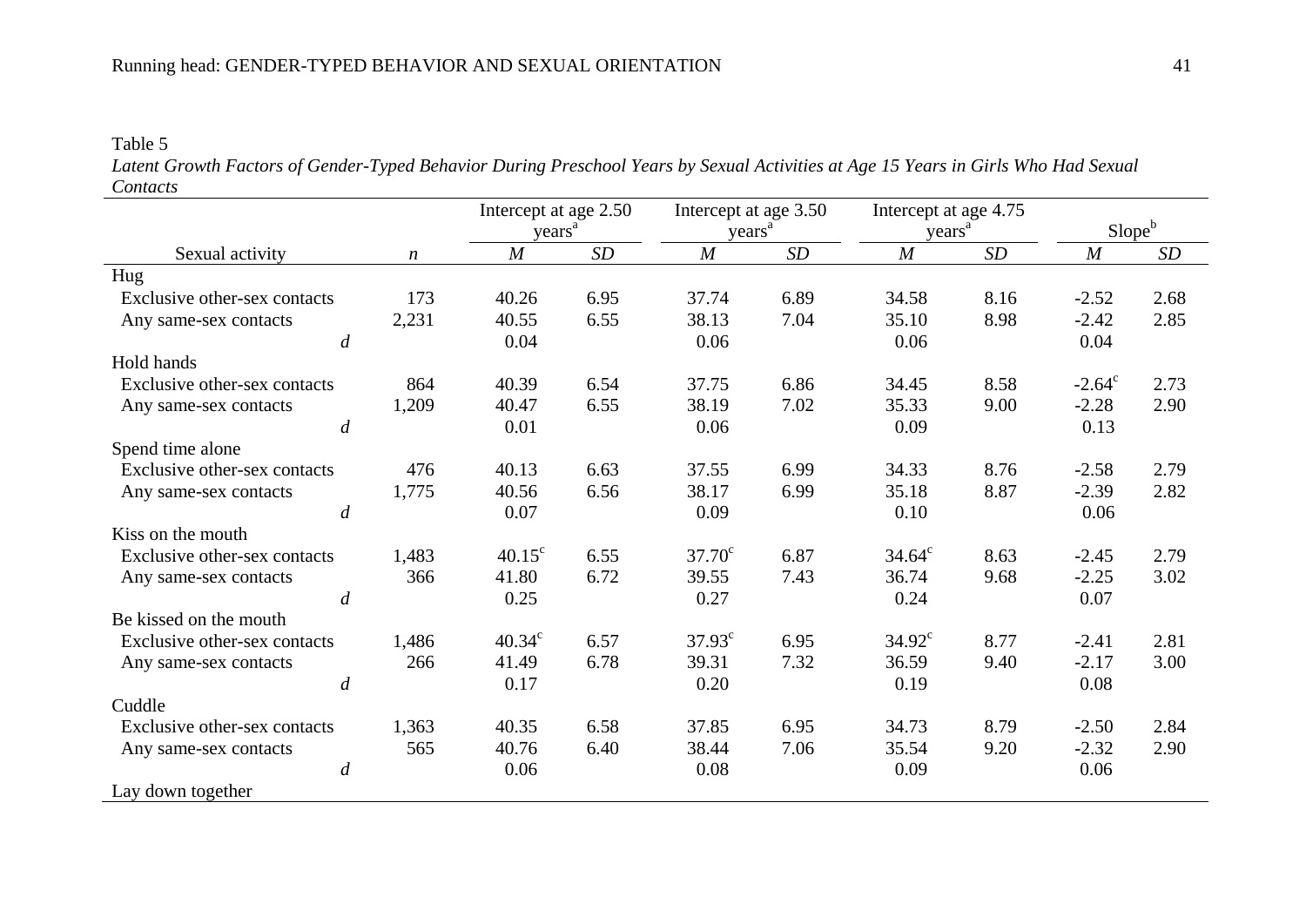Table 5

*Latent Growth Factors of Gender-Typed Behavior During Preschool Years by Sexual Activities at Age 15 Years in Girls Who Had Sexual Contacts*

| | | Intercept at age 2.50 years[a] | | Intercept at age 3.50 years[a] | | Intercept at age 4.75 years[a] | | Slope[b] | |
|---|---|---|---|---|---|---|---|---|---|
| Sexual activity | *n* | *M* | *SD* | *M* | *SD* | *M* | *SD* | *M* | *SD* |
| Hug | | | | | | | | | |
| Exclusive other-sex contacts | 173 | 40.26 | 6.95 | 37.74 | 6.89 | 34.58 | 8.16 | -2.52 | 2.68 |
| Any same-sex contacts | 2,231 | 40.55 | 6.55 | 38.13 | 7.04 | 35.10 | 8.98 | -2.42 | 2.85 |
| *d* | | 0.04 | | 0.06 | | 0.06 | | 0.04 | |
| Hold hands | | | | | | | | | |
| Exclusive other-sex contacts | 864 | 40.39 | 6.54 | 37.75 | 6.86 | 34.45 | 8.58 | -2.64[c] | 2.73 |
| Any same-sex contacts | 1,209 | 40.47 | 6.55 | 38.19 | 7.02 | 35.33 | 9.00 | -2.28 | 2.90 |
| *d* | | 0.01 | | 0.06 | | 0.09 | | 0.13 | |
| Spend time alone | | | | | | | | | |
| Exclusive other-sex contacts | 476 | 40.13 | 6.63 | 37.55 | 6.99 | 34.33 | 8.76 | -2.58 | 2.79 |
| Any same-sex contacts | 1,775 | 40.56 | 6.56 | 38.17 | 6.99 | 35.18 | 8.87 | -2.39 | 2.82 |
| *d* | | 0.07 | | 0.09 | | 0.10 | | 0.06 | |
| Kiss on the mouth | | | | | | | | | |
| Exclusive other-sex contacts | 1,483 | 40.15[c] | 6.55 | 37.70[c] | 6.87 | 34.64[c] | 8.63 | -2.45 | 2.79 |
| Any same-sex contacts | 366 | 41.80 | 6.72 | 39.55 | 7.43 | 36.74 | 9.68 | -2.25 | 3.02 |
| *d* | | 0.25 | | 0.27 | | 0.24 | | 0.07 | |
| Be kissed on the mouth | | | | | | | | | |
| Exclusive other-sex contacts | 1,486 | 40.34[c] | 6.57 | 37.93[c] | 6.95 | 34.92[c] | 8.77 | -2.41 | 2.81 |
| Any same-sex contacts | 266 | 41.49 | 6.78 | 39.31 | 7.32 | 36.59 | 9.40 | -2.17 | 3.00 |
| *d* | | 0.17 | | 0.20 | | 0.19 | | 0.08 | |
| Cuddle | | | | | | | | | |
| Exclusive other-sex contacts | 1,363 | 40.35 | 6.58 | 37.85 | 6.95 | 34.73 | 8.79 | -2.50 | 2.84 |
| Any same-sex contacts | 565 | 40.76 | 6.40 | 38.44 | 7.06 | 35.54 | 9.20 | -2.32 | 2.90 |
| *d* | | 0.06 | | 0.08 | | 0.09 | | 0.06 | |
| Lay down together | | | | | | | | | |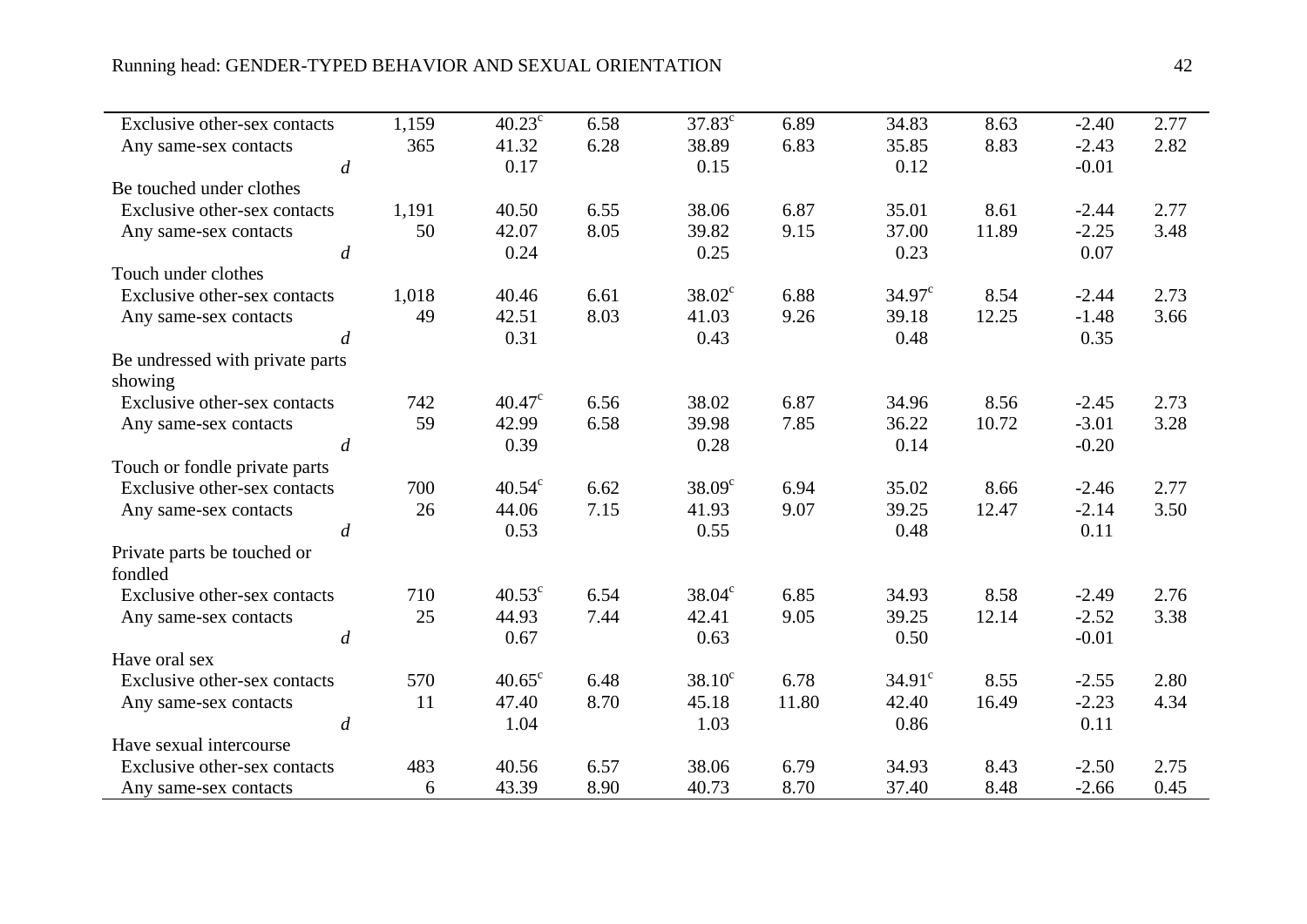| | | | | | | | | | |
|---|---|---|---|---|---|---|---|---|---|
| Exclusive other-sex contacts | 1,159 | 40.23[c] | 6.58 | 37.83[c] | 6.89 | 34.83 | 8.63 | -2.40 | 2.77 |
| Any same-sex contacts | 365 | 41.32 | 6.28 | 38.89 | 6.83 | 35.85 | 8.83 | -2.43 | 2.82 |
| *d* | | 0.17 | | 0.15 | | 0.12 | | -0.01 | |
| Be touched under clothes | | | | | | | | | |
| Exclusive other-sex contacts | 1,191 | 40.50 | 6.55 | 38.06 | 6.87 | 35.01 | 8.61 | -2.44 | 2.77 |
| Any same-sex contacts | 50 | 42.07 | 8.05 | 39.82 | 9.15 | 37.00 | 11.89 | -2.25 | 3.48 |
| *d* | | 0.24 | | 0.25 | | 0.23 | | 0.07 | |
| Touch under clothes | | | | | | | | | |
| Exclusive other-sex contacts | 1,018 | 40.46 | 6.61 | 38.02[c] | 6.88 | 34.97[c] | 8.54 | -2.44 | 2.73 |
| Any same-sex contacts | 49 | 42.51 | 8.03 | 41.03 | 9.26 | 39.18 | 12.25 | -1.48 | 3.66 |
| *d* | | 0.31 | | 0.43 | | 0.48 | | 0.35 | |
| Be undressed with private parts showing | | | | | | | | | |
| Exclusive other-sex contacts | 742 | 40.47[c] | 6.56 | 38.02 | 6.87 | 34.96 | 8.56 | -2.45 | 2.73 |
| Any same-sex contacts | 59 | 42.99 | 6.58 | 39.98 | 7.85 | 36.22 | 10.72 | -3.01 | 3.28 |
| *d* | | 0.39 | | 0.28 | | 0.14 | | -0.20 | |
| Touch or fondle private parts | | | | | | | | | |
| Exclusive other-sex contacts | 700 | 40.54[c] | 6.62 | 38.09[c] | 6.94 | 35.02 | 8.66 | -2.46 | 2.77 |
| Any same-sex contacts | 26 | 44.06 | 7.15 | 41.93 | 9.07 | 39.25 | 12.47 | -2.14 | 3.50 |
| *d* | | 0.53 | | 0.55 | | 0.48 | | 0.11 | |
| Private parts be touched or fondled | | | | | | | | | |
| Exclusive other-sex contacts | 710 | 40.53[c] | 6.54 | 38.04[c] | 6.85 | 34.93 | 8.58 | -2.49 | 2.76 |
| Any same-sex contacts | 25 | 44.93 | 7.44 | 42.41 | 9.05 | 39.25 | 12.14 | -2.52 | 3.38 |
| *d* | | 0.67 | | 0.63 | | 0.50 | | -0.01 | |
| Have oral sex | | | | | | | | | |
| Exclusive other-sex contacts | 570 | 40.65[c] | 6.48 | 38.10[c] | 6.78 | 34.91[c] | 8.55 | -2.55 | 2.80 |
| Any same-sex contacts | 11 | 47.40 | 8.70 | 45.18 | 11.80 | 42.40 | 16.49 | -2.23 | 4.34 |
| *d* | | 1.04 | | 1.03 | | 0.86 | | 0.11 | |
| Have sexual intercourse | | | | | | | | | |
| Exclusive other-sex contacts | 483 | 40.56 | 6.57 | 38.06 | 6.79 | 34.93 | 8.43 | -2.50 | 2.75 |
| Any same-sex contacts | 6 | 43.39 | 8.90 | 40.73 | 8.70 | 37.40 | 8.48 | -2.66 | 0.45 |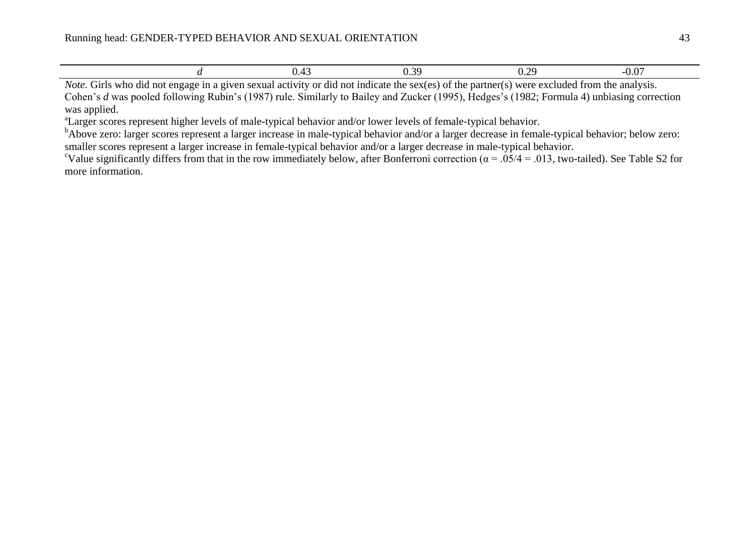| | | | | |
|---|---|---|---|---|
| *d* | 0.43 | 0.39 | 0.29 | -0.07 |

*Note.* Girls who did not engage in a given sexual activity or did not indicate the sex(es) of the partner(s) were excluded from the analysis. Cohen's *d* was pooled following Rubin's (1987) rule. Similarly to Bailey and Zucker (1995), Hedges's (1982; Formula 4) unbiasing correction was applied.

[a]Larger scores represent higher levels of male-typical behavior and/or lower levels of female-typical behavior.

[b]Above zero: larger scores represent a larger increase in male-typical behavior and/or a larger decrease in female-typical behavior; below zero: smaller scores represent a larger increase in female-typical behavior and/or a larger decrease in male-typical behavior.

[c]Value significantly differs from that in the row immediately below, after Bonferroni correction ($\alpha = .05/4 = .013$, two-tailed). See Table S2 for more information.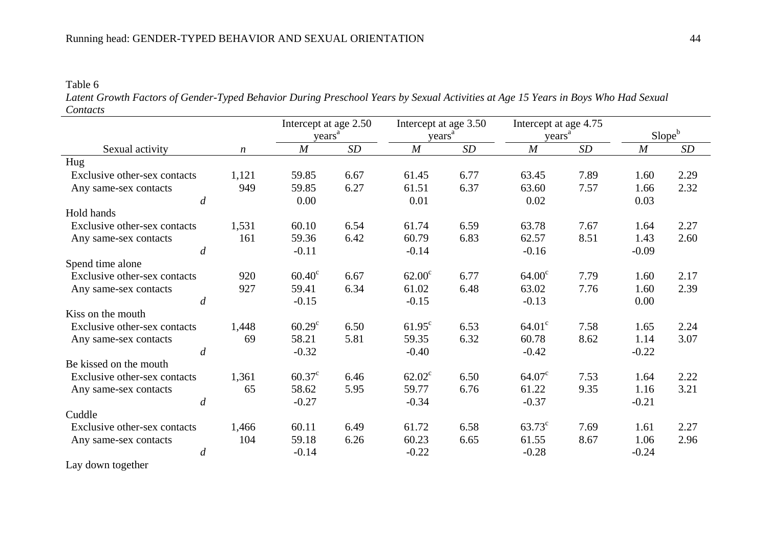Table 6

*Latent Growth Factors of Gender-Typed Behavior During Preschool Years by Sexual Activities at Age 15 Years in Boys Who Had Sexual Contacts*

| | | Intercept at age 2.50 years[a] | | Intercept at age 3.50 years[a] | | Intercept at age 4.75 years[a] | | Slope[b] | |
|---|---|---|---|---|---|---|---|---|---|
| Sexual activity | *n* | *M* | *SD* | *M* | *SD* | *M* | *SD* | *M* | *SD* |
| Hug | | | | | | | | | |
| Exclusive other-sex contacts | 1,121 | 59.85 | 6.67 | 61.45 | 6.77 | 63.45 | 7.89 | 1.60 | 2.29 |
| Any same-sex contacts | 949 | 59.85 | 6.27 | 61.51 | 6.37 | 63.60 | 7.57 | 1.66 | 2.32 |
| *d* | | 0.00 | | 0.01 | | 0.02 | | 0.03 | |
| Hold hands | | | | | | | | | |
| Exclusive other-sex contacts | 1,531 | 60.10 | 6.54 | 61.74 | 6.59 | 63.78 | 7.67 | 1.64 | 2.27 |
| Any same-sex contacts | 161 | 59.36 | 6.42 | 60.79 | 6.83 | 62.57 | 8.51 | 1.43 | 2.60 |
| *d* | | -0.11 | | -0.14 | | -0.16 | | -0.09 | |
| Spend time alone | | | | | | | | | |
| Exclusive other-sex contacts | 920 | 60.40[c] | 6.67 | 62.00[c] | 6.77 | 64.00[c] | 7.79 | 1.60 | 2.17 |
| Any same-sex contacts | 927 | 59.41 | 6.34 | 61.02 | 6.48 | 63.02 | 7.76 | 1.60 | 2.39 |
| *d* | | -0.15 | | -0.15 | | -0.13 | | 0.00 | |
| Kiss on the mouth | | | | | | | | | |
| Exclusive other-sex contacts | 1,448 | 60.29[c] | 6.50 | 61.95[c] | 6.53 | 64.01[c] | 7.58 | 1.65 | 2.24 |
| Any same-sex contacts | 69 | 58.21 | 5.81 | 59.35 | 6.32 | 60.78 | 8.62 | 1.14 | 3.07 |
| *d* | | -0.32 | | -0.40 | | -0.42 | | -0.22 | |
| Be kissed on the mouth | | | | | | | | | |
| Exclusive other-sex contacts | 1,361 | 60.37[c] | 6.46 | 62.02[c] | 6.50 | 64.07[c] | 7.53 | 1.64 | 2.22 |
| Any same-sex contacts | 65 | 58.62 | 5.95 | 59.77 | 6.76 | 61.22 | 9.35 | 1.16 | 3.21 |
| *d* | | -0.27 | | -0.34 | | -0.37 | | -0.21 | |
| Cuddle | | | | | | | | | |
| Exclusive other-sex contacts | 1,466 | 60.11 | 6.49 | 61.72 | 6.58 | 63.73[c] | 7.69 | 1.61 | 2.27 |
| Any same-sex contacts | 104 | 59.18 | 6.26 | 60.23 | 6.65 | 61.55 | 8.67 | 1.06 | 2.96 |
| *d* | | -0.14 | | -0.22 | | -0.28 | | -0.24 | |
| Lay down together | | | | | | | | | |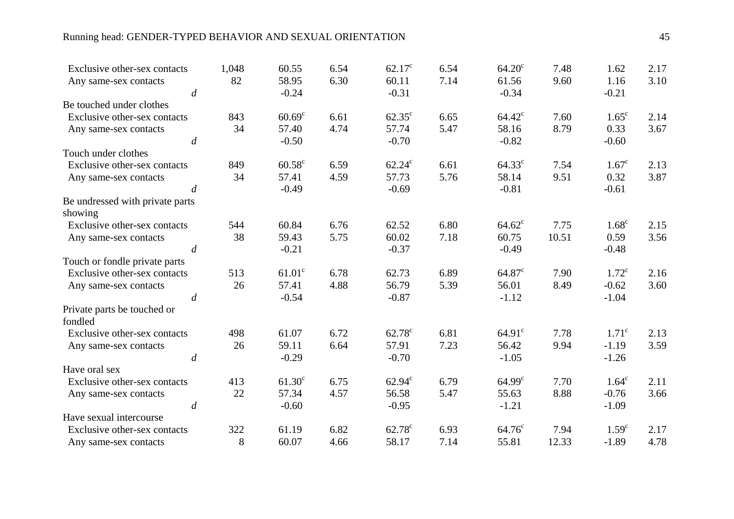| | | | | | | | | | |
|---|---|---|---|---|---|---|---|---|---|
| Exclusive other-sex contacts | 1,048 | 60.55 | 6.54 | 62.17[c] | 6.54 | 64.20[c] | 7.48 | 1.62 | 2.17 |
| Any same-sex contacts | 82 | 58.95 | 6.30 | 60.11 | 7.14 | 61.56 | 9.60 | 1.16 | 3.10 |
| *d* | | -0.24 | | -0.31 | | -0.34 | | -0.21 | |
| Be touched under clothes | | | | | | | | | |
| Exclusive other-sex contacts | 843 | 60.69[c] | 6.61 | 62.35[c] | 6.65 | 64.42[c] | 7.60 | 1.65[c] | 2.14 |
| Any same-sex contacts | 34 | 57.40 | 4.74 | 57.74 | 5.47 | 58.16 | 8.79 | 0.33 | 3.67 |
| *d* | | -0.50 | | -0.70 | | -0.82 | | -0.60 | |
| Touch under clothes | | | | | | | | | |
| Exclusive other-sex contacts | 849 | 60.58[c] | 6.59 | 62.24[c] | 6.61 | 64.33[c] | 7.54 | 1.67[c] | 2.13 |
| Any same-sex contacts | 34 | 57.41 | 4.59 | 57.73 | 5.76 | 58.14 | 9.51 | 0.32 | 3.87 |
| *d* | | -0.49 | | -0.69 | | -0.81 | | -0.61 | |
| Be undressed with private parts showing | | | | | | | | | |
| Exclusive other-sex contacts | 544 | 60.84 | 6.76 | 62.52 | 6.80 | 64.62[c] | 7.75 | 1.68[c] | 2.15 |
| Any same-sex contacts | 38 | 59.43 | 5.75 | 60.02 | 7.18 | 60.75 | 10.51 | 0.59 | 3.56 |
| *d* | | -0.21 | | -0.37 | | -0.49 | | -0.48 | |
| Touch or fondle private parts | | | | | | | | | |
| Exclusive other-sex contacts | 513 | 61.01[c] | 6.78 | 62.73 | 6.89 | 64.87[c] | 7.90 | 1.72[c] | 2.16 |
| Any same-sex contacts | 26 | 57.41 | 4.88 | 56.79 | 5.39 | 56.01 | 8.49 | -0.62 | 3.60 |
| *d* | | -0.54 | | -0.87 | | -1.12 | | -1.04 | |
| Private parts be touched or fondled | | | | | | | | | |
| Exclusive other-sex contacts | 498 | 61.07 | 6.72 | 62.78[c] | 6.81 | 64.91[c] | 7.78 | 1.71[c] | 2.13 |
| Any same-sex contacts | 26 | 59.11 | 6.64 | 57.91 | 7.23 | 56.42 | 9.94 | -1.19 | 3.59 |
| *d* | | -0.29 | | -0.70 | | -1.05 | | -1.26 | |
| Have oral sex | | | | | | | | | |
| Exclusive other-sex contacts | 413 | 61.30[c] | 6.75 | 62.94[c] | 6.79 | 64.99[c] | 7.70 | 1.64[c] | 2.11 |
| Any same-sex contacts | 22 | 57.34 | 4.57 | 56.58 | 5.47 | 55.63 | 8.88 | -0.76 | 3.66 |
| *d* | | -0.60 | | -0.95 | | -1.21 | | -1.09 | |
| Have sexual intercourse | | | | | | | | | |
| Exclusive other-sex contacts | 322 | 61.19 | 6.82 | 62.78[c] | 6.93 | 64.76[c] | 7.94 | 1.59[c] | 2.17 |
| Any same-sex contacts | 8 | 60.07 | 4.66 | 58.17 | 7.14 | 55.81 | 12.33 | -1.89 | 4.78 |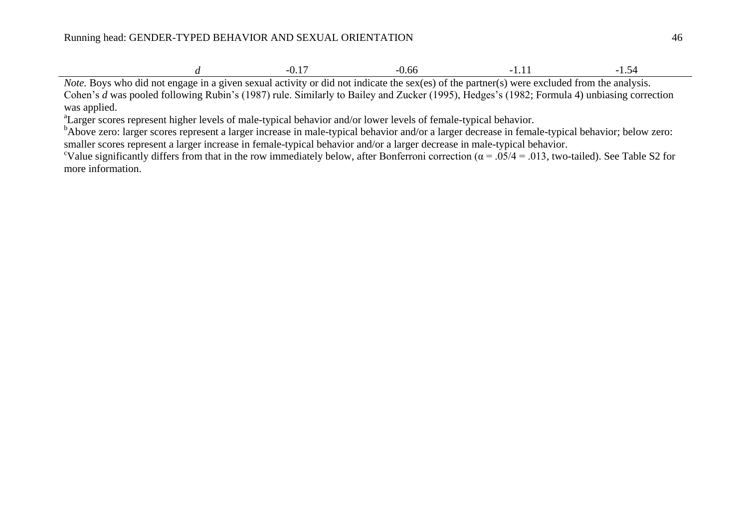| | | | | |
|---|---|---|---|---|
| *d* | -0.17 | -0.66 | -1.11 | -1.54 |

*Note.* Boys who did not engage in a given sexual activity or did not indicate the sex(es) of the partner(s) were excluded from the analysis. Cohen's *d* was pooled following Rubin's (1987) rule. Similarly to Bailey and Zucker (1995), Hedges's (1982; Formula 4) unbiasing correction was applied.

[a]Larger scores represent higher levels of male-typical behavior and/or lower levels of female-typical behavior.

[b]Above zero: larger scores represent a larger increase in male-typical behavior and/or a larger decrease in female-typical behavior; below zero: smaller scores represent a larger increase in female-typical behavior and/or a larger decrease in male-typical behavior.

[c]Value significantly differs from that in the row immediately below, after Bonferroni correction ($\alpha = .05/4 = .013$, two-tailed). See Table S2 for more information.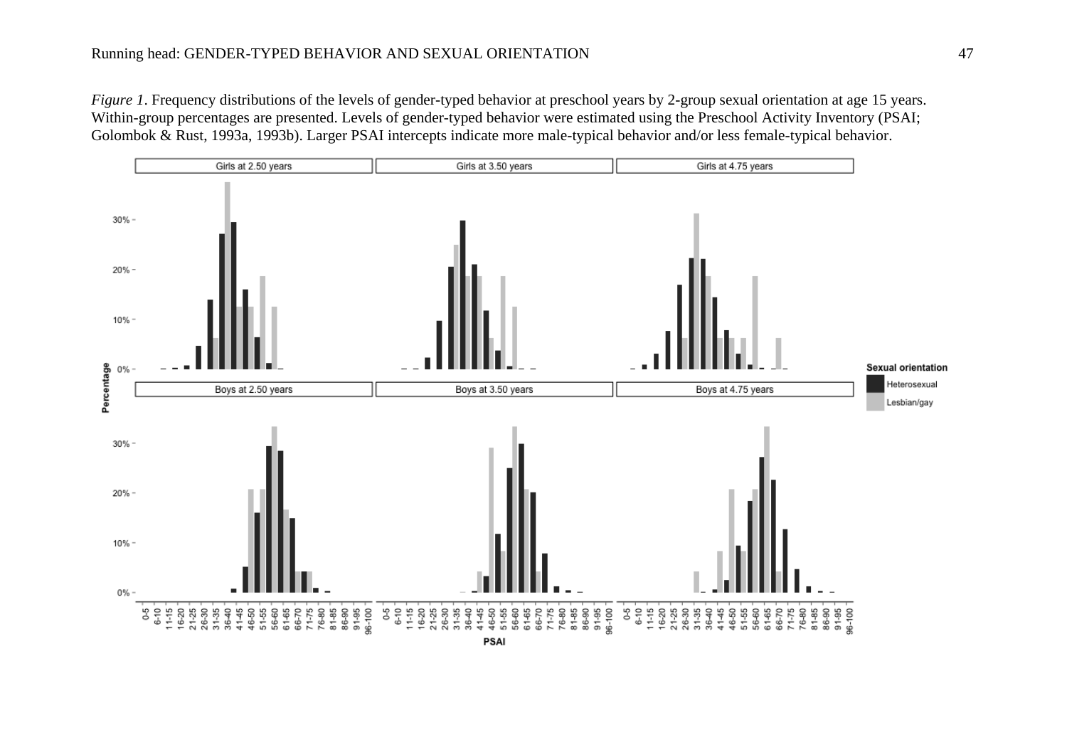*Figure 1*. Frequency distributions of the levels of gender-typed behavior at preschool years by 2-group sexual orientation at age 15 years. Within-group percentages are presented. Levels of gender-typed behavior were estimated using the Preschool Activity Inventory (PSAI; Golombok & Rust, 1993a, 1993b). Larger PSAI intercepts indicate more male-typical behavior and/or less female-typical behavior.

Girls at 2.50 years

Girls at 3.50 years

Girls at 4.75 years

Boys at 2.50 years

Boys at 3.50 years

Boys at 4.75 years

Percentage

0%

10%

20%

30%

PSAI

0-5 6-10 11-15 16-20 21-25 26-30 31-35 36-40 41-45 46-50 51-55 56-60 61-65 66-70 71-75 76-80 81-85 86-90 91-95 96-100

Sexual orientation

Heterosexual

Lesbian/gay